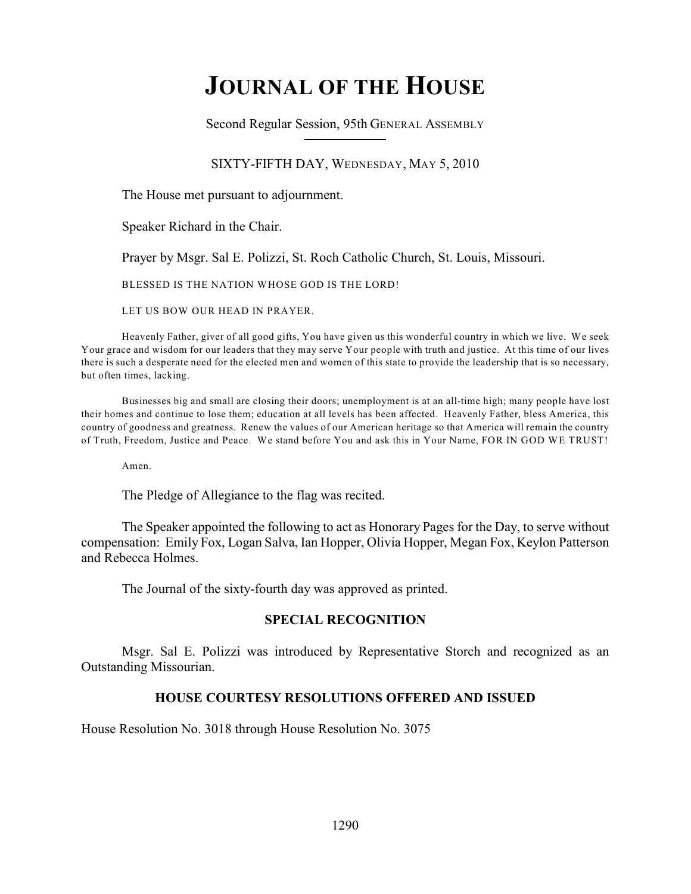# JOURNAL OF THE HOUSE

Second Regular Session, 95th GENERAL ASSEMBLY

SIXTY-FIFTH DAY, WEDNESDAY, MAY 5, 2010

The House met pursuant to adjournment.

Speaker Richard in the Chair.

Prayer by Msgr. Sal E. Polizzi, St. Roch Catholic Church, St. Louis, Missouri.

BLESSED IS THE NATION WHOSE GOD IS THE LORD!

LET US BOW OUR HEAD IN PRAYER.

Heavenly Father, giver of all good gifts, You have given us this wonderful country in which we live. We seek Your grace and wisdom for our leaders that they may serve Your people with truth and justice. At this time of our lives there is such a desperate need for the elected men and women of this state to provide the leadership that is so necessary, but often times, lacking.

Businesses big and small are closing their doors; unemployment is at an all-time high; many people have lost their homes and continue to lose them; education at all levels has been affected. Heavenly Father, bless America, this country of goodness and greatness. Renew the values of our American heritage so that America will remain the country of Truth, Freedom, Justice and Peace. We stand before You and ask this in Your Name, FOR IN GOD WE TRUST!

Amen.

The Pledge of Allegiance to the flag was recited.

The Speaker appointed the following to act as Honorary Pages for the Day, to serve without compensation: Emily Fox, Logan Salva, Ian Hopper, Olivia Hopper, Megan Fox, Keylon Patterson and Rebecca Holmes.

The Journal of the sixty-fourth day was approved as printed.

## SPECIAL RECOGNITION

Msgr. Sal E. Polizzi was introduced by Representative Storch and recognized as an Outstanding Missourian.

## HOUSE COURTESY RESOLUTIONS OFFERED AND ISSUED

House Resolution No. 3018 through House Resolution No. 3075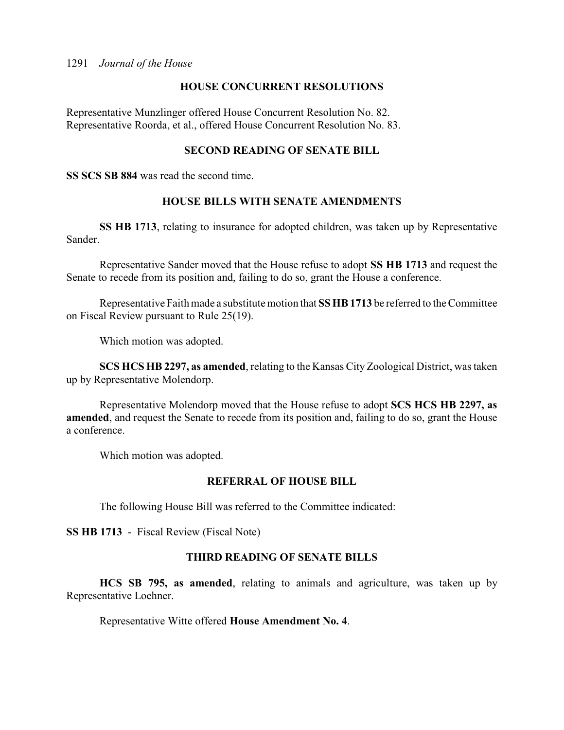## HOUSE CONCURRENT RESOLUTIONS

Representative Munzlinger offered House Concurrent Resolution No. 82.
Representative Roorda, et al., offered House Concurrent Resolution No. 83.

## SECOND READING OF SENATE BILL

**SS SCS SB 884** was read the second time.

## HOUSE BILLS WITH SENATE AMENDMENTS

**SS HB 1713**, relating to insurance for adopted children, was taken up by Representative Sander.

Representative Sander moved that the House refuse to adopt **SS HB 1713** and request the Senate to recede from its position and, failing to do so, grant the House a conference.

Representative Faith made a substitute motion that **SS HB 1713** be referred to the Committee on Fiscal Review pursuant to Rule 25(19).

Which motion was adopted.

**SCS HCS HB 2297, as amended**, relating to the Kansas City Zoological District, was taken up by Representative Molendorp.

Representative Molendorp moved that the House refuse to adopt **SCS HCS HB 2297, as amended**, and request the Senate to recede from its position and, failing to do so, grant the House a conference.

Which motion was adopted.

## REFERRAL OF HOUSE BILL

The following House Bill was referred to the Committee indicated:

**SS HB 1713** - Fiscal Review (Fiscal Note)

## THIRD READING OF SENATE BILLS

**HCS SB 795, as amended**, relating to animals and agriculture, was taken up by Representative Loehner.

Representative Witte offered **House Amendment No. 4**.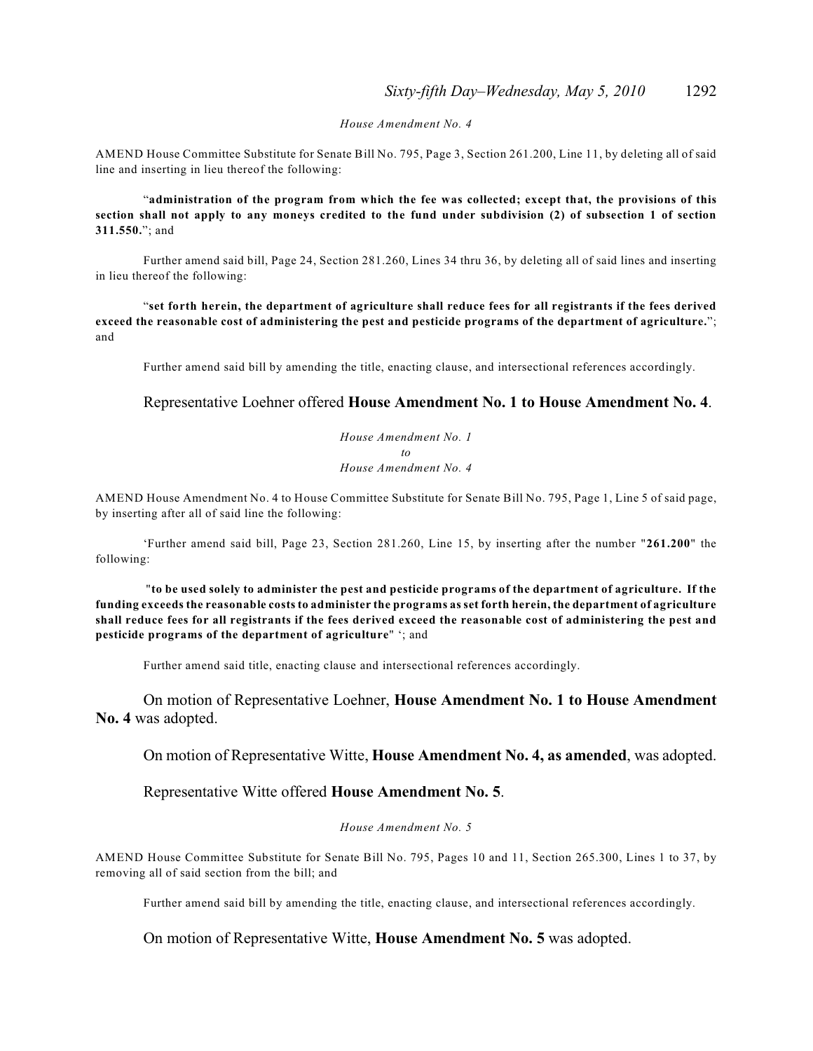*House Amendment No. 4*

AMEND House Committee Substitute for Senate Bill No. 795, Page 3, Section 261.200, Line 11, by deleting all of said line and inserting in lieu thereof the following:

"**administration of the program from which the fee was collected; except that, the provisions of this section shall not apply to any moneys credited to the fund under subdivision (2) of subsection 1 of section 311.550.**"; and

Further amend said bill, Page 24, Section 281.260, Lines 34 thru 36, by deleting all of said lines and inserting in lieu thereof the following:

"**set forth herein, the department of agriculture shall reduce fees for all registrants if the fees derived exceed the reasonable cost of administering the pest and pesticide programs of the department of agriculture.**"; and

Further amend said bill by amending the title, enacting clause, and intersectional references accordingly.

Representative Loehner offered **House Amendment No. 1 to House Amendment No. 4**.

*House Amendment No. 1*
*to*
*House Amendment No. 4*

AMEND House Amendment No. 4 to House Committee Substitute for Senate Bill No. 795, Page 1, Line 5 of said page, by inserting after all of said line the following:

'Further amend said bill, Page 23, Section 281.260, Line 15, by inserting after the number "**261.200**" the following:

"**to be used solely to administer the pest and pesticide programs of the department of agriculture. If the funding exceeds the reasonable costs to administer the programs as set forth herein, the department of agriculture shall reduce fees for all registrants if the fees derived exceed the reasonable cost of administering the pest and pesticide programs of the department of agriculture**" '; and

Further amend said title, enacting clause and intersectional references accordingly.

On motion of Representative Loehner, **House Amendment No. 1 to House Amendment No. 4** was adopted.

On motion of Representative Witte, **House Amendment No. 4, as amended**, was adopted.

Representative Witte offered **House Amendment No. 5**.

*House Amendment No. 5*

AMEND House Committee Substitute for Senate Bill No. 795, Pages 10 and 11, Section 265.300, Lines 1 to 37, by removing all of said section from the bill; and

Further amend said bill by amending the title, enacting clause, and intersectional references accordingly.

On motion of Representative Witte, **House Amendment No. 5** was adopted.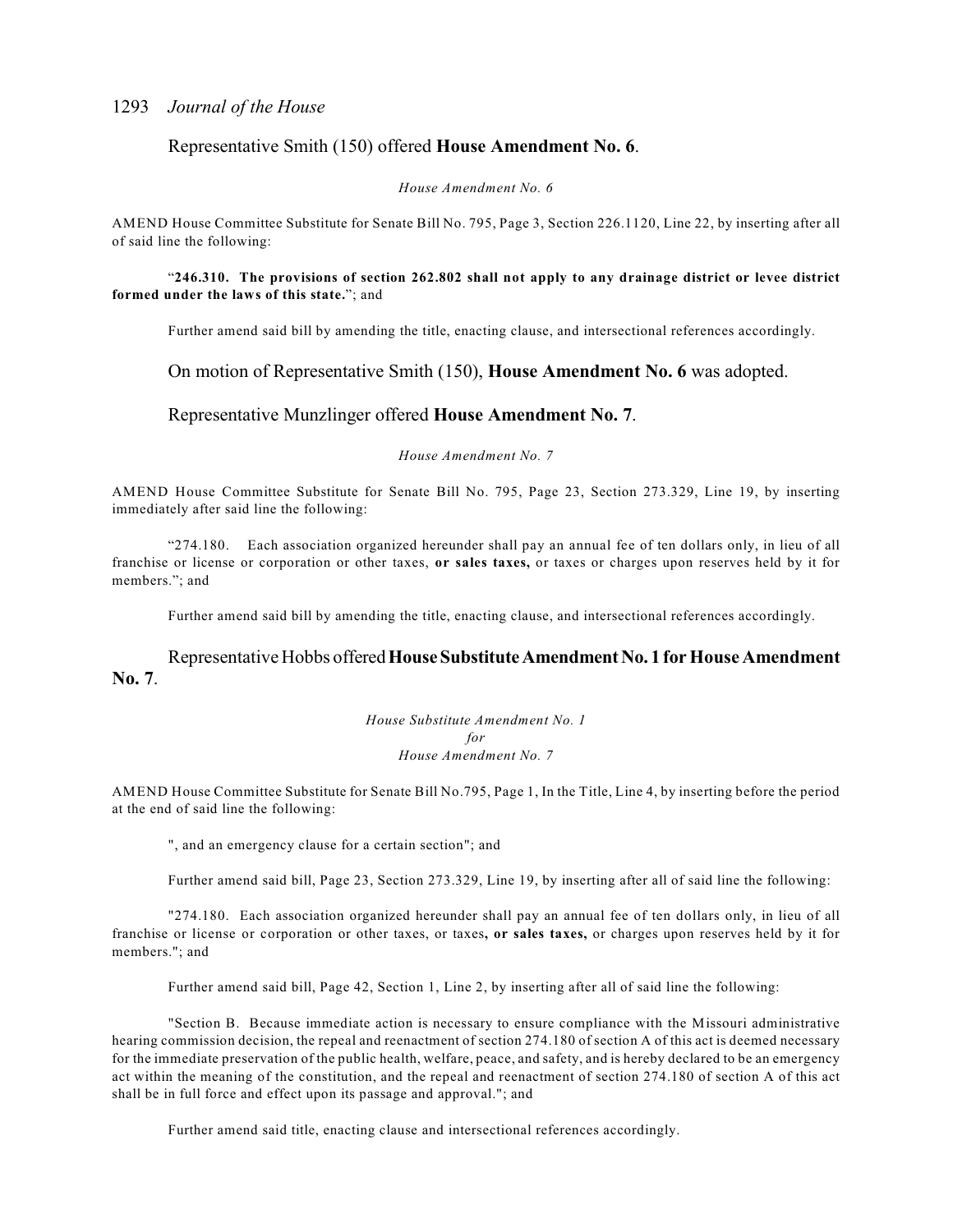Representative Smith (150) offered **House Amendment No. 6**.

*House Amendment No. 6*

AMEND House Committee Substitute for Senate Bill No. 795, Page 3, Section 226.1120, Line 22, by inserting after all of said line the following:

"**246.310. The provisions of section 262.802 shall not apply to any drainage district or levee district formed under the laws of this state.**"; and

Further amend said bill by amending the title, enacting clause, and intersectional references accordingly.

On motion of Representative Smith (150), **House Amendment No. 6** was adopted.

Representative Munzlinger offered **House Amendment No. 7**.

*House Amendment No. 7*

AMEND House Committee Substitute for Senate Bill No. 795, Page 23, Section 273.329, Line 19, by inserting immediately after said line the following:

"274.180. Each association organized hereunder shall pay an annual fee of ten dollars only, in lieu of all franchise or license or corporation or other taxes, **or sales taxes,** or taxes or charges upon reserves held by it for members."; and

Further amend said bill by amending the title, enacting clause, and intersectional references accordingly.

Representative Hobbs offered **House Substitute Amendment No. 1 for House Amendment No. 7**.

*House Substitute Amendment No. 1*
*for*
*House Amendment No. 7*

AMEND House Committee Substitute for Senate Bill No.795, Page 1, In the Title, Line 4, by inserting before the period at the end of said line the following:

", and an emergency clause for a certain section"; and

Further amend said bill, Page 23, Section 273.329, Line 19, by inserting after all of said line the following:

"274.180. Each association organized hereunder shall pay an annual fee of ten dollars only, in lieu of all franchise or license or corporation or other taxes, or taxes**, or sales taxes,** or charges upon reserves held by it for members."; and

Further amend said bill, Page 42, Section 1, Line 2, by inserting after all of said line the following:

"Section B. Because immediate action is necessary to ensure compliance with the Missouri administrative hearing commission decision, the repeal and reenactment of section 274.180 of section A of this act is deemed necessary for the immediate preservation of the public health, welfare, peace, and safety, and is hereby declared to be an emergency act within the meaning of the constitution, and the repeal and reenactment of section 274.180 of section A of this act shall be in full force and effect upon its passage and approval."; and

Further amend said title, enacting clause and intersectional references accordingly.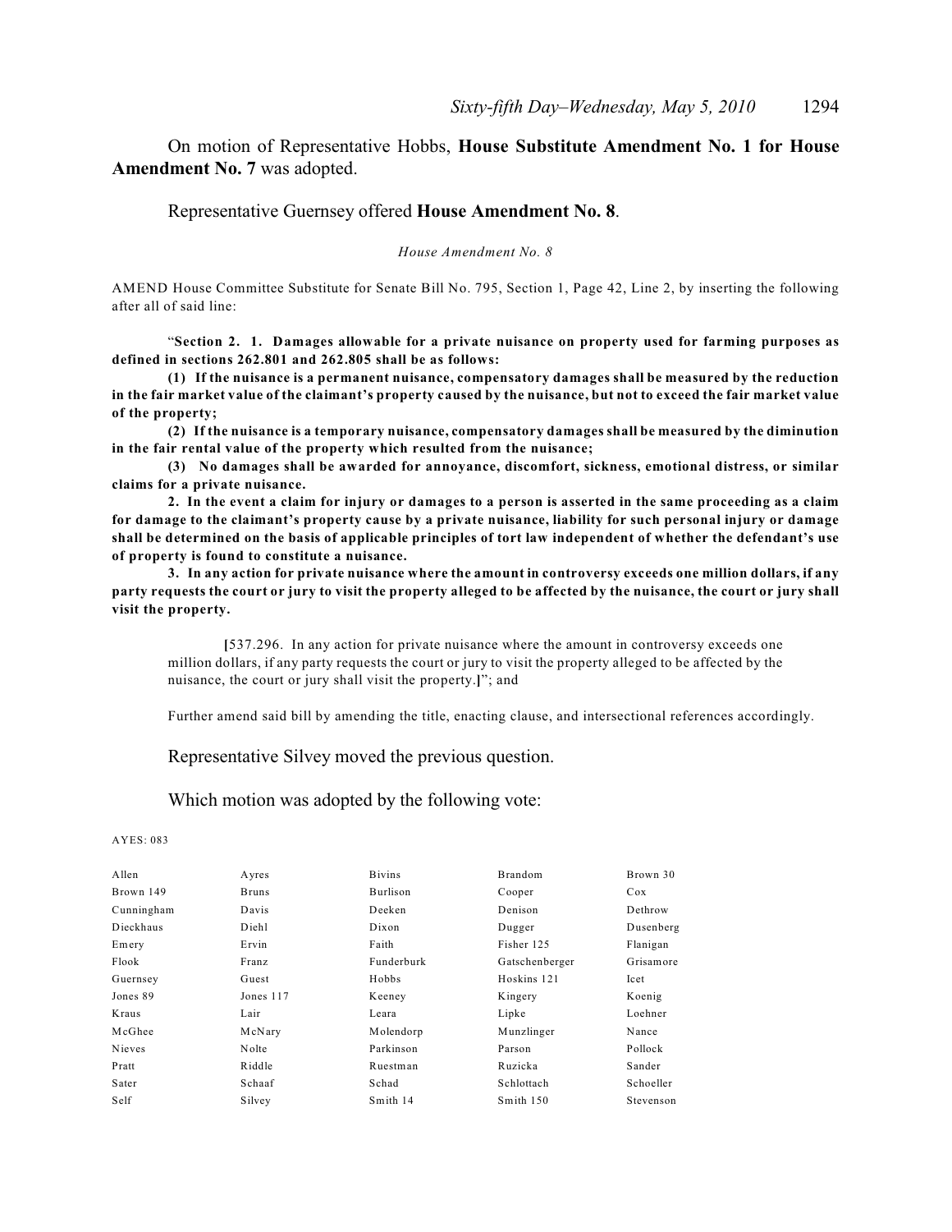On motion of Representative Hobbs, **House Substitute Amendment No. 1 for House Amendment No. 7** was adopted.

Representative Guernsey offered **House Amendment No. 8**.

*House Amendment No. 8*

AMEND House Committee Substitute for Senate Bill No. 795, Section 1, Page 42, Line 2, by inserting the following after all of said line:

"**Section 2. 1. Damages allowable for a private nuisance on property used for farming purposes as defined in sections 262.801 and 262.805 shall be as follows:**

**(1) If the nuisance is a permanent nuisance, compensatory damages shall be measured by the reduction in the fair market value of the claimant's property caused by the nuisance, but not to exceed the fair market value of the property;**

**(2) If the nuisance is a temporary nuisance, compensatory damages shall be measured by the diminution in the fair rental value of the property which resulted from the nuisance;**

**(3) No damages shall be awarded for annoyance, discomfort, sickness, emotional distress, or similar claims for a private nuisance.**

**2. In the event a claim for injury or damages to a person is asserted in the same proceeding as a claim for damage to the claimant's property cause by a private nuisance, liability for such personal injury or damage shall be determined on the basis of applicable principles of tort law independent of whether the defendant's use of property is found to constitute a nuisance.**

**3. In any action for private nuisance where the amount in controversy exceeds one million dollars, if any party requests the court or jury to visit the property alleged to be affected by the nuisance, the court or jury shall visit the property.**

> **[**537.296. In any action for private nuisance where the amount in controversy exceeds one million dollars, if any party requests the court or jury to visit the property alleged to be affected by the nuisance, the court or jury shall visit the property.**]**"; and
>
> Further amend said bill by amending the title, enacting clause, and intersectional references accordingly.

Representative Silvey moved the previous question.

Which motion was adopted by the following vote:

AYES: 083

| | | | | |
|---|---|---|---|---|
| Allen | Ayres | Bivins | Brandom | Brown 30 |
| Brown 149 | Bruns | Burlison | Cooper | Cox |
| Cunningham | Davis | Deeken | Denison | Dethrow |
| Dieckhaus | Diehl | Dixon | Dugger | Dusenberg |
| Emery | Ervin | Faith | Fisher 125 | Flanigan |
| Flook | Franz | Funderburk | Gatschenberger | Grisamore |
| Guernsey | Guest | Hobbs | Hoskins 121 | Icet |
| Jones 89 | Jones 117 | Keeney | Kingery | Koenig |
| Kraus | Lair | Leara | Lipke | Loehner |
| McGhee | McNary | Molendorp | Munzlinger | Nance |
| Nieves | Nolte | Parkinson | Parson | Pollock |
| Pratt | Riddle | Ruestman | Ruzicka | Sander |
| Sater | Schaaf | Schad | Schlottach | Schoeller |
| Self | Silvey | Smith 14 | Smith 150 | Stevenson |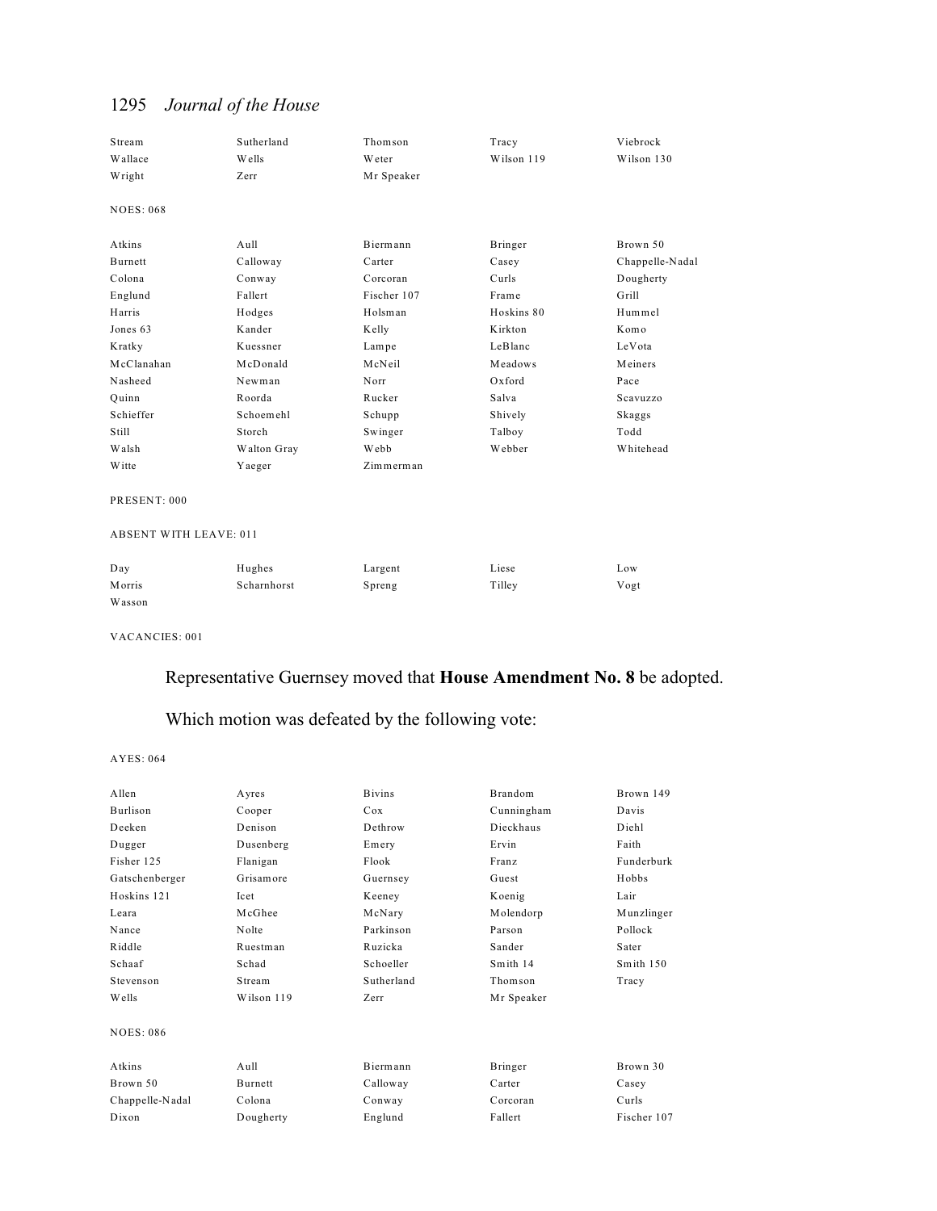| | | | | |
|---|---|---|---|---|
| Stream | Sutherland | Thomson | Tracy | Viebrock |
| Wallace | Wells | Weter | Wilson 119 | Wilson 130 |
| Wright | Zerr | Mr Speaker | | |

NOES: 068

| | | | | |
|---|---|---|---|---|
| Atkins | Aull | Biermann | Bringer | Brown 50 |
| Burnett | Calloway | Carter | Casey | Chappelle-Nadal |
| Colona | Conway | Corcoran | Curls | Dougherty |
| Englund | Fallert | Fischer 107 | Frame | Grill |
| Harris | Hodges | Holsman | Hoskins 80 | Hummel |
| Jones 63 | Kander | Kelly | Kirkton | Komo |
| Kratky | Kuessner | Lampe | LeBlanc | LeVota |
| McClanahan | McDonald | McNeil | Meadows | Meiners |
| Nasheed | Newman | Norr | Oxford | Pace |
| Quinn | Roorda | Rucker | Salva | Scavuzzo |
| Schieffer | Schoemehl | Schupp | Shively | Skaggs |
| Still | Storch | Swinger | Talboy | Todd |
| Walsh | Walton Gray | Webb | Webber | Whitehead |
| Witte | Yaeger | Zimmerman | | |

PRESENT: 000

ABSENT WITH LEAVE: 011

| | | | | |
|---|---|---|---|---|
| Day | Hughes | Largent | Liese | Low |
| Morris | Scharnhorst | Spreng | Tilley | Vogt |
| Wasson | | | | |

VACANCIES: 001

Representative Guernsey moved that **House Amendment No. 8** be adopted.

Which motion was defeated by the following vote:

AYES: 064

| | | | | |
|---|---|---|---|---|
| Allen | Ayres | Bivins | Brandom | Brown 149 |
| Burlison | Cooper | Cox | Cunningham | Davis |
| Deeken | Denison | Dethrow | Dieckhaus | Diehl |
| Dugger | Dusenberg | Emery | Ervin | Faith |
| Fisher 125 | Flanigan | Flook | Franz | Funderburk |
| Gatschenberger | Grisamore | Guernsey | Guest | Hobbs |
| Hoskins 121 | Icet | Keeney | Koenig | Lair |
| Leara | McGhee | McNary | Molendorp | Munzlinger |
| Nance | Nolte | Parkinson | Parson | Pollock |
| Riddle | Ruestman | Ruzicka | Sander | Sater |
| Schaaf | Schad | Schoeller | Smith 14 | Smith 150 |
| Stevenson | Stream | Sutherland | Thomson | Tracy |
| Wells | Wilson 119 | Zerr | Mr Speaker | |

NOES: 086

| | | | | |
|---|---|---|---|---|
| Atkins | Aull | Biermann | Bringer | Brown 30 |
| Brown 50 | Burnett | Calloway | Carter | Casey |
| Chappelle-Nadal | Colona | Conway | Corcoran | Curls |
| Dixon | Dougherty | Englund | Fallert | Fischer 107 |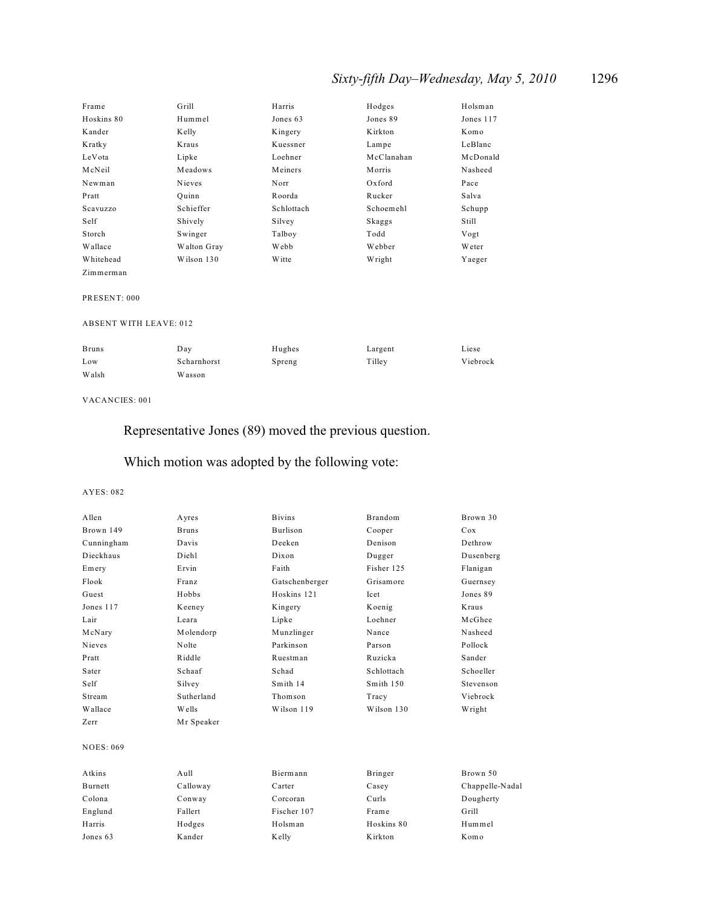| | | | | |
|---|---|---|---|---|
| Frame | Grill | Harris | Hodges | Holsman |
| Hoskins 80 | Hummel | Jones 63 | Jones 89 | Jones 117 |
| Kander | Kelly | Kingery | Kirkton | Komo |
| Kratky | Kraus | Kuessner | Lampe | LeBlanc |
| LeVota | Lipke | Loehner | McClanahan | McDonald |
| McNeil | Meadows | Meiners | Morris | Nasheed |
| Newman | Nieves | Norr | Oxford | Pace |
| Pratt | Quinn | Roorda | Rucker | Salva |
| Scavuzzo | Schieffer | Schlottach | Schoemehl | Schupp |
| Self | Shively | Silvey | Skaggs | Still |
| Storch | Swinger | Talboy | Todd | Vogt |
| Wallace | Walton Gray | Webb | Webber | Weter |
| Whitehead | Wilson 130 | Witte | Wright | Yaeger |
| Zimmerman | | | | |

PRESENT: 000

ABSENT WITH LEAVE: 012

| | | | | |
|---|---|---|---|---|
| Bruns | Day | Hughes | Largent | Liese |
| Low | Scharnhorst | Spreng | Tilley | Viebrock |
| Walsh | Wasson | | | |

VACANCIES: 001

Representative Jones (89) moved the previous question.

Which motion was adopted by the following vote:

AYES: 082

| | | | | |
|---|---|---|---|---|
| Allen | Ayres | Bivins | Brandom | Brown 30 |
| Brown 149 | Bruns | Burlison | Cooper | Cox |
| Cunningham | Davis | Deeken | Denison | Dethrow |
| Dieckhaus | Diehl | Dixon | Dugger | Dusenberg |
| Emery | Ervin | Faith | Fisher 125 | Flanigan |
| Flook | Franz | Gatschenberger | Grisamore | Guernsey |
| Guest | Hobbs | Hoskins 121 | Icet | Jones 89 |
| Jones 117 | Keeney | Kingery | Koenig | Kraus |
| Lair | Leara | Lipke | Loehner | McGhee |
| McNary | Molendorp | Munzlinger | Nance | Nasheed |
| Nieves | Nolte | Parkinson | Parson | Pollock |
| Pratt | Riddle | Ruestman | Ruzicka | Sander |
| Sater | Schaaf | Schad | Schlottach | Schoeller |
| Self | Silvey | Smith 14 | Smith 150 | Stevenson |
| Stream | Sutherland | Thomson | Tracy | Viebrock |
| Wallace | Wells | Wilson 119 | Wilson 130 | Wright |
| Zerr | Mr Speaker | | | |

NOES: 069

| | | | | |
|---|---|---|---|---|
| Atkins | Aull | Biermann | Bringer | Brown 50 |
| Burnett | Calloway | Carter | Casey | Chappelle-Nadal |
| Colona | Conway | Corcoran | Curls | Dougherty |
| Englund | Fallert | Fischer 107 | Frame | Grill |
| Harris | Hodges | Holsman | Hoskins 80 | Hummel |
| Jones 63 | Kander | Kelly | Kirkton | Komo |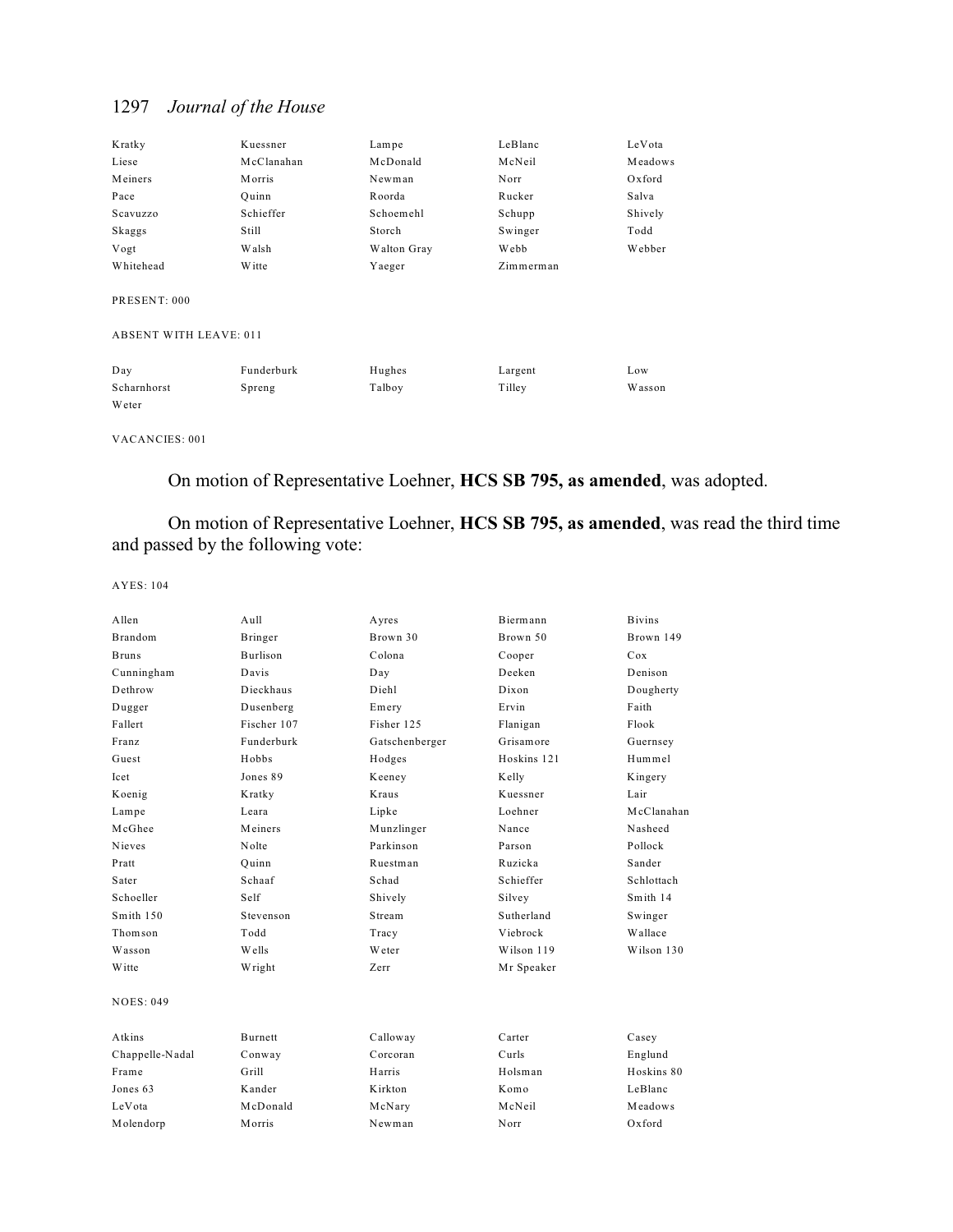| | | | | |
|---|---|---|---|---|
| Kratky | Kuessner | Lampe | LeBlanc | LeVota |
| Liese | McClanahan | McDonald | McNeil | Meadows |
| Meiners | Morris | Newman | Norr | Oxford |
| Pace | Quinn | Roorda | Rucker | Salva |
| Scavuzzo | Schieffer | Schoemehl | Schupp | Shively |
| Skaggs | Still | Storch | Swinger | Todd |
| Vogt | Walsh | Walton Gray | Webb | Webber |
| Whitehead | Witte | Yaeger | Zimmerman | |

PRESENT: 000

ABSENT WITH LEAVE: 011

| | | | | |
|---|---|---|---|---|
| Day | Funderburk | Hughes | Largent | Low |
| Scharnhorst | Spreng | Talboy | Tilley | Wasson |
| Weter | | | | |

VACANCIES: 001

On motion of Representative Loehner, **HCS SB 795, as amended**, was adopted.

On motion of Representative Loehner, **HCS SB 795, as amended**, was read the third time and passed by the following vote:

AYES: 104

| | | | | |
|---|---|---|---|---|
| Allen | Aull | Ayres | Biermann | Bivins |
| Brandom | Bringer | Brown 30 | Brown 50 | Brown 149 |
| Bruns | Burlison | Colona | Cooper | Cox |
| Cunningham | Davis | Day | Deeken | Denison |
| Dethrow | Dieckhaus | Diehl | Dixon | Dougherty |
| Dugger | Dusenberg | Emery | Ervin | Faith |
| Fallert | Fischer 107 | Fisher 125 | Flanigan | Flook |
| Franz | Funderburk | Gatschenberger | Grisamore | Guernsey |
| Guest | Hobbs | Hodges | Hoskins 121 | Hummel |
| Icet | Jones 89 | Keeney | Kelly | Kingery |
| Koenig | Kratky | Kraus | Kuessner | Lair |
| Lampe | Leara | Lipke | Loehner | McClanahan |
| McGhee | Meiners | Munzlinger | Nance | Nasheed |
| Nieves | Nolte | Parkinson | Parson | Pollock |
| Pratt | Quinn | Ruestman | Ruzicka | Sander |
| Sater | Schaaf | Schad | Schieffer | Schlottach |
| Schoeller | Self | Shively | Silvey | Smith 14 |
| Smith 150 | Stevenson | Stream | Sutherland | Swinger |
| Thomson | Todd | Tracy | Viebrock | Wallace |
| Wasson | Wells | Weter | Wilson 119 | Wilson 130 |
| Witte | Wright | Zerr | Mr Speaker | |

NOES: 049

| | | | | |
|---|---|---|---|---|
| Atkins | Burnett | Calloway | Carter | Casey |
| Chappelle-Nadal | Conway | Corcoran | Curls | Englund |
| Frame | Grill | Harris | Holsman | Hoskins 80 |
| Jones 63 | Kander | Kirkton | Komo | LeBlanc |
| LeVota | McDonald | McNary | McNeil | Meadows |
| Molendorp | Morris | Newman | Norr | Oxford |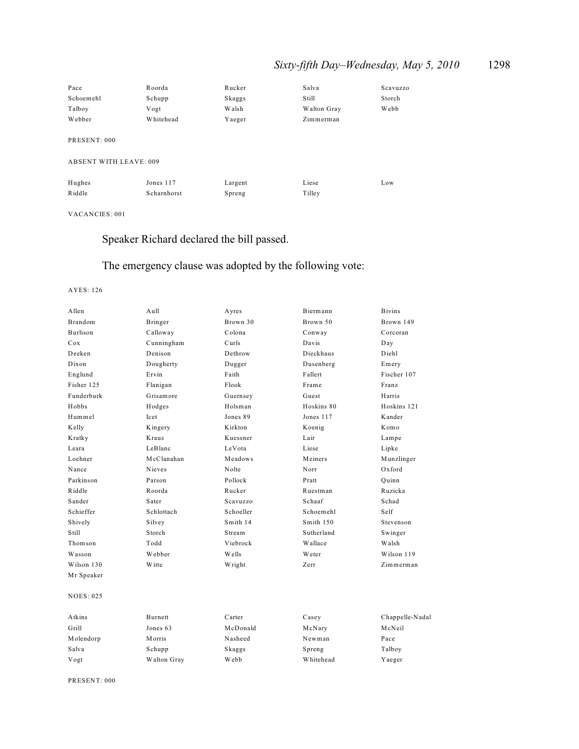| Pace | Roorda | Rucker | Salva | Scavuzzo |
|---|---|---|---|---|
| Schoemehl | Schupp | Skaggs | Still | Storch |
| Talboy | Vogt | Walsh | Walton Gray | Webb |
| Webber | Whitehead | Yaeger | Zimmerman | |

PRESENT: 000

ABSENT WITH LEAVE: 009

| Hughes | Jones 117 | Largent | Liese | Low |
|---|---|---|---|---|
| Riddle | Scharnhorst | Spreng | Tilley | |

VACANCIES: 001

Speaker Richard declared the bill passed.

The emergency clause was adopted by the following vote:

AYES: 126

| Allen | Aull | Ayres | Biermann | Bivins |
|---|---|---|---|---|
| Brandom | Bringer | Brown 30 | Brown 50 | Brown 149 |
| Burlison | Calloway | Colona | Conway | Corcoran |
| Cox | Cunningham | Curls | Davis | Day |
| Deeken | Denison | Dethrow | Dieckhaus | Diehl |
| Dixon | Dougherty | Dugger | Dusenberg | Emery |
| Englund | Ervin | Faith | Fallert | Fischer 107 |
| Fisher 125 | Flanigan | Flook | Frame | Franz |
| Funderburk | Grisamore | Guernsey | Guest | Harris |
| Hobbs | Hodges | Holsman | Hoskins 80 | Hoskins 121 |
| Hummel | Icet | Jones 89 | Jones 117 | Kander |
| Kelly | Kingery | Kirkton | Koenig | Komo |
| Kratky | Kraus | Kuessner | Lair | Lampe |
| Leara | LeBlanc | LeVota | Liese | Lipke |
| Loehner | McClanahan | Meadows | Meiners | Munzlinger |
| Nance | Nieves | Nolte | Norr | Oxford |
| Parkinson | Parson | Pollock | Pratt | Quinn |
| Riddle | Roorda | Rucker | Ruestman | Ruzicka |
| Sander | Sater | Scavuzzo | Schaaf | Schad |
| Schieffer | Schlottach | Schoeller | Schoemehl | Self |
| Shively | Silvey | Smith 14 | Smith 150 | Stevenson |
| Still | Storch | Stream | Sutherland | Swinger |
| Thomson | Todd | Viebrock | Wallace | Walsh |
| Wasson | Webber | Wells | Weter | Wilson 119 |
| Wilson 130 | Witte | Wright | Zerr | Zimmerman |
| Mr Speaker | | | | |

NOES: 025

| Atkins | Burnett | Carter | Casey | Chappelle-Nadal |
|---|---|---|---|---|
| Grill | Jones 63 | McDonald | McNary | McNeil |
| Molendorp | Morris | Nasheed | Newman | Pace |
| Salva | Schupp | Skaggs | Spreng | Talboy |
| Vogt | Walton Gray | Webb | Whitehead | Yaeger |

PRESENT: 000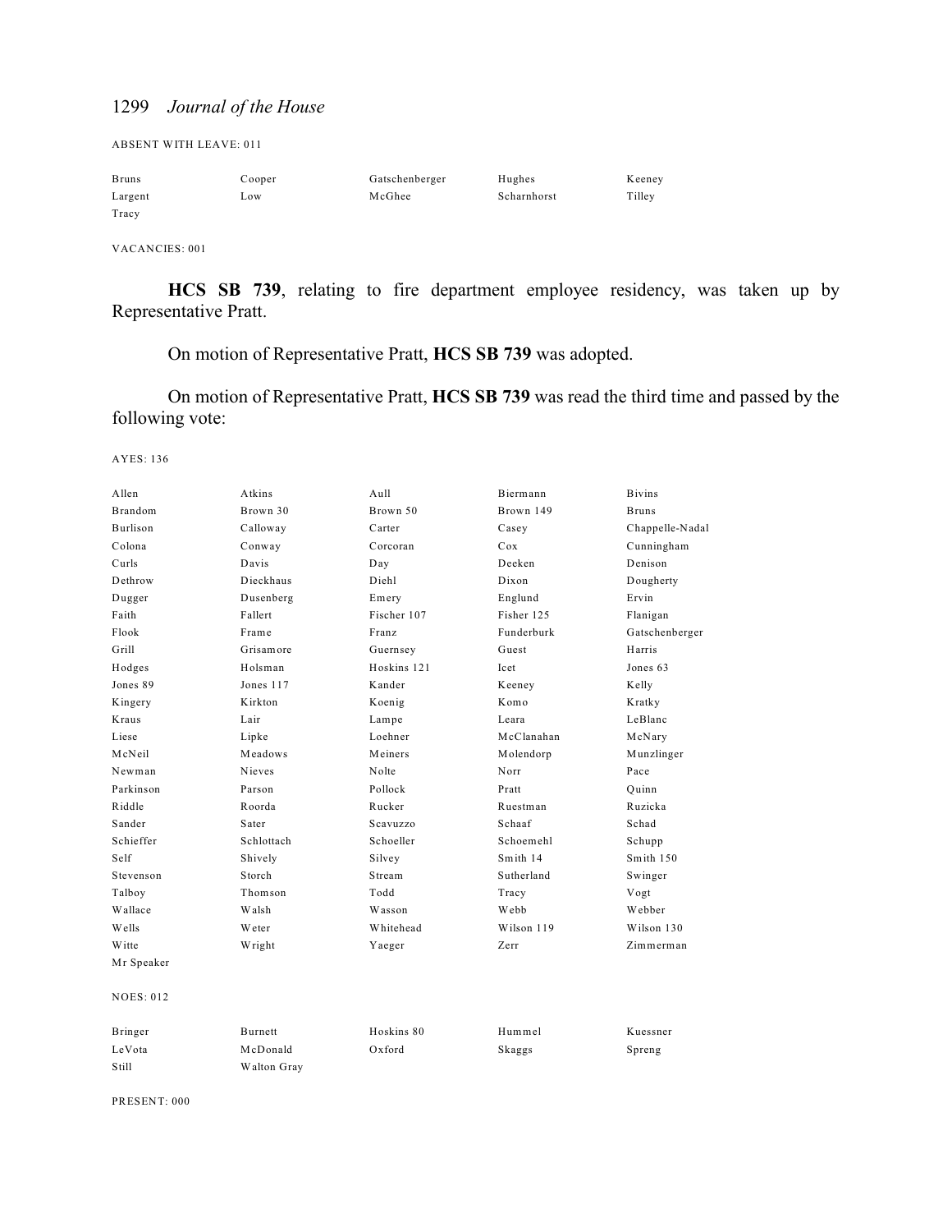ABSENT WITH LEAVE: 011

| | | | | |
|---|---|---|---|---|
| Bruns | Cooper | Gatschenberger | Hughes | Keeney |
| Largent | Low | McGhee | Scharnhorst | Tilley |
| Tracy | | | | |

VACANCIES: 001

**HCS SB 739**, relating to fire department employee residency, was taken up by Representative Pratt.

On motion of Representative Pratt, **HCS SB 739** was adopted.

On motion of Representative Pratt, **HCS SB 739** was read the third time and passed by the following vote:

AYES: 136

| | | | | |
|---|---|---|---|---|
| Allen | Atkins | Aull | Biermann | Bivins |
| Brandom | Brown 30 | Brown 50 | Brown 149 | Bruns |
| Burlison | Calloway | Carter | Casey | Chappelle-Nadal |
| Colona | Conway | Corcoran | Cox | Cunningham |
| Curls | Davis | Day | Deeken | Denison |
| Dethrow | Dieckhaus | Diehl | Dixon | Dougherty |
| Dugger | Dusenberg | Emery | Englund | Ervin |
| Faith | Fallert | Fischer 107 | Fisher 125 | Flanigan |
| Flook | Frame | Franz | Funderburk | Gatschenberger |
| Grill | Grisamore | Guernsey | Guest | Harris |
| Hodges | Holsman | Hoskins 121 | Icet | Jones 63 |
| Jones 89 | Jones 117 | Kander | Keeney | Kelly |
| Kingery | Kirkton | Koenig | Komo | Kratky |
| Kraus | Lair | Lampe | Leara | LeBlanc |
| Liese | Lipke | Loehner | McClanahan | McNary |
| McNeil | Meadows | Meiners | Molendorp | Munzlinger |
| Newman | Nieves | Nolte | Norr | Pace |
| Parkinson | Parson | Pollock | Pratt | Quinn |
| Riddle | Roorda | Rucker | Ruestman | Ruzicka |
| Sander | Sater | Scavuzzo | Schaaf | Schad |
| Schieffer | Schlottach | Schoeller | Schoemehl | Schupp |
| Self | Shively | Silvey | Smith 14 | Smith 150 |
| Stevenson | Storch | Stream | Sutherland | Swinger |
| Talboy | Thomson | Todd | Tracy | Vogt |
| Wallace | Walsh | Wasson | Webb | Webber |
| Wells | Weter | Whitehead | Wilson 119 | Wilson 130 |
| Witte | Wright | Yaeger | Zerr | Zimmerman |
| Mr Speaker | | | | |

NOES: 012

| | | | | |
|---|---|---|---|---|
| Bringer | Burnett | Hoskins 80 | Hummel | Kuessner |
| LeVota | McDonald | Oxford | Skaggs | Spreng |
| Still | Walton Gray | | | |

PRESENT: 000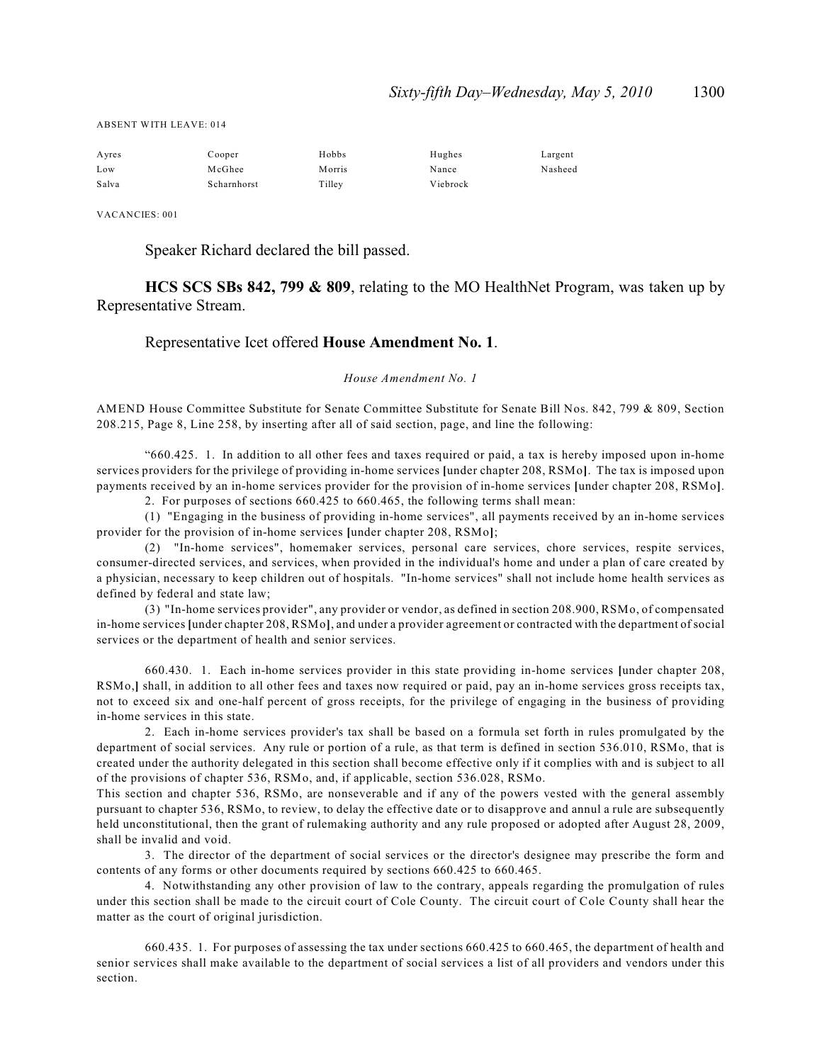ABSENT WITH LEAVE: 014

| | | | | |
|---|---|---|---|---|
| Ayres | Cooper | Hobbs | Hughes | Largent |
| Low | McGhee | Morris | Nance | Nasheed |
| Salva | Scharnhorst | Tilley | Viebrock | |

VACANCIES: 001

Speaker Richard declared the bill passed.

**HCS SCS SBs 842, 799 & 809**, relating to the MO HealthNet Program, was taken up by Representative Stream.

Representative Icet offered **House Amendment No. 1**.

*House Amendment No. 1*

AMEND House Committee Substitute for Senate Committee Substitute for Senate Bill Nos. 842, 799 & 809, Section 208.215, Page 8, Line 258, by inserting after all of said section, page, and line the following:

"660.425. 1. In addition to all other fees and taxes required or paid, a tax is hereby imposed upon in-home services providers for the privilege of providing in-home services **[**under chapter 208, RSMo**]**. The tax is imposed upon payments received by an in-home services provider for the provision of in-home services **[**under chapter 208, RSMo**]**.

2. For purposes of sections 660.425 to 660.465, the following terms shall mean:

(1) "Engaging in the business of providing in-home services", all payments received by an in-home services provider for the provision of in-home services **[**under chapter 208, RSMo**]**;

(2) "In-home services", homemaker services, personal care services, chore services, respite services, consumer-directed services, and services, when provided in the individual's home and under a plan of care created by a physician, necessary to keep children out of hospitals. "In-home services" shall not include home health services as defined by federal and state law;

(3) "In-home services provider", any provider or vendor, as defined in section 208.900, RSMo, of compensated in-home services **[**under chapter 208, RSMo**]**, and under a provider agreement or contracted with the department of social services or the department of health and senior services.

660.430. 1. Each in-home services provider in this state providing in-home services **[**under chapter 208, RSMo,**]** shall, in addition to all other fees and taxes now required or paid, pay an in-home services gross receipts tax, not to exceed six and one-half percent of gross receipts, for the privilege of engaging in the business of providing in-home services in this state.

2. Each in-home services provider's tax shall be based on a formula set forth in rules promulgated by the department of social services. Any rule or portion of a rule, as that term is defined in section 536.010, RSMo, that is created under the authority delegated in this section shall become effective only if it complies with and is subject to all of the provisions of chapter 536, RSMo, and, if applicable, section 536.028, RSMo. This section and chapter 536, RSMo, are nonseverable and if any of the powers vested with the general assembly pursuant to chapter 536, RSMo, to review, to delay the effective date or to disapprove and annul a rule are subsequently held unconstitutional, then the grant of rulemaking authority and any rule proposed or adopted after August 28, 2009, shall be invalid and void.

3. The director of the department of social services or the director's designee may prescribe the form and contents of any forms or other documents required by sections 660.425 to 660.465.

4. Notwithstanding any other provision of law to the contrary, appeals regarding the promulgation of rules under this section shall be made to the circuit court of Cole County. The circuit court of Cole County shall hear the matter as the court of original jurisdiction.

660.435. 1. For purposes of assessing the tax under sections 660.425 to 660.465, the department of health and senior services shall make available to the department of social services a list of all providers and vendors under this section.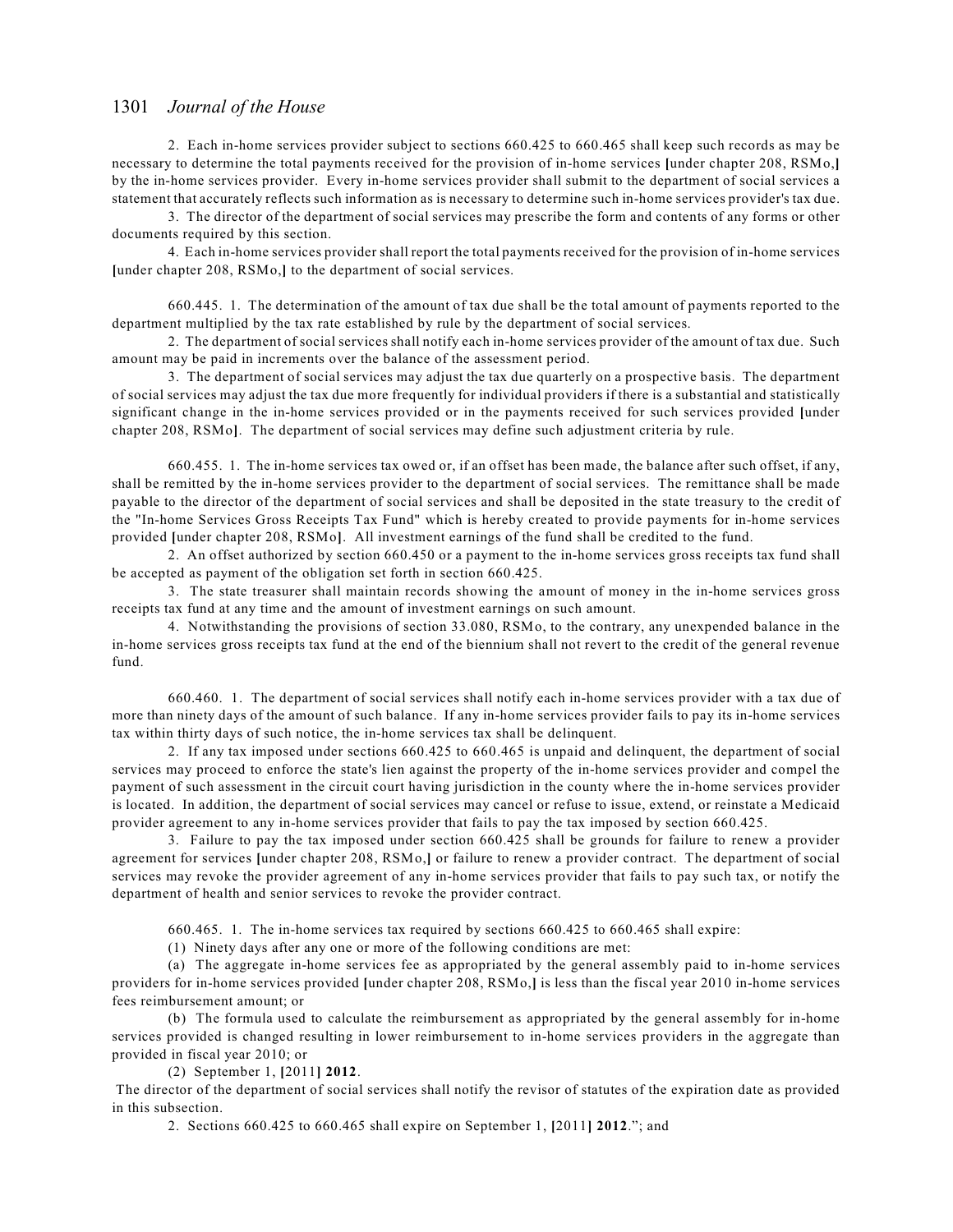2. Each in-home services provider subject to sections 660.425 to 660.465 shall keep such records as may be necessary to determine the total payments received for the provision of in-home services **[**under chapter 208, RSMo,**]** by the in-home services provider. Every in-home services provider shall submit to the department of social services a statement that accurately reflects such information as is necessary to determine such in-home services provider's tax due.

3. The director of the department of social services may prescribe the form and contents of any forms or other documents required by this section.

4. Each in-home services provider shall report the total payments received for the provision of in-home services **[**under chapter 208, RSMo,**]** to the department of social services.

660.445. 1. The determination of the amount of tax due shall be the total amount of payments reported to the department multiplied by the tax rate established by rule by the department of social services.

2. The department of social services shall notify each in-home services provider of the amount of tax due. Such amount may be paid in increments over the balance of the assessment period.

3. The department of social services may adjust the tax due quarterly on a prospective basis. The department of social services may adjust the tax due more frequently for individual providers if there is a substantial and statistically significant change in the in-home services provided or in the payments received for such services provided **[**under chapter 208, RSMo**]**. The department of social services may define such adjustment criteria by rule.

660.455. 1. The in-home services tax owed or, if an offset has been made, the balance after such offset, if any, shall be remitted by the in-home services provider to the department of social services. The remittance shall be made payable to the director of the department of social services and shall be deposited in the state treasury to the credit of the "In-home Services Gross Receipts Tax Fund" which is hereby created to provide payments for in-home services provided **[**under chapter 208, RSMo**]**. All investment earnings of the fund shall be credited to the fund.

2. An offset authorized by section 660.450 or a payment to the in-home services gross receipts tax fund shall be accepted as payment of the obligation set forth in section 660.425.

3. The state treasurer shall maintain records showing the amount of money in the in-home services gross receipts tax fund at any time and the amount of investment earnings on such amount.

4. Notwithstanding the provisions of section 33.080, RSMo, to the contrary, any unexpended balance in the in-home services gross receipts tax fund at the end of the biennium shall not revert to the credit of the general revenue fund.

660.460. 1. The department of social services shall notify each in-home services provider with a tax due of more than ninety days of the amount of such balance. If any in-home services provider fails to pay its in-home services tax within thirty days of such notice, the in-home services tax shall be delinquent.

2. If any tax imposed under sections 660.425 to 660.465 is unpaid and delinquent, the department of social services may proceed to enforce the state's lien against the property of the in-home services provider and compel the payment of such assessment in the circuit court having jurisdiction in the county where the in-home services provider is located. In addition, the department of social services may cancel or refuse to issue, extend, or reinstate a Medicaid provider agreement to any in-home services provider that fails to pay the tax imposed by section 660.425.

3. Failure to pay the tax imposed under section 660.425 shall be grounds for failure to renew a provider agreement for services **[**under chapter 208, RSMo,**]** or failure to renew a provider contract. The department of social services may revoke the provider agreement of any in-home services provider that fails to pay such tax, or notify the department of health and senior services to revoke the provider contract.

660.465. 1. The in-home services tax required by sections 660.425 to 660.465 shall expire:

(1) Ninety days after any one or more of the following conditions are met:

(a) The aggregate in-home services fee as appropriated by the general assembly paid to in-home services providers for in-home services provided **[**under chapter 208, RSMo,**]** is less than the fiscal year 2010 in-home services fees reimbursement amount; or

(b) The formula used to calculate the reimbursement as appropriated by the general assembly for in-home services provided is changed resulting in lower reimbursement to in-home services providers in the aggregate than provided in fiscal year 2010; or

(2) September 1, **[**2011**] 2012**.

The director of the department of social services shall notify the revisor of statutes of the expiration date as provided in this subsection.

2. Sections 660.425 to 660.465 shall expire on September 1, **[**2011**] 2012**."; and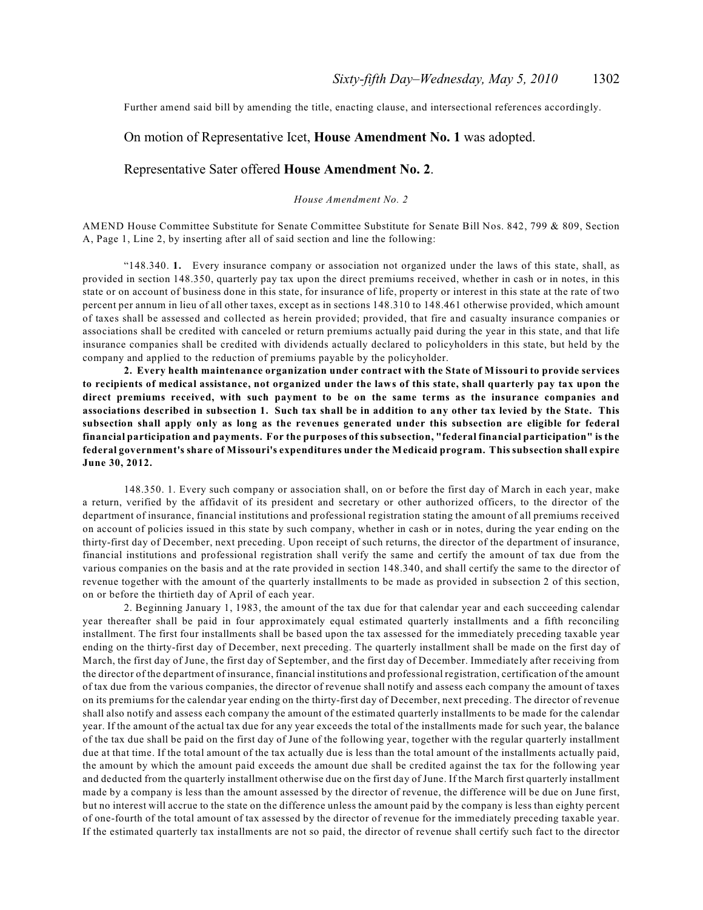Further amend said bill by amending the title, enacting clause, and intersectional references accordingly.

On motion of Representative Icet, **House Amendment No. 1** was adopted.

Representative Sater offered **House Amendment No. 2**.

*House Amendment No. 2*

AMEND House Committee Substitute for Senate Committee Substitute for Senate Bill Nos. 842, 799 & 809, Section A, Page 1, Line 2, by inserting after all of said section and line the following:

"148.340. **1.** Every insurance company or association not organized under the laws of this state, shall, as provided in section 148.350, quarterly pay tax upon the direct premiums received, whether in cash or in notes, in this state or on account of business done in this state, for insurance of life, property or interest in this state at the rate of two percent per annum in lieu of all other taxes, except as in sections 148.310 to 148.461 otherwise provided, which amount of taxes shall be assessed and collected as herein provided; provided, that fire and casualty insurance companies or associations shall be credited with canceled or return premiums actually paid during the year in this state, and that life insurance companies shall be credited with dividends actually declared to policyholders in this state, but held by the company and applied to the reduction of premiums payable by the policyholder.

**2. Every health maintenance organization under contract with the State of Missouri to provide services to recipients of medical assistance, not organized under the laws of this state, shall quarterly pay tax upon the direct premiums received, with such payment to be on the same terms as the insurance companies and associations described in subsection 1. Such tax shall be in addition to any other tax levied by the State. This subsection shall apply only as long as the revenues generated under this subsection are eligible for federal financial participation and payments. For the purposes of this subsection, "federal financial participation" is the federal government's share of Missouri's expenditures under the Medicaid program. This subsection shall expire June 30, 2012.**

148.350. 1. Every such company or association shall, on or before the first day of March in each year, make a return, verified by the affidavit of its president and secretary or other authorized officers, to the director of the department of insurance, financial institutions and professional registration stating the amount of all premiums received on account of policies issued in this state by such company, whether in cash or in notes, during the year ending on the thirty-first day of December, next preceding. Upon receipt of such returns, the director of the department of insurance, financial institutions and professional registration shall verify the same and certify the amount of tax due from the various companies on the basis and at the rate provided in section 148.340, and shall certify the same to the director of revenue together with the amount of the quarterly installments to be made as provided in subsection 2 of this section, on or before the thirtieth day of April of each year.

2. Beginning January 1, 1983, the amount of the tax due for that calendar year and each succeeding calendar year thereafter shall be paid in four approximately equal estimated quarterly installments and a fifth reconciling installment. The first four installments shall be based upon the tax assessed for the immediately preceding taxable year ending on the thirty-first day of December, next preceding. The quarterly installment shall be made on the first day of March, the first day of June, the first day of September, and the first day of December. Immediately after receiving from the director of the department of insurance, financial institutions and professional registration, certification of the amount of tax due from the various companies, the director of revenue shall notify and assess each company the amount of taxes on its premiums for the calendar year ending on the thirty-first day of December, next preceding. The director of revenue shall also notify and assess each company the amount of the estimated quarterly installments to be made for the calendar year. If the amount of the actual tax due for any year exceeds the total of the installments made for such year, the balance of the tax due shall be paid on the first day of June of the following year, together with the regular quarterly installment due at that time. If the total amount of the tax actually due is less than the total amount of the installments actually paid, the amount by which the amount paid exceeds the amount due shall be credited against the tax for the following year and deducted from the quarterly installment otherwise due on the first day of June. If the March first quarterly installment made by a company is less than the amount assessed by the director of revenue, the difference will be due on June first, but no interest will accrue to the state on the difference unless the amount paid by the company is less than eighty percent of one-fourth of the total amount of tax assessed by the director of revenue for the immediately preceding taxable year. If the estimated quarterly tax installments are not so paid, the director of revenue shall certify such fact to the director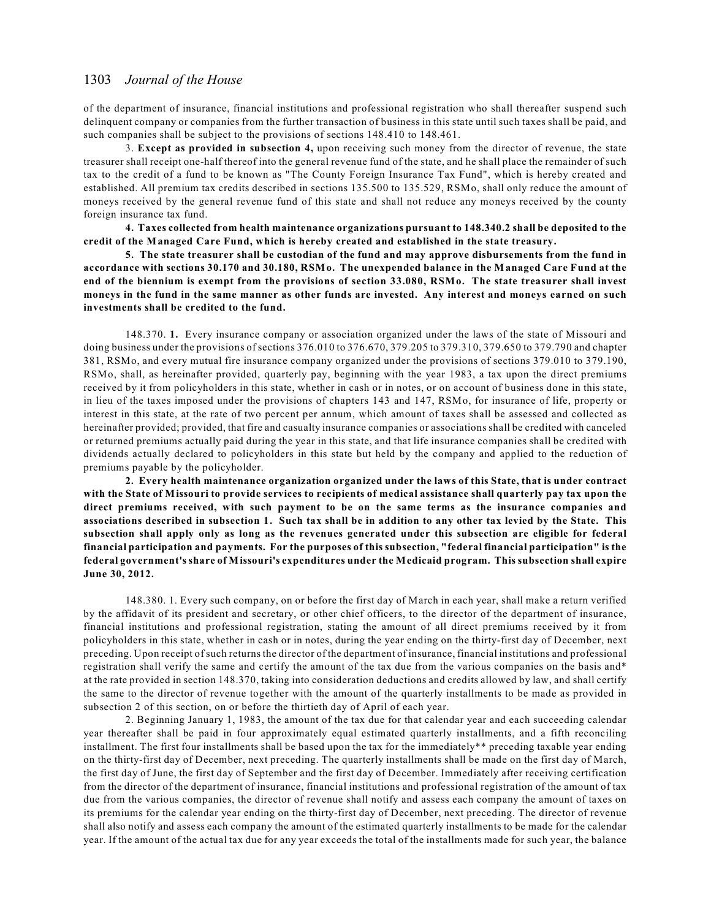of the department of insurance, financial institutions and professional registration who shall thereafter suspend such delinquent company or companies from the further transaction of business in this state until such taxes shall be paid, and such companies shall be subject to the provisions of sections 148.410 to 148.461.

3. **Except as provided in subsection 4,** upon receiving such money from the director of revenue, the state treasurer shall receipt one-half thereof into the general revenue fund of the state, and he shall place the remainder of such tax to the credit of a fund to be known as "The County Foreign Insurance Tax Fund", which is hereby created and established. All premium tax credits described in sections 135.500 to 135.529, RSMo, shall only reduce the amount of moneys received by the general revenue fund of this state and shall not reduce any moneys received by the county foreign insurance tax fund.

**4. Taxes collected from health maintenance organizations pursuant to 148.340.2 shall be deposited to the credit of the Managed Care Fund, which is hereby created and established in the state treasury.**

**5. The state treasurer shall be custodian of the fund and may approve disbursements from the fund in accordance with sections 30.170 and 30.180, RSMo. The unexpended balance in the Managed Care Fund at the end of the biennium is exempt from the provisions of section 33.080, RSMo. The state treasurer shall invest moneys in the fund in the same manner as other funds are invested. Any interest and moneys earned on such investments shall be credited to the fund.**

148.370. **1.** Every insurance company or association organized under the laws of the state of Missouri and doing business under the provisions of sections 376.010 to 376.670, 379.205 to 379.310, 379.650 to 379.790 and chapter 381, RSMo, and every mutual fire insurance company organized under the provisions of sections 379.010 to 379.190, RSMo, shall, as hereinafter provided, quarterly pay, beginning with the year 1983, a tax upon the direct premiums received by it from policyholders in this state, whether in cash or in notes, or on account of business done in this state, in lieu of the taxes imposed under the provisions of chapters 143 and 147, RSMo, for insurance of life, property or interest in this state, at the rate of two percent per annum, which amount of taxes shall be assessed and collected as hereinafter provided; provided, that fire and casualty insurance companies or associations shall be credited with canceled or returned premiums actually paid during the year in this state, and that life insurance companies shall be credited with dividends actually declared to policyholders in this state but held by the company and applied to the reduction of premiums payable by the policyholder.

**2. Every health maintenance organization organized under the laws of this State, that is under contract with the State of Missouri to provide services to recipients of medical assistance shall quarterly pay tax upon the direct premiums received, with such payment to be on the same terms as the insurance companies and associations described in subsection 1. Such tax shall be in addition to any other tax levied by the State. This subsection shall apply only as long as the revenues generated under this subsection are eligible for federal financial participation and payments. For the purposes of this subsection, "federal financial participation" is the federal government's share of Missouri's expenditures under the Medicaid program. This subsection shall expire June 30, 2012.**

148.380. 1. Every such company, on or before the first day of March in each year, shall make a return verified by the affidavit of its president and secretary, or other chief officers, to the director of the department of insurance, financial institutions and professional registration, stating the amount of all direct premiums received by it from policyholders in this state, whether in cash or in notes, during the year ending on the thirty-first day of December, next preceding. Upon receipt of such returns the director of the department of insurance, financial institutions and professional registration shall verify the same and certify the amount of the tax due from the various companies on the basis and* at the rate provided in section 148.370, taking into consideration deductions and credits allowed by law, and shall certify the same to the director of revenue together with the amount of the quarterly installments to be made as provided in subsection 2 of this section, on or before the thirtieth day of April of each year.

2. Beginning January 1, 1983, the amount of the tax due for that calendar year and each succeeding calendar year thereafter shall be paid in four approximately equal estimated quarterly installments, and a fifth reconciling installment. The first four installments shall be based upon the tax for the immediately** preceding taxable year ending on the thirty-first day of December, next preceding. The quarterly installments shall be made on the first day of March, the first day of June, the first day of September and the first day of December. Immediately after receiving certification from the director of the department of insurance, financial institutions and professional registration of the amount of tax due from the various companies, the director of revenue shall notify and assess each company the amount of taxes on its premiums for the calendar year ending on the thirty-first day of December, next preceding. The director of revenue shall also notify and assess each company the amount of the estimated quarterly installments to be made for the calendar year. If the amount of the actual tax due for any year exceeds the total of the installments made for such year, the balance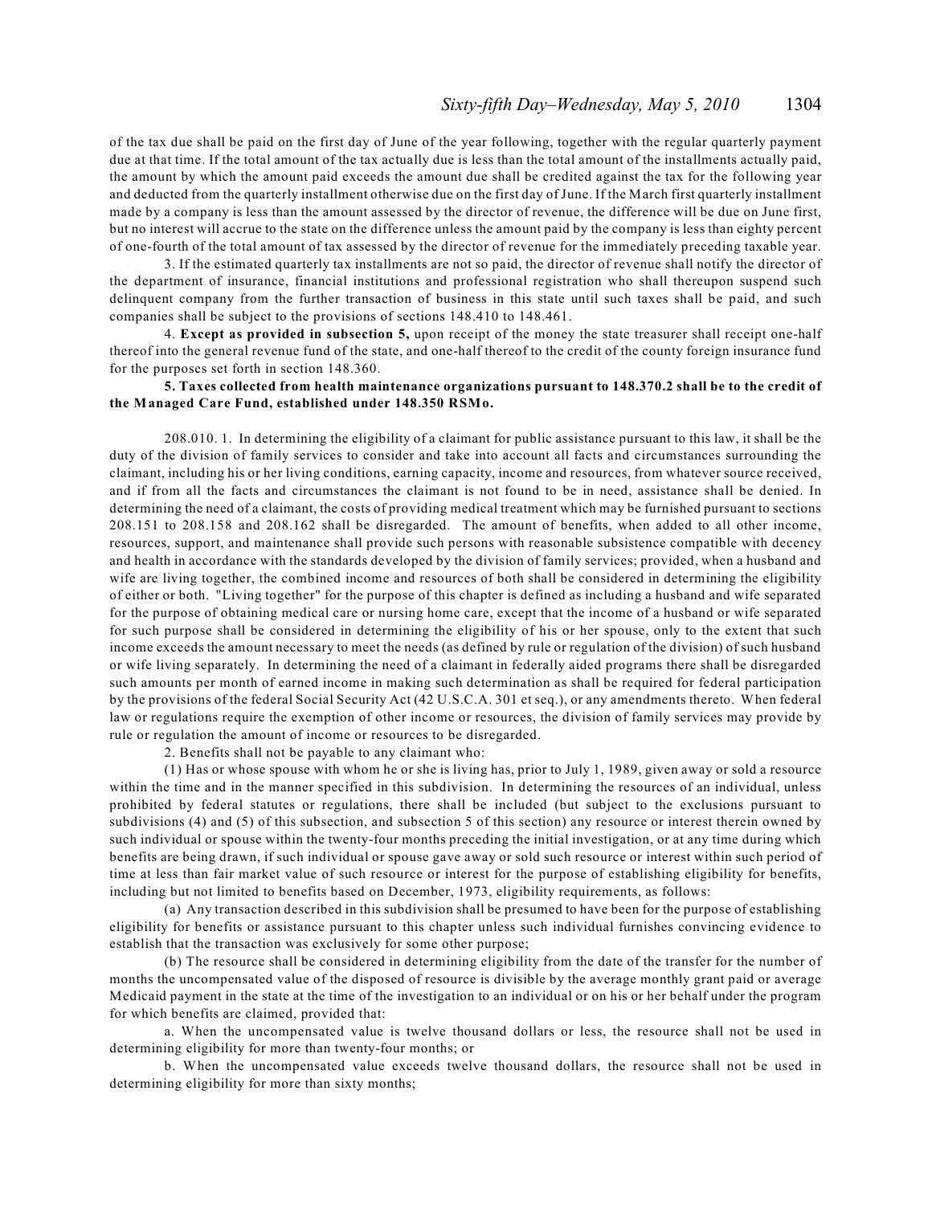of the tax due shall be paid on the first day of June of the year following, together with the regular quarterly payment due at that time. If the total amount of the tax actually due is less than the total amount of the installments actually paid, the amount by which the amount paid exceeds the amount due shall be credited against the tax for the following year and deducted from the quarterly installment otherwise due on the first day of June. If the March first quarterly installment made by a company is less than the amount assessed by the director of revenue, the difference will be due on June first, but no interest will accrue to the state on the difference unless the amount paid by the company is less than eighty percent of one-fourth of the total amount of tax assessed by the director of revenue for the immediately preceding taxable year.

3. If the estimated quarterly tax installments are not so paid, the director of revenue shall notify the director of the department of insurance, financial institutions and professional registration who shall thereupon suspend such delinquent company from the further transaction of business in this state until such taxes shall be paid, and such companies shall be subject to the provisions of sections 148.410 to 148.461.

4. **Except as provided in subsection 5,** upon receipt of the money the state treasurer shall receipt one-half thereof into the general revenue fund of the state, and one-half thereof to the credit of the county foreign insurance fund for the purposes set forth in section 148.360.

**5. Taxes collected from health maintenance organizations pursuant to 148.370.2 shall be to the credit of the Managed Care Fund, established under 148.350 RSMo.**

208.010. 1. In determining the eligibility of a claimant for public assistance pursuant to this law, it shall be the duty of the division of family services to consider and take into account all facts and circumstances surrounding the claimant, including his or her living conditions, earning capacity, income and resources, from whatever source received, and if from all the facts and circumstances the claimant is not found to be in need, assistance shall be denied. In determining the need of a claimant, the costs of providing medical treatment which may be furnished pursuant to sections 208.151 to 208.158 and 208.162 shall be disregarded. The amount of benefits, when added to all other income, resources, support, and maintenance shall provide such persons with reasonable subsistence compatible with decency and health in accordance with the standards developed by the division of family services; provided, when a husband and wife are living together, the combined income and resources of both shall be considered in determining the eligibility of either or both. "Living together" for the purpose of this chapter is defined as including a husband and wife separated for the purpose of obtaining medical care or nursing home care, except that the income of a husband or wife separated for such purpose shall be considered in determining the eligibility of his or her spouse, only to the extent that such income exceeds the amount necessary to meet the needs (as defined by rule or regulation of the division) of such husband or wife living separately. In determining the need of a claimant in federally aided programs there shall be disregarded such amounts per month of earned income in making such determination as shall be required for federal participation by the provisions of the federal Social Security Act (42 U.S.C.A. 301 et seq.), or any amendments thereto. When federal law or regulations require the exemption of other income or resources, the division of family services may provide by rule or regulation the amount of income or resources to be disregarded.

2. Benefits shall not be payable to any claimant who:

(1) Has or whose spouse with whom he or she is living has, prior to July 1, 1989, given away or sold a resource within the time and in the manner specified in this subdivision. In determining the resources of an individual, unless prohibited by federal statutes or regulations, there shall be included (but subject to the exclusions pursuant to subdivisions (4) and (5) of this subsection, and subsection 5 of this section) any resource or interest therein owned by such individual or spouse within the twenty-four months preceding the initial investigation, or at any time during which benefits are being drawn, if such individual or spouse gave away or sold such resource or interest within such period of time at less than fair market value of such resource or interest for the purpose of establishing eligibility for benefits, including but not limited to benefits based on December, 1973, eligibility requirements, as follows:

(a) Any transaction described in this subdivision shall be presumed to have been for the purpose of establishing eligibility for benefits or assistance pursuant to this chapter unless such individual furnishes convincing evidence to establish that the transaction was exclusively for some other purpose;

(b) The resource shall be considered in determining eligibility from the date of the transfer for the number of months the uncompensated value of the disposed of resource is divisible by the average monthly grant paid or average Medicaid payment in the state at the time of the investigation to an individual or on his or her behalf under the program for which benefits are claimed, provided that:

a. When the uncompensated value is twelve thousand dollars or less, the resource shall not be used in determining eligibility for more than twenty-four months; or

b. When the uncompensated value exceeds twelve thousand dollars, the resource shall not be used in determining eligibility for more than sixty months;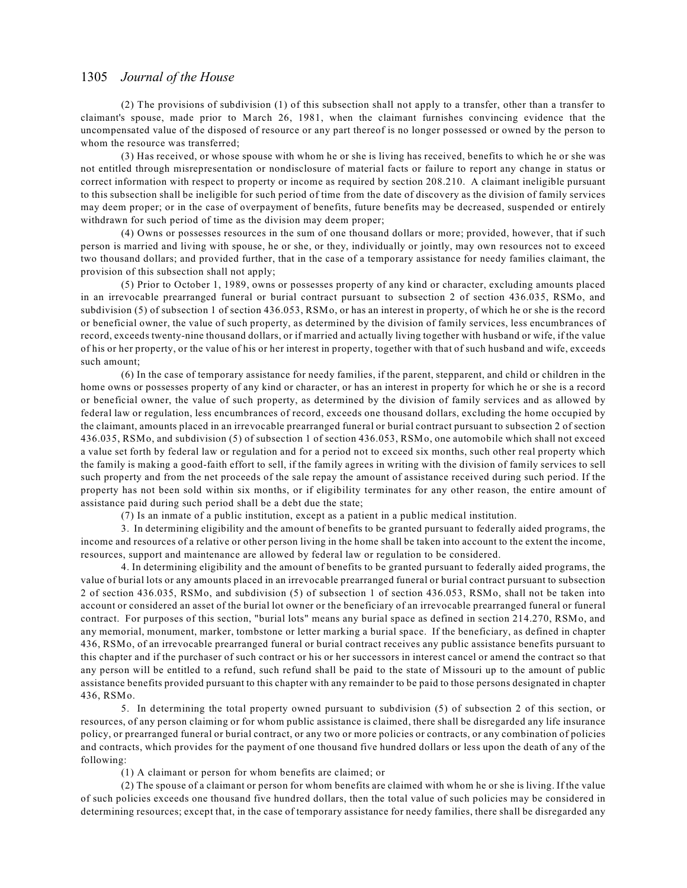(2) The provisions of subdivision (1) of this subsection shall not apply to a transfer, other than a transfer to claimant's spouse, made prior to March 26, 1981, when the claimant furnishes convincing evidence that the uncompensated value of the disposed of resource or any part thereof is no longer possessed or owned by the person to whom the resource was transferred;

(3) Has received, or whose spouse with whom he or she is living has received, benefits to which he or she was not entitled through misrepresentation or nondisclosure of material facts or failure to report any change in status or correct information with respect to property or income as required by section 208.210. A claimant ineligible pursuant to this subsection shall be ineligible for such period of time from the date of discovery as the division of family services may deem proper; or in the case of overpayment of benefits, future benefits may be decreased, suspended or entirely withdrawn for such period of time as the division may deem proper;

(4) Owns or possesses resources in the sum of one thousand dollars or more; provided, however, that if such person is married and living with spouse, he or she, or they, individually or jointly, may own resources not to exceed two thousand dollars; and provided further, that in the case of a temporary assistance for needy families claimant, the provision of this subsection shall not apply;

(5) Prior to October 1, 1989, owns or possesses property of any kind or character, excluding amounts placed in an irrevocable prearranged funeral or burial contract pursuant to subsection 2 of section 436.035, RSMo, and subdivision (5) of subsection 1 of section 436.053, RSMo, or has an interest in property, of which he or she is the record or beneficial owner, the value of such property, as determined by the division of family services, less encumbrances of record, exceeds twenty-nine thousand dollars, or if married and actually living together with husband or wife, if the value of his or her property, or the value of his or her interest in property, together with that of such husband and wife, exceeds such amount;

(6) In the case of temporary assistance for needy families, if the parent, stepparent, and child or children in the home owns or possesses property of any kind or character, or has an interest in property for which he or she is a record or beneficial owner, the value of such property, as determined by the division of family services and as allowed by federal law or regulation, less encumbrances of record, exceeds one thousand dollars, excluding the home occupied by the claimant, amounts placed in an irrevocable prearranged funeral or burial contract pursuant to subsection 2 of section 436.035, RSMo, and subdivision (5) of subsection 1 of section 436.053, RSMo, one automobile which shall not exceed a value set forth by federal law or regulation and for a period not to exceed six months, such other real property which the family is making a good-faith effort to sell, if the family agrees in writing with the division of family services to sell such property and from the net proceeds of the sale repay the amount of assistance received during such period. If the property has not been sold within six months, or if eligibility terminates for any other reason, the entire amount of assistance paid during such period shall be a debt due the state;

(7) Is an inmate of a public institution, except as a patient in a public medical institution.

3. In determining eligibility and the amount of benefits to be granted pursuant to federally aided programs, the income and resources of a relative or other person living in the home shall be taken into account to the extent the income, resources, support and maintenance are allowed by federal law or regulation to be considered.

4. In determining eligibility and the amount of benefits to be granted pursuant to federally aided programs, the value of burial lots or any amounts placed in an irrevocable prearranged funeral or burial contract pursuant to subsection 2 of section 436.035, RSMo, and subdivision (5) of subsection 1 of section 436.053, RSMo, shall not be taken into account or considered an asset of the burial lot owner or the beneficiary of an irrevocable prearranged funeral or funeral contract. For purposes of this section, "burial lots" means any burial space as defined in section 214.270, RSMo, and any memorial, monument, marker, tombstone or letter marking a burial space. If the beneficiary, as defined in chapter 436, RSMo, of an irrevocable prearranged funeral or burial contract receives any public assistance benefits pursuant to this chapter and if the purchaser of such contract or his or her successors in interest cancel or amend the contract so that any person will be entitled to a refund, such refund shall be paid to the state of Missouri up to the amount of public assistance benefits provided pursuant to this chapter with any remainder to be paid to those persons designated in chapter 436, RSMo.

5. In determining the total property owned pursuant to subdivision (5) of subsection 2 of this section, or resources, of any person claiming or for whom public assistance is claimed, there shall be disregarded any life insurance policy, or prearranged funeral or burial contract, or any two or more policies or contracts, or any combination of policies and contracts, which provides for the payment of one thousand five hundred dollars or less upon the death of any of the following:

(1) A claimant or person for whom benefits are claimed; or

(2) The spouse of a claimant or person for whom benefits are claimed with whom he or she is living. If the value of such policies exceeds one thousand five hundred dollars, then the total value of such policies may be considered in determining resources; except that, in the case of temporary assistance for needy families, there shall be disregarded any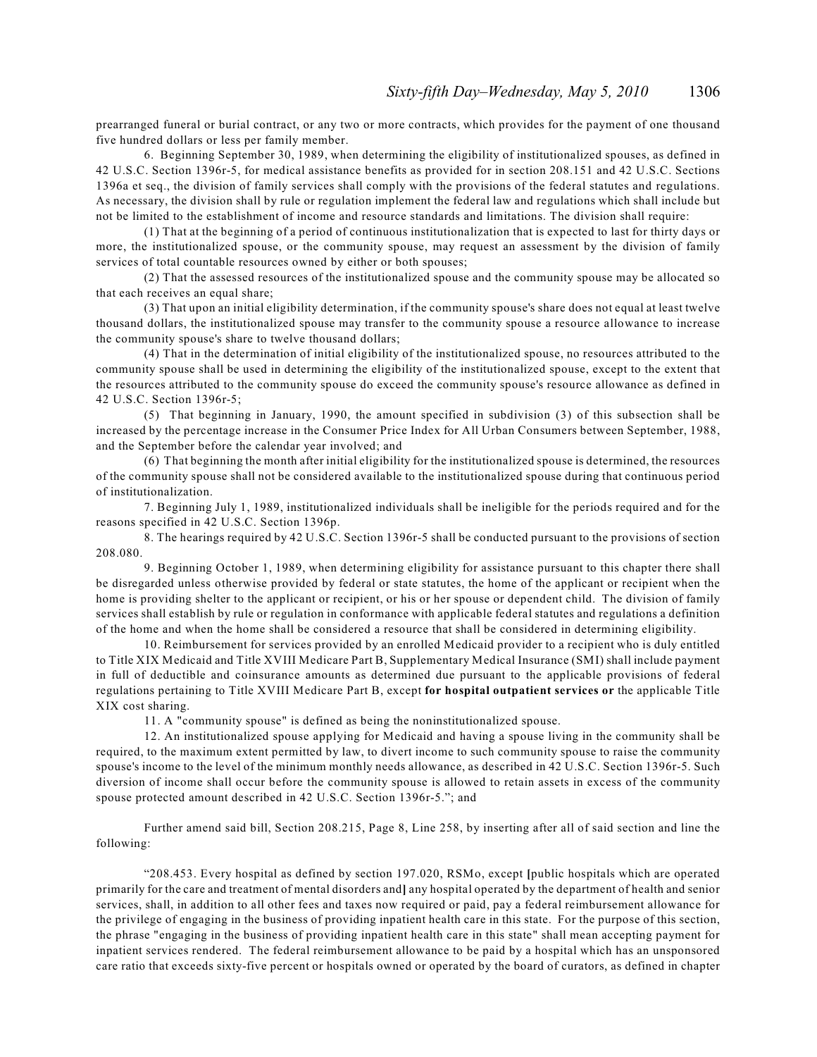prearranged funeral or burial contract, or any two or more contracts, which provides for the payment of one thousand five hundred dollars or less per family member.

6. Beginning September 30, 1989, when determining the eligibility of institutionalized spouses, as defined in 42 U.S.C. Section 1396r-5, for medical assistance benefits as provided for in section 208.151 and 42 U.S.C. Sections 1396a et seq., the division of family services shall comply with the provisions of the federal statutes and regulations. As necessary, the division shall by rule or regulation implement the federal law and regulations which shall include but not be limited to the establishment of income and resource standards and limitations. The division shall require:

(1) That at the beginning of a period of continuous institutionalization that is expected to last for thirty days or more, the institutionalized spouse, or the community spouse, may request an assessment by the division of family services of total countable resources owned by either or both spouses;

(2) That the assessed resources of the institutionalized spouse and the community spouse may be allocated so that each receives an equal share;

(3) That upon an initial eligibility determination, if the community spouse's share does not equal at least twelve thousand dollars, the institutionalized spouse may transfer to the community spouse a resource allowance to increase the community spouse's share to twelve thousand dollars;

(4) That in the determination of initial eligibility of the institutionalized spouse, no resources attributed to the community spouse shall be used in determining the eligibility of the institutionalized spouse, except to the extent that the resources attributed to the community spouse do exceed the community spouse's resource allowance as defined in 42 U.S.C. Section 1396r-5;

(5) That beginning in January, 1990, the amount specified in subdivision (3) of this subsection shall be increased by the percentage increase in the Consumer Price Index for All Urban Consumers between September, 1988, and the September before the calendar year involved; and

(6) That beginning the month after initial eligibility for the institutionalized spouse is determined, the resources of the community spouse shall not be considered available to the institutionalized spouse during that continuous period of institutionalization.

7. Beginning July 1, 1989, institutionalized individuals shall be ineligible for the periods required and for the reasons specified in 42 U.S.C. Section 1396p.

8. The hearings required by 42 U.S.C. Section 1396r-5 shall be conducted pursuant to the provisions of section 208.080.

9. Beginning October 1, 1989, when determining eligibility for assistance pursuant to this chapter there shall be disregarded unless otherwise provided by federal or state statutes, the home of the applicant or recipient when the home is providing shelter to the applicant or recipient, or his or her spouse or dependent child. The division of family services shall establish by rule or regulation in conformance with applicable federal statutes and regulations a definition of the home and when the home shall be considered a resource that shall be considered in determining eligibility.

10. Reimbursement for services provided by an enrolled Medicaid provider to a recipient who is duly entitled to Title XIX Medicaid and Title XVIII Medicare Part B, Supplementary Medical Insurance (SMI) shall include payment in full of deductible and coinsurance amounts as determined due pursuant to the applicable provisions of federal regulations pertaining to Title XVIII Medicare Part B, except **for hospital outpatient services or** the applicable Title XIX cost sharing.

11. A "community spouse" is defined as being the noninstitutionalized spouse.

12. An institutionalized spouse applying for Medicaid and having a spouse living in the community shall be required, to the maximum extent permitted by law, to divert income to such community spouse to raise the community spouse's income to the level of the minimum monthly needs allowance, as described in 42 U.S.C. Section 1396r-5. Such diversion of income shall occur before the community spouse is allowed to retain assets in excess of the community spouse protected amount described in 42 U.S.C. Section 1396r-5."; and

Further amend said bill, Section 208.215, Page 8, Line 258, by inserting after all of said section and line the following:

"208.453. Every hospital as defined by section 197.020, RSMo, except **[**public hospitals which are operated primarily for the care and treatment of mental disorders and**]** any hospital operated by the department of health and senior services, shall, in addition to all other fees and taxes now required or paid, pay a federal reimbursement allowance for the privilege of engaging in the business of providing inpatient health care in this state. For the purpose of this section, the phrase "engaging in the business of providing inpatient health care in this state" shall mean accepting payment for inpatient services rendered. The federal reimbursement allowance to be paid by a hospital which has an unsponsored care ratio that exceeds sixty-five percent or hospitals owned or operated by the board of curators, as defined in chapter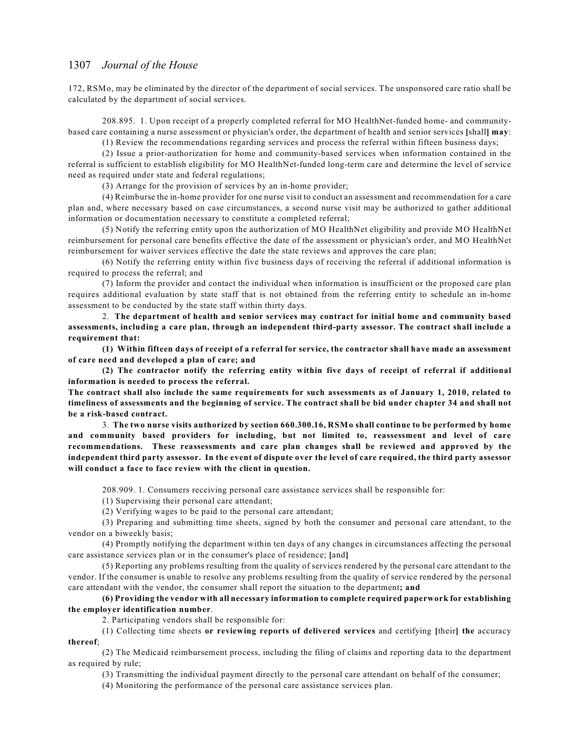172, RSMo, may be eliminated by the director of the department of social services. The unsponsored care ratio shall be calculated by the department of social services.

208.895. 1. Upon receipt of a properly completed referral for MO HealthNet-funded home- and community-based care containing a nurse assessment or physician's order, the department of health and senior services [shall] **may**:

(1) Review the recommendations regarding services and process the referral within fifteen business days;

(2) Issue a prior-authorization for home and community-based services when information contained in the referral is sufficient to establish eligibility for MO HealthNet-funded long-term care and determine the level of service need as required under state and federal regulations;

(3) Arrange for the provision of services by an in-home provider;

(4) Reimburse the in-home provider for one nurse visit to conduct an assessment and recommendation for a care plan and, where necessary based on case circumstances, a second nurse visit may be authorized to gather additional information or documentation necessary to constitute a completed referral;

(5) Notify the referring entity upon the authorization of MO HealthNet eligibility and provide MO HealthNet reimbursement for personal care benefits effective the date of the assessment or physician's order, and MO HealthNet reimbursement for waiver services effective the date the state reviews and approves the care plan;

(6) Notify the referring entity within five business days of receiving the referral if additional information is required to process the referral; and

(7) Inform the provider and contact the individual when information is insufficient or the proposed care plan requires additional evaluation by state staff that is not obtained from the referring entity to schedule an in-home assessment to be conducted by the state staff within thirty days.

2. **The department of health and senior services may contract for initial home and community based assessments, including a care plan, through an independent third-party assessor. The contract shall include a requirement that:**

**(1) Within fifteen days of receipt of a referral for service, the contractor shall have made an assessment of care need and developed a plan of care; and**

**(2) The contractor notify the referring entity within five days of receipt of referral if additional information is needed to process the referral.**

**The contract shall also include the same requirements for such assessments as of January 1, 2010, related to timeliness of assessments and the beginning of service. The contract shall be bid under chapter 34 and shall not be a risk-based contract.**

3. **The two nurse visits authorized by section 660.300.16, RSMo shall continue to be performed by home and community based providers for including, but not limited to, reassessment and level of care recommendations. These reassessments and care plan changes shall be reviewed and approved by the independent third party assessor. In the event of dispute over the level of care required, the third party assessor will conduct a face to face review with the client in question.**

208.909. 1. Consumers receiving personal care assistance services shall be responsible for:

(1) Supervising their personal care attendant;

(2) Verifying wages to be paid to the personal care attendant;

(3) Preparing and submitting time sheets, signed by both the consumer and personal care attendant, to the vendor on a biweekly basis;

(4) Promptly notifying the department within ten days of any changes in circumstances affecting the personal care assistance services plan or in the consumer's place of residence; [and]

(5) Reporting any problems resulting from the quality of services rendered by the personal care attendant to the vendor. If the consumer is unable to resolve any problems resulting from the quality of service rendered by the personal care attendant with the vendor, the consumer shall report the situation to the department**; and**

**(6) Providing the vendor with all necessary information to complete required paperwork for establishing the employer identification number**.

2. Participating vendors shall be responsible for:

(1) Collecting time sheets **or reviewing reports of delivered services** and certifying [their] **the** accuracy **thereof**;

(2) The Medicaid reimbursement process, including the filing of claims and reporting data to the department as required by rule;

(3) Transmitting the individual payment directly to the personal care attendant on behalf of the consumer;

(4) Monitoring the performance of the personal care assistance services plan.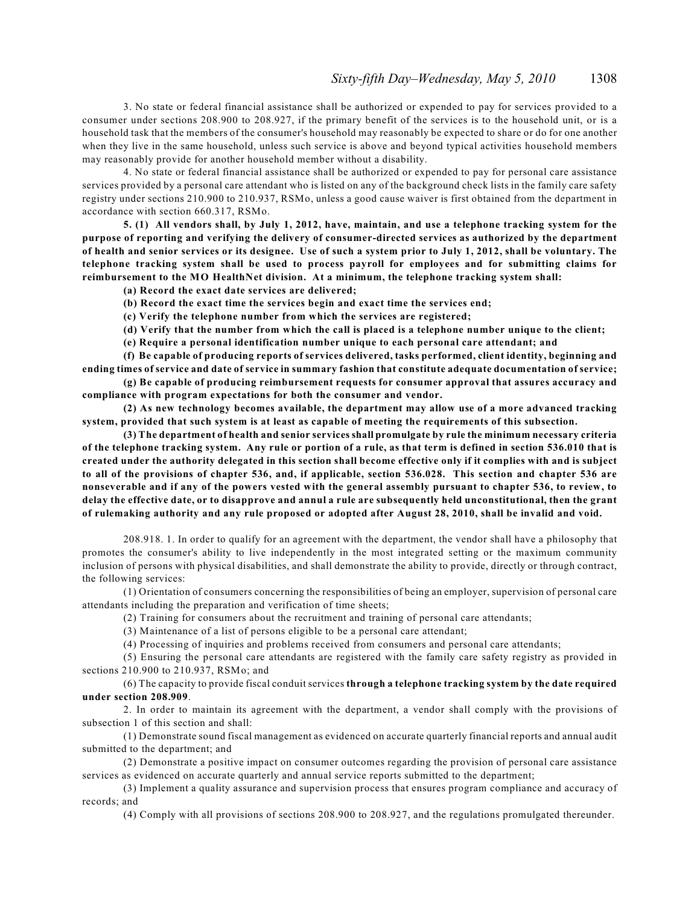3. No state or federal financial assistance shall be authorized or expended to pay for services provided to a consumer under sections 208.900 to 208.927, if the primary benefit of the services is to the household unit, or is a household task that the members of the consumer's household may reasonably be expected to share or do for one another when they live in the same household, unless such service is above and beyond typical activities household members may reasonably provide for another household member without a disability.

4. No state or federal financial assistance shall be authorized or expended to pay for personal care assistance services provided by a personal care attendant who is listed on any of the background check lists in the family care safety registry under sections 210.900 to 210.937, RSMo, unless a good cause waiver is first obtained from the department in accordance with section 660.317, RSMo.

**5. (1) All vendors shall, by July 1, 2012, have, maintain, and use a telephone tracking system for the purpose of reporting and verifying the delivery of consumer-directed services as authorized by the department of health and senior services or its designee. Use of such a system prior to July 1, 2012, shall be voluntary. The telephone tracking system shall be used to process payroll for employees and for submitting claims for reimbursement to the MO HealthNet division. At a minimum, the telephone tracking system shall:**

**(a) Record the exact date services are delivered;**

**(b) Record the exact time the services begin and exact time the services end;**

**(c) Verify the telephone number from which the services are registered;**

**(d) Verify that the number from which the call is placed is a telephone number unique to the client;**

**(e) Require a personal identification number unique to each personal care attendant; and**

**(f) Be capable of producing reports of services delivered, tasks performed, client identity, beginning and ending times of service and date of service in summary fashion that constitute adequate documentation of service;**

**(g) Be capable of producing reimbursement requests for consumer approval that assures accuracy and compliance with program expectations for both the consumer and vendor.**

**(2) As new technology becomes available, the department may allow use of a more advanced tracking system, provided that such system is at least as capable of meeting the requirements of this subsection.**

**(3) The department of health and senior services shall promulgate by rule the minimum necessary criteria of the telephone tracking system. Any rule or portion of a rule, as that term is defined in section 536.010 that is created under the authority delegated in this section shall become effective only if it complies with and is subject to all of the provisions of chapter 536, and, if applicable, section 536.028. This section and chapter 536 are nonseverable and if any of the powers vested with the general assembly pursuant to chapter 536, to review, to delay the effective date, or to disapprove and annul a rule are subsequently held unconstitutional, then the grant of rulemaking authority and any rule proposed or adopted after August 28, 2010, shall be invalid and void.**

208.918. 1. In order to qualify for an agreement with the department, the vendor shall have a philosophy that promotes the consumer's ability to live independently in the most integrated setting or the maximum community inclusion of persons with physical disabilities, and shall demonstrate the ability to provide, directly or through contract, the following services:

(1) Orientation of consumers concerning the responsibilities of being an employer, supervision of personal care attendants including the preparation and verification of time sheets;

(2) Training for consumers about the recruitment and training of personal care attendants;

(3) Maintenance of a list of persons eligible to be a personal care attendant;

(4) Processing of inquiries and problems received from consumers and personal care attendants;

(5) Ensuring the personal care attendants are registered with the family care safety registry as provided in sections 210.900 to 210.937, RSMo; and

(6) The capacity to provide fiscal conduit services **through a telephone tracking system by the date required under section 208.909**.

2. In order to maintain its agreement with the department, a vendor shall comply with the provisions of subsection 1 of this section and shall:

(1) Demonstrate sound fiscal management as evidenced on accurate quarterly financial reports and annual audit submitted to the department; and

(2) Demonstrate a positive impact on consumer outcomes regarding the provision of personal care assistance services as evidenced on accurate quarterly and annual service reports submitted to the department;

(3) Implement a quality assurance and supervision process that ensures program compliance and accuracy of records; and

(4) Comply with all provisions of sections 208.900 to 208.927, and the regulations promulgated thereunder.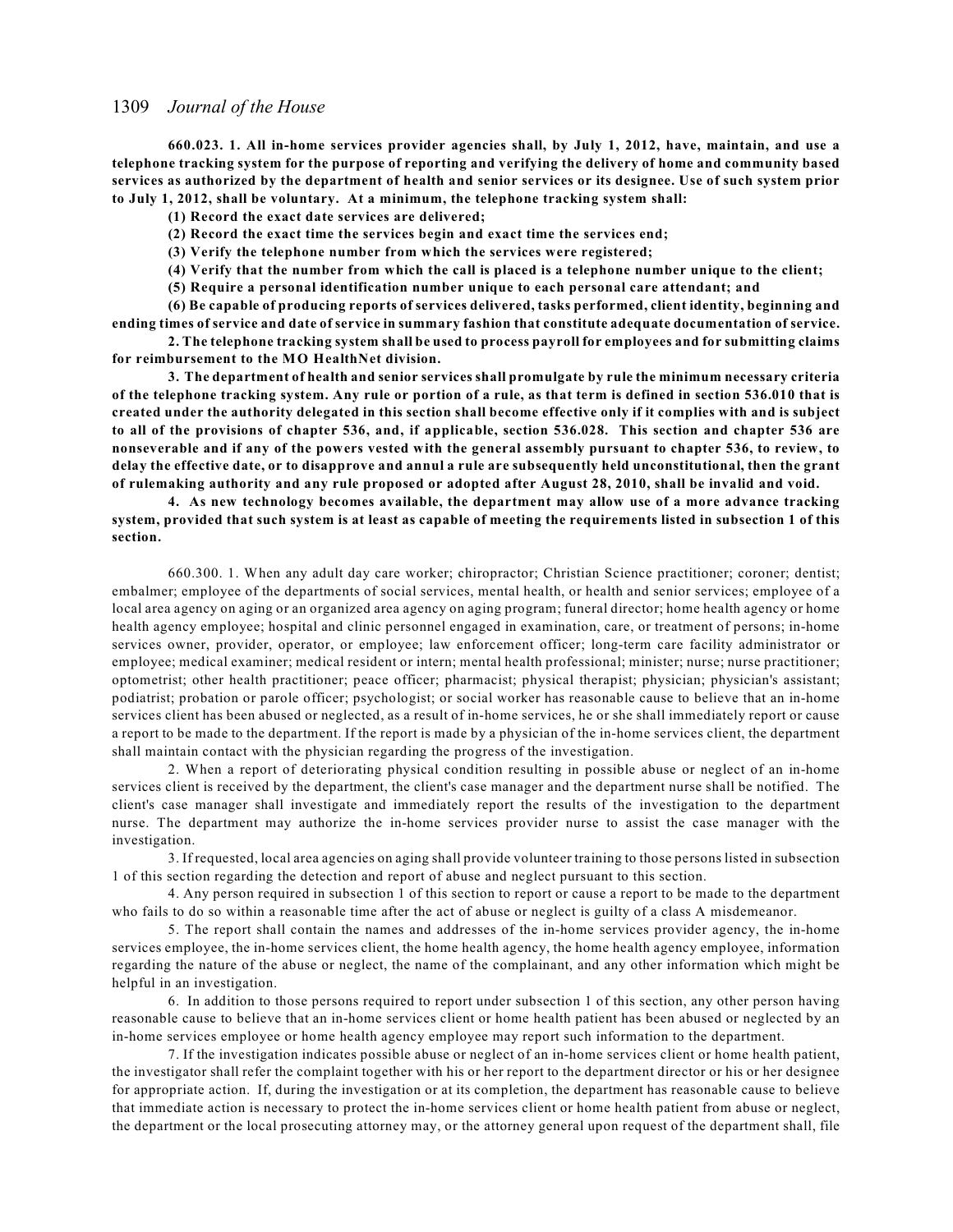**660.023. 1. All in-home services provider agencies shall, by July 1, 2012, have, maintain, and use a telephone tracking system for the purpose of reporting and verifying the delivery of home and community based services as authorized by the department of health and senior services or its designee. Use of such system prior to July 1, 2012, shall be voluntary. At a minimum, the telephone tracking system shall:**

**(1) Record the exact date services are delivered;**

**(2) Record the exact time the services begin and exact time the services end;**

**(3) Verify the telephone number from which the services were registered;**

**(4) Verify that the number from which the call is placed is a telephone number unique to the client;**

**(5) Require a personal identification number unique to each personal care attendant; and**

**(6) Be capable of producing reports of services delivered, tasks performed, client identity, beginning and ending times of service and date of service in summary fashion that constitute adequate documentation of service.**

**2. The telephone tracking system shall be used to process payroll for employees and for submitting claims for reimbursement to the MO HealthNet division.**

**3. The department of health and senior services shall promulgate by rule the minimum necessary criteria of the telephone tracking system. Any rule or portion of a rule, as that term is defined in section 536.010 that is created under the authority delegated in this section shall become effective only if it complies with and is subject to all of the provisions of chapter 536, and, if applicable, section 536.028. This section and chapter 536 are nonseverable and if any of the powers vested with the general assembly pursuant to chapter 536, to review, to delay the effective date, or to disapprove and annul a rule are subsequently held unconstitutional, then the grant of rulemaking authority and any rule proposed or adopted after August 28, 2010, shall be invalid and void.**

**4. As new technology becomes available, the department may allow use of a more advance tracking system, provided that such system is at least as capable of meeting the requirements listed in subsection 1 of this section.**

660.300. 1. When any adult day care worker; chiropractor; Christian Science practitioner; coroner; dentist; embalmer; employee of the departments of social services, mental health, or health and senior services; employee of a local area agency on aging or an organized area agency on aging program; funeral director; home health agency or home health agency employee; hospital and clinic personnel engaged in examination, care, or treatment of persons; in-home services owner, provider, operator, or employee; law enforcement officer; long-term care facility administrator or employee; medical examiner; medical resident or intern; mental health professional; minister; nurse; nurse practitioner; optometrist; other health practitioner; peace officer; pharmacist; physical therapist; physician; physician's assistant; podiatrist; probation or parole officer; psychologist; or social worker has reasonable cause to believe that an in-home services client has been abused or neglected, as a result of in-home services, he or she shall immediately report or cause a report to be made to the department. If the report is made by a physician of the in-home services client, the department shall maintain contact with the physician regarding the progress of the investigation.

2. When a report of deteriorating physical condition resulting in possible abuse or neglect of an in-home services client is received by the department, the client's case manager and the department nurse shall be notified. The client's case manager shall investigate and immediately report the results of the investigation to the department nurse. The department may authorize the in-home services provider nurse to assist the case manager with the investigation.

3. If requested, local area agencies on aging shall provide volunteer training to those persons listed in subsection 1 of this section regarding the detection and report of abuse and neglect pursuant to this section.

4. Any person required in subsection 1 of this section to report or cause a report to be made to the department who fails to do so within a reasonable time after the act of abuse or neglect is guilty of a class A misdemeanor.

5. The report shall contain the names and addresses of the in-home services provider agency, the in-home services employee, the in-home services client, the home health agency, the home health agency employee, information regarding the nature of the abuse or neglect, the name of the complainant, and any other information which might be helpful in an investigation.

6. In addition to those persons required to report under subsection 1 of this section, any other person having reasonable cause to believe that an in-home services client or home health patient has been abused or neglected by an in-home services employee or home health agency employee may report such information to the department.

7. If the investigation indicates possible abuse or neglect of an in-home services client or home health patient, the investigator shall refer the complaint together with his or her report to the department director or his or her designee for appropriate action. If, during the investigation or at its completion, the department has reasonable cause to believe that immediate action is necessary to protect the in-home services client or home health patient from abuse or neglect, the department or the local prosecuting attorney may, or the attorney general upon request of the department shall, file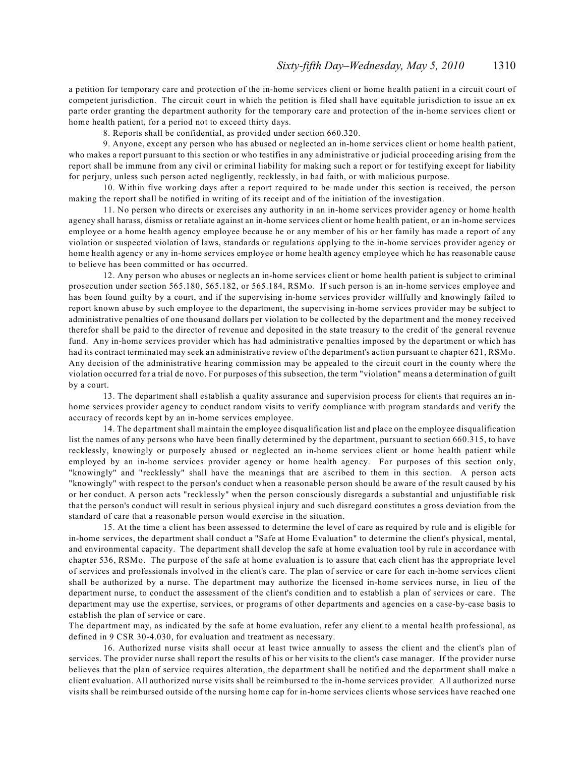a petition for temporary care and protection of the in-home services client or home health patient in a circuit court of competent jurisdiction. The circuit court in which the petition is filed shall have equitable jurisdiction to issue an ex parte order granting the department authority for the temporary care and protection of the in-home services client or home health patient, for a period not to exceed thirty days.

8. Reports shall be confidential, as provided under section 660.320.

9. Anyone, except any person who has abused or neglected an in-home services client or home health patient, who makes a report pursuant to this section or who testifies in any administrative or judicial proceeding arising from the report shall be immune from any civil or criminal liability for making such a report or for testifying except for liability for perjury, unless such person acted negligently, recklessly, in bad faith, or with malicious purpose.

10. Within five working days after a report required to be made under this section is received, the person making the report shall be notified in writing of its receipt and of the initiation of the investigation.

11. No person who directs or exercises any authority in an in-home services provider agency or home health agency shall harass, dismiss or retaliate against an in-home services client or home health patient, or an in-home services employee or a home health agency employee because he or any member of his or her family has made a report of any violation or suspected violation of laws, standards or regulations applying to the in-home services provider agency or home health agency or any in-home services employee or home health agency employee which he has reasonable cause to believe has been committed or has occurred.

12. Any person who abuses or neglects an in-home services client or home health patient is subject to criminal prosecution under section 565.180, 565.182, or 565.184, RSMo. If such person is an in-home services employee and has been found guilty by a court, and if the supervising in-home services provider willfully and knowingly failed to report known abuse by such employee to the department, the supervising in-home services provider may be subject to administrative penalties of one thousand dollars per violation to be collected by the department and the money received therefor shall be paid to the director of revenue and deposited in the state treasury to the credit of the general revenue fund. Any in-home services provider which has had administrative penalties imposed by the department or which has had its contract terminated may seek an administrative review of the department's action pursuant to chapter 621, RSMo. Any decision of the administrative hearing commission may be appealed to the circuit court in the county where the violation occurred for a trial de novo. For purposes of this subsection, the term "violation" means a determination of guilt by a court.

13. The department shall establish a quality assurance and supervision process for clients that requires an in-home services provider agency to conduct random visits to verify compliance with program standards and verify the accuracy of records kept by an in-home services employee.

14. The department shall maintain the employee disqualification list and place on the employee disqualification list the names of any persons who have been finally determined by the department, pursuant to section 660.315, to have recklessly, knowingly or purposely abused or neglected an in-home services client or home health patient while employed by an in-home services provider agency or home health agency. For purposes of this section only, "knowingly" and "recklessly" shall have the meanings that are ascribed to them in this section. A person acts "knowingly" with respect to the person's conduct when a reasonable person should be aware of the result caused by his or her conduct. A person acts "recklessly" when the person consciously disregards a substantial and unjustifiable risk that the person's conduct will result in serious physical injury and such disregard constitutes a gross deviation from the standard of care that a reasonable person would exercise in the situation.

15. At the time a client has been assessed to determine the level of care as required by rule and is eligible for in-home services, the department shall conduct a "Safe at Home Evaluation" to determine the client's physical, mental, and environmental capacity. The department shall develop the safe at home evaluation tool by rule in accordance with chapter 536, RSMo. The purpose of the safe at home evaluation is to assure that each client has the appropriate level of services and professionals involved in the client's care. The plan of service or care for each in-home services client shall be authorized by a nurse. The department may authorize the licensed in-home services nurse, in lieu of the department nurse, to conduct the assessment of the client's condition and to establish a plan of services or care. The department may use the expertise, services, or programs of other departments and agencies on a case-by-case basis to establish the plan of service or care.
The department may, as indicated by the safe at home evaluation, refer any client to a mental health professional, as defined in 9 CSR 30-4.030, for evaluation and treatment as necessary.

16. Authorized nurse visits shall occur at least twice annually to assess the client and the client's plan of services. The provider nurse shall report the results of his or her visits to the client's case manager. If the provider nurse believes that the plan of service requires alteration, the department shall be notified and the department shall make a client evaluation. All authorized nurse visits shall be reimbursed to the in-home services provider. All authorized nurse visits shall be reimbursed outside of the nursing home cap for in-home services clients whose services have reached one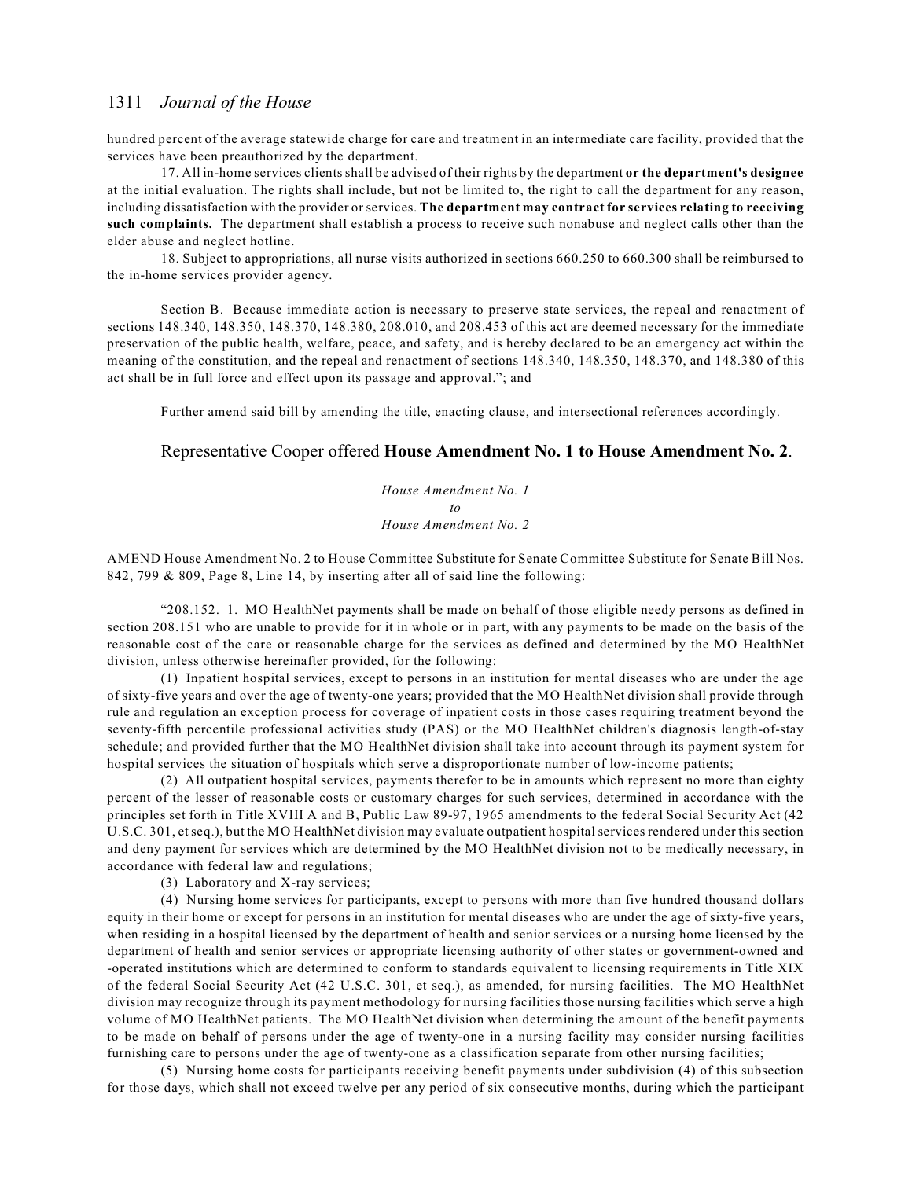hundred percent of the average statewide charge for care and treatment in an intermediate care facility, provided that the services have been preauthorized by the department.

17. All in-home services clients shall be advised of their rights by the department **or the department's designee** at the initial evaluation. The rights shall include, but not be limited to, the right to call the department for any reason, including dissatisfaction with the provider or services. **The department may contract for services relating to receiving such complaints.** The department shall establish a process to receive such nonabuse and neglect calls other than the elder abuse and neglect hotline.

18. Subject to appropriations, all nurse visits authorized in sections 660.250 to 660.300 shall be reimbursed to the in-home services provider agency.

Section B. Because immediate action is necessary to preserve state services, the repeal and renactment of sections 148.340, 148.350, 148.370, 148.380, 208.010, and 208.453 of this act are deemed necessary for the immediate preservation of the public health, welfare, peace, and safety, and is hereby declared to be an emergency act within the meaning of the constitution, and the repeal and renactment of sections 148.340, 148.350, 148.370, and 148.380 of this act shall be in full force and effect upon its passage and approval."; and

Further amend said bill by amending the title, enacting clause, and intersectional references accordingly.

Representative Cooper offered **House Amendment No. 1 to House Amendment No. 2**.

*House Amendment No. 1*
*to*
*House Amendment No. 2*

AMEND House Amendment No. 2 to House Committee Substitute for Senate Committee Substitute for Senate Bill Nos. 842, 799 & 809, Page 8, Line 14, by inserting after all of said line the following:

"208.152. 1. MO HealthNet payments shall be made on behalf of those eligible needy persons as defined in section 208.151 who are unable to provide for it in whole or in part, with any payments to be made on the basis of the reasonable cost of the care or reasonable charge for the services as defined and determined by the MO HealthNet division, unless otherwise hereinafter provided, for the following:

(1) Inpatient hospital services, except to persons in an institution for mental diseases who are under the age of sixty-five years and over the age of twenty-one years; provided that the MO HealthNet division shall provide through rule and regulation an exception process for coverage of inpatient costs in those cases requiring treatment beyond the seventy-fifth percentile professional activities study (PAS) or the MO HealthNet children's diagnosis length-of-stay schedule; and provided further that the MO HealthNet division shall take into account through its payment system for hospital services the situation of hospitals which serve a disproportionate number of low-income patients;

(2) All outpatient hospital services, payments therefor to be in amounts which represent no more than eighty percent of the lesser of reasonable costs or customary charges for such services, determined in accordance with the principles set forth in Title XVIII A and B, Public Law 89-97, 1965 amendments to the federal Social Security Act (42 U.S.C. 301, et seq.), but the MO HealthNet division may evaluate outpatient hospital services rendered under this section and deny payment for services which are determined by the MO HealthNet division not to be medically necessary, in accordance with federal law and regulations;

(3) Laboratory and X-ray services;

(4) Nursing home services for participants, except to persons with more than five hundred thousand dollars equity in their home or except for persons in an institution for mental diseases who are under the age of sixty-five years, when residing in a hospital licensed by the department of health and senior services or a nursing home licensed by the department of health and senior services or appropriate licensing authority of other states or government-owned and -operated institutions which are determined to conform to standards equivalent to licensing requirements in Title XIX of the federal Social Security Act (42 U.S.C. 301, et seq.), as amended, for nursing facilities. The MO HealthNet division may recognize through its payment methodology for nursing facilities those nursing facilities which serve a high volume of MO HealthNet patients. The MO HealthNet division when determining the amount of the benefit payments to be made on behalf of persons under the age of twenty-one in a nursing facility may consider nursing facilities furnishing care to persons under the age of twenty-one as a classification separate from other nursing facilities;

(5) Nursing home costs for participants receiving benefit payments under subdivision (4) of this subsection for those days, which shall not exceed twelve per any period of six consecutive months, during which the participant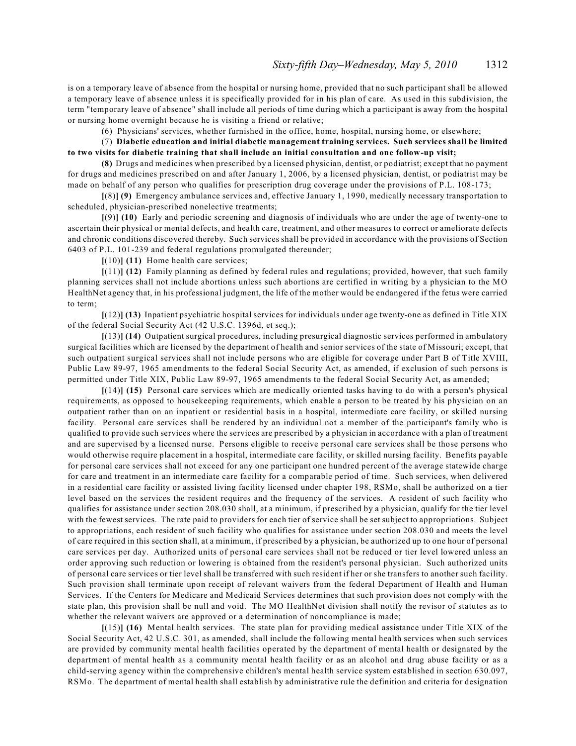is on a temporary leave of absence from the hospital or nursing home, provided that no such participant shall be allowed a temporary leave of absence unless it is specifically provided for in his plan of care. As used in this subdivision, the term "temporary leave of absence" shall include all periods of time during which a participant is away from the hospital or nursing home overnight because he is visiting a friend or relative;

(6) Physicians' services, whether furnished in the office, home, hospital, nursing home, or elsewhere;

(7) **Diabetic education and initial diabetic management training services. Such services shall be limited to two visits for diabetic training that shall include an initial consultation and one follow-up visit;**

**(8)** Drugs and medicines when prescribed by a licensed physician, dentist, or podiatrist; except that no payment for drugs and medicines prescribed on and after January 1, 2006, by a licensed physician, dentist, or podiatrist may be made on behalf of any person who qualifies for prescription drug coverage under the provisions of P.L. 108-173;

**[**(8)**] (9)** Emergency ambulance services and, effective January 1, 1990, medically necessary transportation to scheduled, physician-prescribed nonelective treatments;

**[**(9)**] (10)** Early and periodic screening and diagnosis of individuals who are under the age of twenty-one to ascertain their physical or mental defects, and health care, treatment, and other measures to correct or ameliorate defects and chronic conditions discovered thereby. Such services shall be provided in accordance with the provisions of Section 6403 of P.L. 101-239 and federal regulations promulgated thereunder;

**[**(10)**] (11)** Home health care services;

**[**(11)**] (12)** Family planning as defined by federal rules and regulations; provided, however, that such family planning services shall not include abortions unless such abortions are certified in writing by a physician to the MO HealthNet agency that, in his professional judgment, the life of the mother would be endangered if the fetus were carried to term;

**[**(12)**] (13)** Inpatient psychiatric hospital services for individuals under age twenty-one as defined in Title XIX of the federal Social Security Act (42 U.S.C. 1396d, et seq.);

**[**(13)**] (14)** Outpatient surgical procedures, including presurgical diagnostic services performed in ambulatory surgical facilities which are licensed by the department of health and senior services of the state of Missouri; except, that such outpatient surgical services shall not include persons who are eligible for coverage under Part B of Title XVIII, Public Law 89-97, 1965 amendments to the federal Social Security Act, as amended, if exclusion of such persons is permitted under Title XIX, Public Law 89-97, 1965 amendments to the federal Social Security Act, as amended;

**[**(14)**] (15)** Personal care services which are medically oriented tasks having to do with a person's physical requirements, as opposed to housekeeping requirements, which enable a person to be treated by his physician on an outpatient rather than on an inpatient or residential basis in a hospital, intermediate care facility, or skilled nursing facility. Personal care services shall be rendered by an individual not a member of the participant's family who is qualified to provide such services where the services are prescribed by a physician in accordance with a plan of treatment and are supervised by a licensed nurse. Persons eligible to receive personal care services shall be those persons who would otherwise require placement in a hospital, intermediate care facility, or skilled nursing facility. Benefits payable for personal care services shall not exceed for any one participant one hundred percent of the average statewide charge for care and treatment in an intermediate care facility for a comparable period of time. Such services, when delivered in a residential care facility or assisted living facility licensed under chapter 198, RSMo, shall be authorized on a tier level based on the services the resident requires and the frequency of the services. A resident of such facility who qualifies for assistance under section 208.030 shall, at a minimum, if prescribed by a physician, qualify for the tier level with the fewest services. The rate paid to providers for each tier of service shall be set subject to appropriations. Subject to appropriations, each resident of such facility who qualifies for assistance under section 208.030 and meets the level of care required in this section shall, at a minimum, if prescribed by a physician, be authorized up to one hour of personal care services per day. Authorized units of personal care services shall not be reduced or tier level lowered unless an order approving such reduction or lowering is obtained from the resident's personal physician. Such authorized units of personal care services or tier level shall be transferred with such resident if her or she transfers to another such facility. Such provision shall terminate upon receipt of relevant waivers from the federal Department of Health and Human Services. If the Centers for Medicare and Medicaid Services determines that such provision does not comply with the state plan, this provision shall be null and void. The MO HealthNet division shall notify the revisor of statutes as to whether the relevant waivers are approved or a determination of noncompliance is made;

**[**(15)**] (16)** Mental health services. The state plan for providing medical assistance under Title XIX of the Social Security Act, 42 U.S.C. 301, as amended, shall include the following mental health services when such services are provided by community mental health facilities operated by the department of mental health or designated by the department of mental health as a community mental health facility or as an alcohol and drug abuse facility or as a child-serving agency within the comprehensive children's mental health service system established in section 630.097, RSMo. The department of mental health shall establish by administrative rule the definition and criteria for designation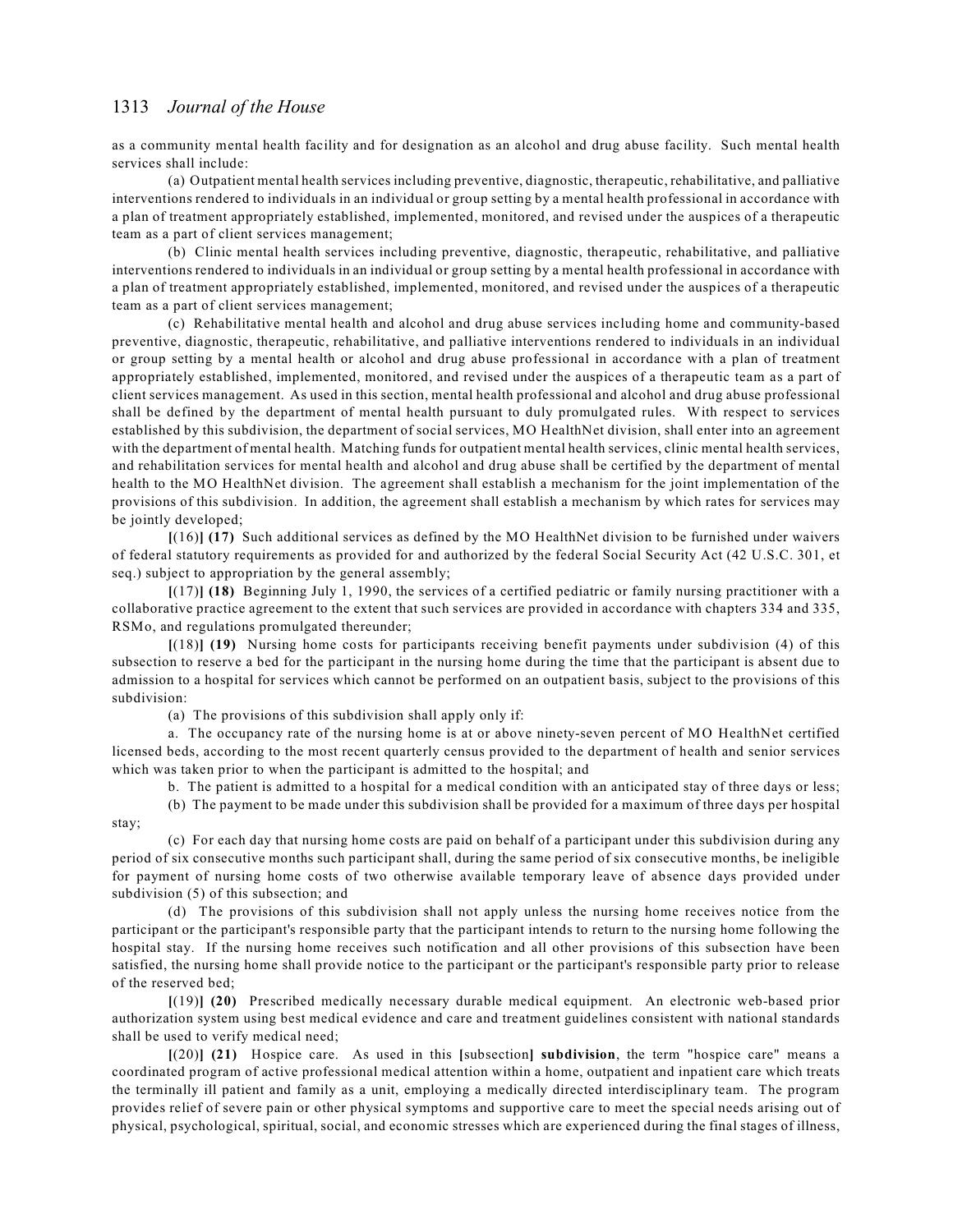as a community mental health facility and for designation as an alcohol and drug abuse facility. Such mental health services shall include:

(a) Outpatient mental health services including preventive, diagnostic, therapeutic, rehabilitative, and palliative interventions rendered to individuals in an individual or group setting by a mental health professional in accordance with a plan of treatment appropriately established, implemented, monitored, and revised under the auspices of a therapeutic team as a part of client services management;

(b) Clinic mental health services including preventive, diagnostic, therapeutic, rehabilitative, and palliative interventions rendered to individuals in an individual or group setting by a mental health professional in accordance with a plan of treatment appropriately established, implemented, monitored, and revised under the auspices of a therapeutic team as a part of client services management;

(c) Rehabilitative mental health and alcohol and drug abuse services including home and community-based preventive, diagnostic, therapeutic, rehabilitative, and palliative interventions rendered to individuals in an individual or group setting by a mental health or alcohol and drug abuse professional in accordance with a plan of treatment appropriately established, implemented, monitored, and revised under the auspices of a therapeutic team as a part of client services management. As used in this section, mental health professional and alcohol and drug abuse professional shall be defined by the department of mental health pursuant to duly promulgated rules. With respect to services established by this subdivision, the department of social services, MO HealthNet division, shall enter into an agreement with the department of mental health. Matching funds for outpatient mental health services, clinic mental health services, and rehabilitation services for mental health and alcohol and drug abuse shall be certified by the department of mental health to the MO HealthNet division. The agreement shall establish a mechanism for the joint implementation of the provisions of this subdivision. In addition, the agreement shall establish a mechanism by which rates for services may be jointly developed;

**[**(16)**] (17)** Such additional services as defined by the MO HealthNet division to be furnished under waivers of federal statutory requirements as provided for and authorized by the federal Social Security Act (42 U.S.C. 301, et seq.) subject to appropriation by the general assembly;

**[**(17)**] (18)** Beginning July 1, 1990, the services of a certified pediatric or family nursing practitioner with a collaborative practice agreement to the extent that such services are provided in accordance with chapters 334 and 335, RSMo, and regulations promulgated thereunder;

**[**(18)**] (19)** Nursing home costs for participants receiving benefit payments under subdivision (4) of this subsection to reserve a bed for the participant in the nursing home during the time that the participant is absent due to admission to a hospital for services which cannot be performed on an outpatient basis, subject to the provisions of this subdivision:

(a) The provisions of this subdivision shall apply only if:

a. The occupancy rate of the nursing home is at or above ninety-seven percent of MO HealthNet certified licensed beds, according to the most recent quarterly census provided to the department of health and senior services which was taken prior to when the participant is admitted to the hospital; and

b. The patient is admitted to a hospital for a medical condition with an anticipated stay of three days or less;

(b) The payment to be made under this subdivision shall be provided for a maximum of three days per hospital stay;

(c) For each day that nursing home costs are paid on behalf of a participant under this subdivision during any period of six consecutive months such participant shall, during the same period of six consecutive months, be ineligible for payment of nursing home costs of two otherwise available temporary leave of absence days provided under subdivision (5) of this subsection; and

(d) The provisions of this subdivision shall not apply unless the nursing home receives notice from the participant or the participant's responsible party that the participant intends to return to the nursing home following the hospital stay. If the nursing home receives such notification and all other provisions of this subsection have been satisfied, the nursing home shall provide notice to the participant or the participant's responsible party prior to release of the reserved bed;

**[**(19)**] (20)** Prescribed medically necessary durable medical equipment. An electronic web-based prior authorization system using best medical evidence and care and treatment guidelines consistent with national standards shall be used to verify medical need;

**[**(20)**] (21)** Hospice care. As used in this **[**subsection**] subdivision**, the term "hospice care" means a coordinated program of active professional medical attention within a home, outpatient and inpatient care which treats the terminally ill patient and family as a unit, employing a medically directed interdisciplinary team. The program provides relief of severe pain or other physical symptoms and supportive care to meet the special needs arising out of physical, psychological, spiritual, social, and economic stresses which are experienced during the final stages of illness,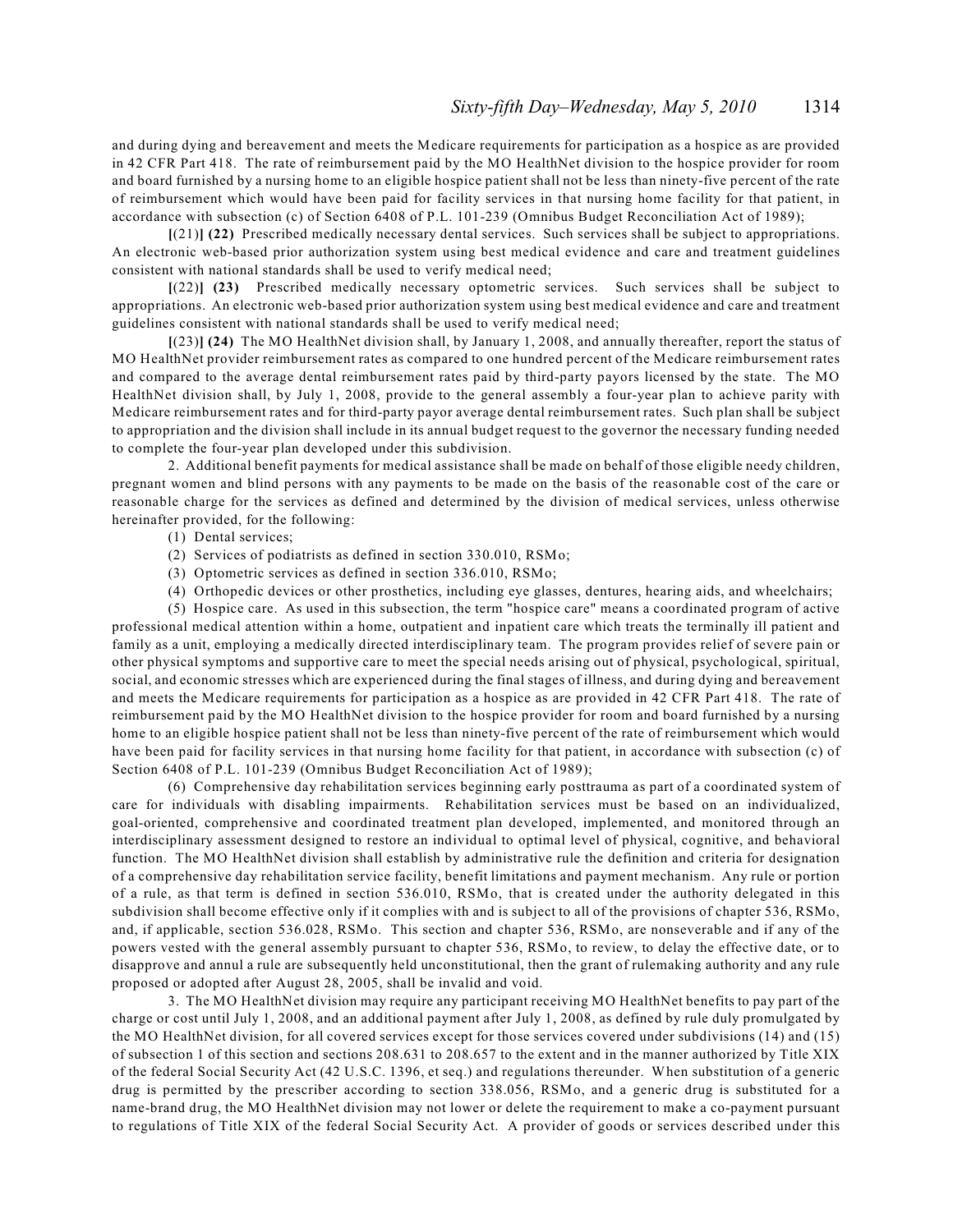and during dying and bereavement and meets the Medicare requirements for participation as a hospice as are provided in 42 CFR Part 418. The rate of reimbursement paid by the MO HealthNet division to the hospice provider for room and board furnished by a nursing home to an eligible hospice patient shall not be less than ninety-five percent of the rate of reimbursement which would have been paid for facility services in that nursing home facility for that patient, in accordance with subsection (c) of Section 6408 of P.L. 101-239 (Omnibus Budget Reconciliation Act of 1989);

**[**(21)**] (22)** Prescribed medically necessary dental services. Such services shall be subject to appropriations. An electronic web-based prior authorization system using best medical evidence and care and treatment guidelines consistent with national standards shall be used to verify medical need;

**[**(22)**] (23)** Prescribed medically necessary optometric services. Such services shall be subject to appropriations. An electronic web-based prior authorization system using best medical evidence and care and treatment guidelines consistent with national standards shall be used to verify medical need;

**[**(23)**] (24)** The MO HealthNet division shall, by January 1, 2008, and annually thereafter, report the status of MO HealthNet provider reimbursement rates as compared to one hundred percent of the Medicare reimbursement rates and compared to the average dental reimbursement rates paid by third-party payors licensed by the state. The MO HealthNet division shall, by July 1, 2008, provide to the general assembly a four-year plan to achieve parity with Medicare reimbursement rates and for third-party payor average dental reimbursement rates. Such plan shall be subject to appropriation and the division shall include in its annual budget request to the governor the necessary funding needed to complete the four-year plan developed under this subdivision.

2. Additional benefit payments for medical assistance shall be made on behalf of those eligible needy children, pregnant women and blind persons with any payments to be made on the basis of the reasonable cost of the care or reasonable charge for the services as defined and determined by the division of medical services, unless otherwise hereinafter provided, for the following:

(1) Dental services;

(2) Services of podiatrists as defined in section 330.010, RSMo;

(3) Optometric services as defined in section 336.010, RSMo;

(4) Orthopedic devices or other prosthetics, including eye glasses, dentures, hearing aids, and wheelchairs;

(5) Hospice care. As used in this subsection, the term "hospice care" means a coordinated program of active professional medical attention within a home, outpatient and inpatient care which treats the terminally ill patient and family as a unit, employing a medically directed interdisciplinary team. The program provides relief of severe pain or other physical symptoms and supportive care to meet the special needs arising out of physical, psychological, spiritual, social, and economic stresses which are experienced during the final stages of illness, and during dying and bereavement and meets the Medicare requirements for participation as a hospice as are provided in 42 CFR Part 418. The rate of reimbursement paid by the MO HealthNet division to the hospice provider for room and board furnished by a nursing home to an eligible hospice patient shall not be less than ninety-five percent of the rate of reimbursement which would have been paid for facility services in that nursing home facility for that patient, in accordance with subsection (c) of Section 6408 of P.L. 101-239 (Omnibus Budget Reconciliation Act of 1989);

(6) Comprehensive day rehabilitation services beginning early posttrauma as part of a coordinated system of care for individuals with disabling impairments. Rehabilitation services must be based on an individualized, goal-oriented, comprehensive and coordinated treatment plan developed, implemented, and monitored through an interdisciplinary assessment designed to restore an individual to optimal level of physical, cognitive, and behavioral function. The MO HealthNet division shall establish by administrative rule the definition and criteria for designation of a comprehensive day rehabilitation service facility, benefit limitations and payment mechanism. Any rule or portion of a rule, as that term is defined in section 536.010, RSMo, that is created under the authority delegated in this subdivision shall become effective only if it complies with and is subject to all of the provisions of chapter 536, RSMo, and, if applicable, section 536.028, RSMo. This section and chapter 536, RSMo, are nonseverable and if any of the powers vested with the general assembly pursuant to chapter 536, RSMo, to review, to delay the effective date, or to disapprove and annul a rule are subsequently held unconstitutional, then the grant of rulemaking authority and any rule proposed or adopted after August 28, 2005, shall be invalid and void.

3. The MO HealthNet division may require any participant receiving MO HealthNet benefits to pay part of the charge or cost until July 1, 2008, and an additional payment after July 1, 2008, as defined by rule duly promulgated by the MO HealthNet division, for all covered services except for those services covered under subdivisions (14) and (15) of subsection 1 of this section and sections 208.631 to 208.657 to the extent and in the manner authorized by Title XIX of the federal Social Security Act (42 U.S.C. 1396, et seq.) and regulations thereunder. When substitution of a generic drug is permitted by the prescriber according to section 338.056, RSMo, and a generic drug is substituted for a name-brand drug, the MO HealthNet division may not lower or delete the requirement to make a co-payment pursuant to regulations of Title XIX of the federal Social Security Act. A provider of goods or services described under this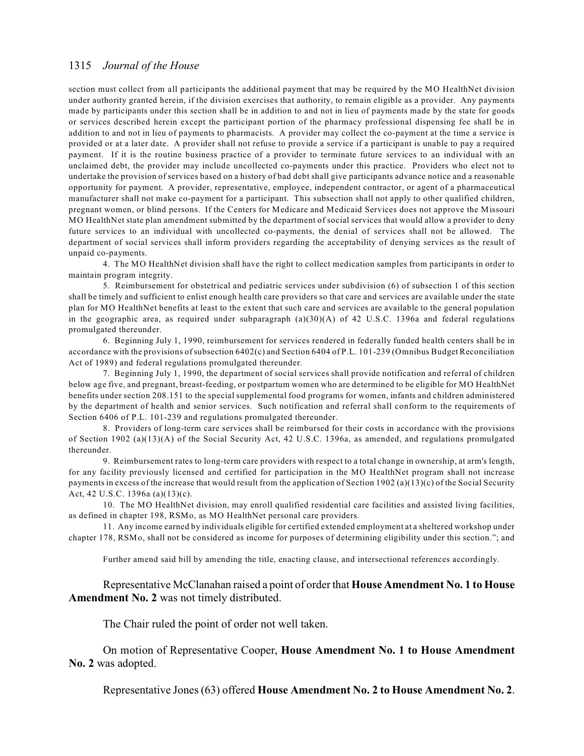section must collect from all participants the additional payment that may be required by the MO HealthNet division under authority granted herein, if the division exercises that authority, to remain eligible as a provider. Any payments made by participants under this section shall be in addition to and not in lieu of payments made by the state for goods or services described herein except the participant portion of the pharmacy professional dispensing fee shall be in addition to and not in lieu of payments to pharmacists. A provider may collect the co-payment at the time a service is provided or at a later date. A provider shall not refuse to provide a service if a participant is unable to pay a required payment. If it is the routine business practice of a provider to terminate future services to an individual with an unclaimed debt, the provider may include uncollected co-payments under this practice. Providers who elect not to undertake the provision of services based on a history of bad debt shall give participants advance notice and a reasonable opportunity for payment. A provider, representative, employee, independent contractor, or agent of a pharmaceutical manufacturer shall not make co-payment for a participant. This subsection shall not apply to other qualified children, pregnant women, or blind persons. If the Centers for Medicare and Medicaid Services does not approve the Missouri MO HealthNet state plan amendment submitted by the department of social services that would allow a provider to deny future services to an individual with uncollected co-payments, the denial of services shall not be allowed. The department of social services shall inform providers regarding the acceptability of denying services as the result of unpaid co-payments.

4. The MO HealthNet division shall have the right to collect medication samples from participants in order to maintain program integrity.

5. Reimbursement for obstetrical and pediatric services under subdivision (6) of subsection 1 of this section shall be timely and sufficient to enlist enough health care providers so that care and services are available under the state plan for MO HealthNet benefits at least to the extent that such care and services are available to the general population in the geographic area, as required under subparagraph (a)(30)(A) of 42 U.S.C. 1396a and federal regulations promulgated thereunder.

6. Beginning July 1, 1990, reimbursement for services rendered in federally funded health centers shall be in accordance with the provisions of subsection 6402(c) and Section 6404 of P.L. 101-239 (Omnibus Budget Reconciliation Act of 1989) and federal regulations promulgated thereunder.

7. Beginning July 1, 1990, the department of social services shall provide notification and referral of children below age five, and pregnant, breast-feeding, or postpartum women who are determined to be eligible for MO HealthNet benefits under section 208.151 to the special supplemental food programs for women, infants and children administered by the department of health and senior services. Such notification and referral shall conform to the requirements of Section 6406 of P.L. 101-239 and regulations promulgated thereunder.

8. Providers of long-term care services shall be reimbursed for their costs in accordance with the provisions of Section 1902 (a)(13)(A) of the Social Security Act, 42 U.S.C. 1396a, as amended, and regulations promulgated thereunder.

9. Reimbursement rates to long-term care providers with respect to a total change in ownership, at arm's length, for any facility previously licensed and certified for participation in the MO HealthNet program shall not increase payments in excess of the increase that would result from the application of Section 1902 (a)(13)(c) of the Social Security Act, 42 U.S.C. 1396a (a)(13)(c).

10. The MO HealthNet division, may enroll qualified residential care facilities and assisted living facilities, as defined in chapter 198, RSMo, as MO HealthNet personal care providers.

11. Any income earned by individuals eligible for certified extended employment at a sheltered workshop under chapter 178, RSMo, shall not be considered as income for purposes of determining eligibility under this section."; and

Further amend said bill by amending the title, enacting clause, and intersectional references accordingly.

Representative McClanahan raised a point of order that **House Amendment No. 1 to House Amendment No. 2** was not timely distributed.

The Chair ruled the point of order not well taken.

On motion of Representative Cooper, **House Amendment No. 1 to House Amendment No. 2** was adopted.

Representative Jones (63) offered **House Amendment No. 2 to House Amendment No. 2**.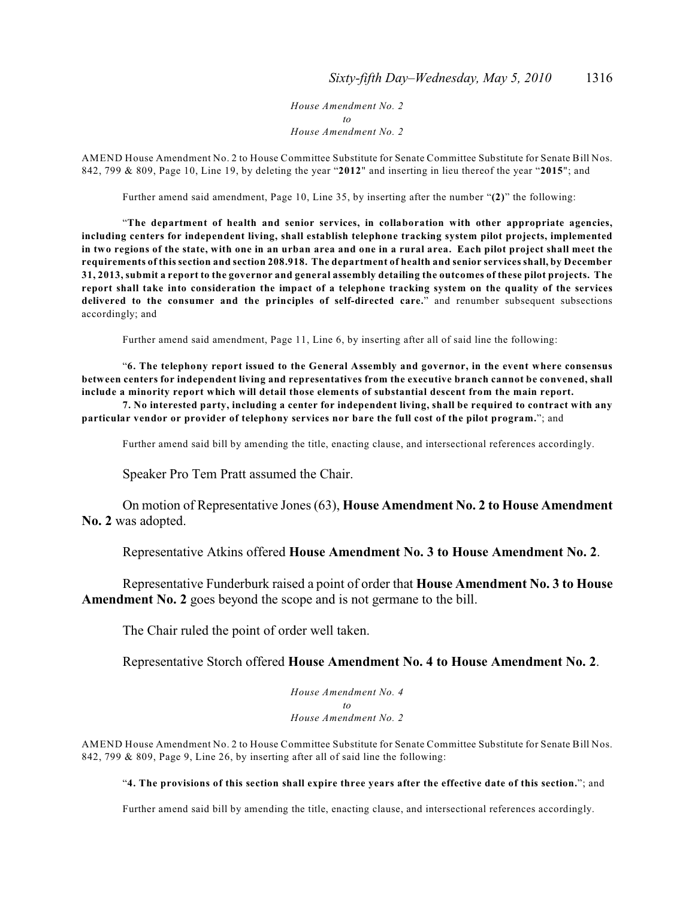*House Amendment No. 2*
*to*
*House Amendment No. 2*

AMEND House Amendment No. 2 to House Committee Substitute for Senate Committee Substitute for Senate Bill Nos. 842, 799 & 809, Page 10, Line 19, by deleting the year "**2012**" and inserting in lieu thereof the year "**2015**"; and

Further amend said amendment, Page 10, Line 35, by inserting after the number "**(2)**" the following:

"**The department of health and senior services, in collaboration with other appropriate agencies, including centers for independent living, shall establish telephone tracking system pilot projects, implemented in two regions of the state, with one in an urban area and one in a rural area. Each pilot project shall meet the requirements of this section and section 208.918. The department of health and senior services shall, by December 31, 2013, submit a report to the governor and general assembly detailing the outcomes of these pilot projects. The report shall take into consideration the impact of a telephone tracking system on the quality of the services delivered to the consumer and the principles of self-directed care.**" and renumber subsequent subsections accordingly; and

Further amend said amendment, Page 11, Line 6, by inserting after all of said line the following:

"**6. The telephony report issued to the General Assembly and governor, in the event where consensus between centers for independent living and representatives from the executive branch cannot be convened, shall include a minority report which will detail those elements of substantial descent from the main report.**

**7. No interested party, including a center for independent living, shall be required to contract with any particular vendor or provider of telephony services nor bare the full cost of the pilot program.**"; and

Further amend said bill by amending the title, enacting clause, and intersectional references accordingly.

Speaker Pro Tem Pratt assumed the Chair.

On motion of Representative Jones (63), **House Amendment No. 2 to House Amendment No. 2** was adopted.

Representative Atkins offered **House Amendment No. 3 to House Amendment No. 2**.

Representative Funderburk raised a point of order that **House Amendment No. 3 to House Amendment No. 2** goes beyond the scope and is not germane to the bill.

The Chair ruled the point of order well taken.

Representative Storch offered **House Amendment No. 4 to House Amendment No. 2**.

*House Amendment No. 4*
*to*
*House Amendment No. 2*

AMEND House Amendment No. 2 to House Committee Substitute for Senate Committee Substitute for Senate Bill Nos. 842, 799 & 809, Page 9, Line 26, by inserting after all of said line the following:

"**4. The provisions of this section shall expire three years after the effective date of this section.**"; and

Further amend said bill by amending the title, enacting clause, and intersectional references accordingly.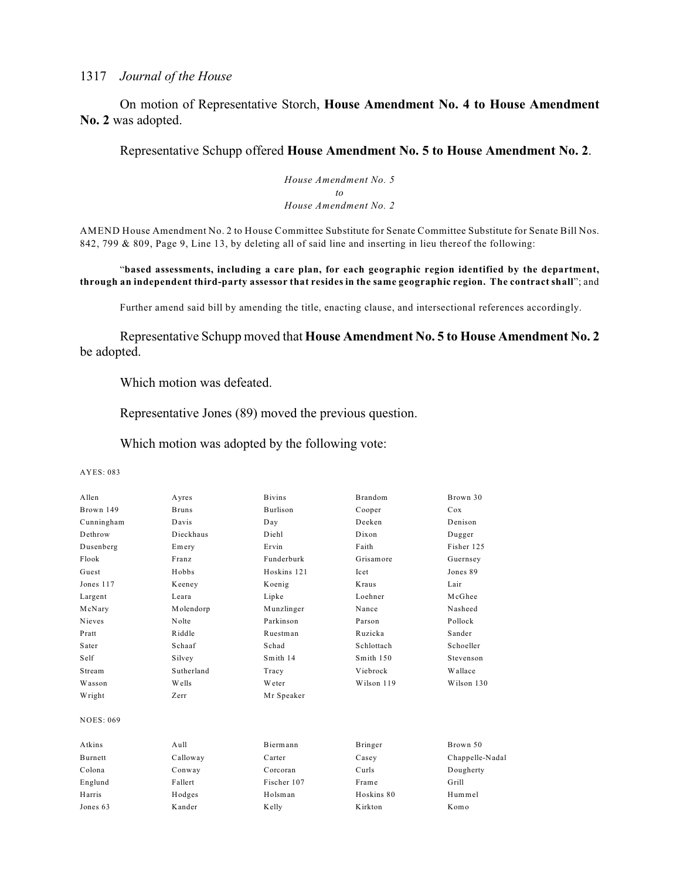On motion of Representative Storch, **House Amendment No. 4 to House Amendment No. 2** was adopted.

Representative Schupp offered **House Amendment No. 5 to House Amendment No. 2**.

*House Amendment No. 5*
*to*
*House Amendment No. 2*

AMEND House Amendment No. 2 to House Committee Substitute for Senate Committee Substitute for Senate Bill Nos. 842, 799 & 809, Page 9, Line 13, by deleting all of said line and inserting in lieu thereof the following:

"**based assessments, including a care plan, for each geographic region identified by the department, through an independent third-party assessor that resides in the same geographic region. The contract shall**"; and

Further amend said bill by amending the title, enacting clause, and intersectional references accordingly.

Representative Schupp moved that **House Amendment No. 5 to House Amendment No. 2** be adopted.

Which motion was defeated.

Representative Jones (89) moved the previous question.

Which motion was adopted by the following vote:

AYES: 083

| | | | | |
|---|---|---|---|---|
| Allen | Ayres | Bivins | Brandom | Brown 30 |
| Brown 149 | Bruns | Burlison | Cooper | Cox |
| Cunningham | Davis | Day | Deeken | Denison |
| Dethrow | Dieckhaus | Diehl | Dixon | Dugger |
| Dusenberg | Emery | Ervin | Faith | Fisher 125 |
| Flook | Franz | Funderburk | Grisamore | Guernsey |
| Guest | Hobbs | Hoskins 121 | Icet | Jones 89 |
| Jones 117 | Keeney | Koenig | Kraus | Lair |
| Largent | Leara | Lipke | Loehner | McGhee |
| McNary | Molendorp | Munzlinger | Nance | Nasheed |
| Nieves | Nolte | Parkinson | Parson | Pollock |
| Pratt | Riddle | Ruestman | Ruzicka | Sander |
| Sater | Schaaf | Schad | Schlottach | Schoeller |
| Self | Silvey | Smith 14 | Smith 150 | Stevenson |
| Stream | Sutherland | Tracy | Viebrock | Wallace |
| Wasson | Wells | Weter | Wilson 119 | Wilson 130 |
| Wright | Zerr | Mr Speaker | | |

NOES: 069

| | | | | |
|---|---|---|---|---|
| Atkins | Aull | Biermann | Bringer | Brown 50 |
| Burnett | Calloway | Carter | Casey | Chappelle-Nadal |
| Colona | Conway | Corcoran | Curls | Dougherty |
| Englund | Fallert | Fischer 107 | Frame | Grill |
| Harris | Hodges | Holsman | Hoskins 80 | Hummel |
| Jones 63 | Kander | Kelly | Kirkton | Komo |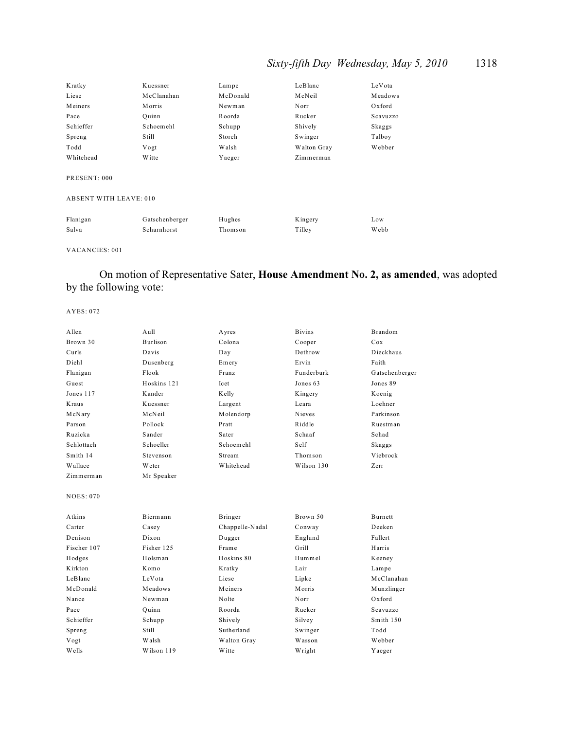| | | | | |
|---|---|---|---|---|
| Kratky | Kuessner | Lampe | LeBlanc | LeVota |
| Liese | McClanahan | McDonald | McNeil | Meadows |
| Meiners | Morris | Newman | Norr | Oxford |
| Pace | Quinn | Roorda | Rucker | Scavuzzo |
| Schieffer | Schoemehl | Schupp | Shively | Skaggs |
| Spreng | Still | Storch | Swinger | Talboy |
| Todd | Vogt | Walsh | Walton Gray | Webber |
| Whitehead | Witte | Yaeger | Zimmerman | |

PRESENT: 000

ABSENT WITH LEAVE: 010

| | | | | |
|---|---|---|---|---|
| Flanigan | Gatschenberger | Hughes | Kingery | Low |
| Salva | Scharnhorst | Thomson | Tilley | Webb |

VACANCIES: 001

On motion of Representative Sater, **House Amendment No. 2, as amended**, was adopted by the following vote:

AYES: 072

| | | | | |
|---|---|---|---|---|
| Allen | Aull | Ayres | Bivins | Brandom |
| Brown 30 | Burlison | Colona | Cooper | Cox |
| Curls | Davis | Day | Dethrow | Dieckhaus |
| Diehl | Dusenberg | Emery | Ervin | Faith |
| Flanigan | Flook | Franz | Funderburk | Gatschenberger |
| Guest | Hoskins 121 | Icet | Jones 63 | Jones 89 |
| Jones 117 | Kander | Kelly | Kingery | Koenig |
| Kraus | Kuessner | Largent | Leara | Loehner |
| McNary | McNeil | Molendorp | Nieves | Parkinson |
| Parson | Pollock | Pratt | Riddle | Ruestman |
| Ruzicka | Sander | Sater | Schaaf | Schad |
| Schlottach | Schoeller | Schoemehl | Self | Skaggs |
| Smith 14 | Stevenson | Stream | Thomson | Viebrock |
| Wallace | Weter | Whitehead | Wilson 130 | Zerr |
| Zimmerman | Mr Speaker | | | |

NOES: 070

| | | | | |
|---|---|---|---|---|
| Atkins | Biermann | Bringer | Brown 50 | Burnett |
| Carter | Casey | Chappelle-Nadal | Conway | Deeken |
| Denison | Dixon | Dugger | Englund | Fallert |
| Fischer 107 | Fisher 125 | Frame | Grill | Harris |
| Hodges | Holsman | Hoskins 80 | Hummel | Keeney |
| Kirkton | Komo | Kratky | Lair | Lampe |
| LeBlanc | LeVota | Liese | Lipke | McClanahan |
| McDonald | Meadows | Meiners | Morris | Munzlinger |
| Nance | Newman | Nolte | Norr | Oxford |
| Pace | Quinn | Roorda | Rucker | Scavuzzo |
| Schieffer | Schupp | Shively | Silvey | Smith 150 |
| Spreng | Still | Sutherland | Swinger | Todd |
| Vogt | Walsh | Walton Gray | Wasson | Webber |
| Wells | Wilson 119 | Witte | Wright | Yaeger |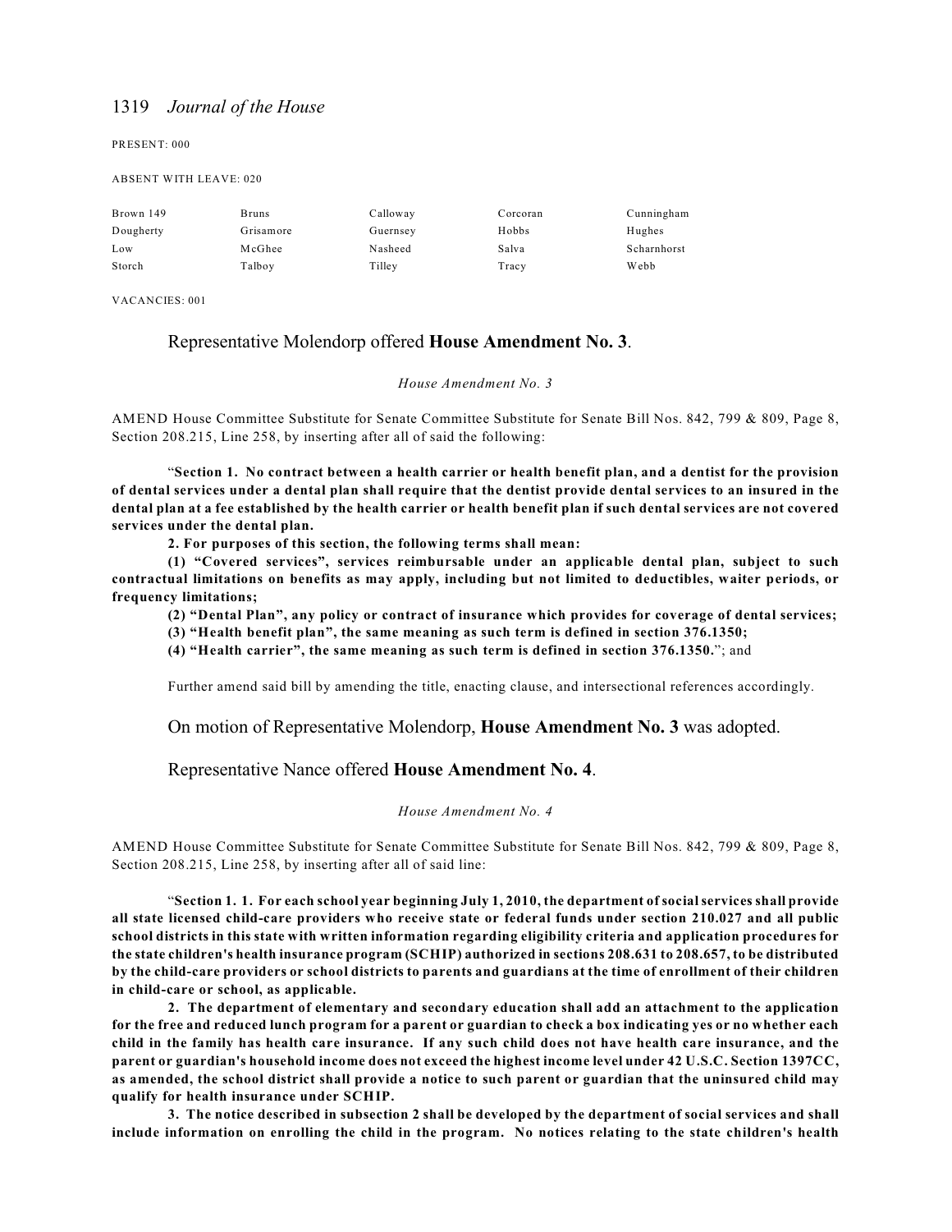PRESENT: 000

ABSENT WITH LEAVE: 020

| | | | | |
|---|---|---|---|---|
| Brown 149 | Bruns | Calloway | Corcoran | Cunningham |
| Dougherty | Grisamore | Guernsey | Hobbs | Hughes |
| Low | McGhee | Nasheed | Salva | Scharnhorst |
| Storch | Talboy | Tilley | Tracy | Webb |

VACANCIES: 001

Representative Molendorp offered **House Amendment No. 3**.

*House Amendment No. 3*

AMEND House Committee Substitute for Senate Committee Substitute for Senate Bill Nos. 842, 799 & 809, Page 8, Section 208.215, Line 258, by inserting after all of said the following:

"**Section 1. No contract between a health carrier or health benefit plan, and a dentist for the provision of dental services under a dental plan shall require that the dentist provide dental services to an insured in the dental plan at a fee established by the health carrier or health benefit plan if such dental services are not covered services under the dental plan.**

**2. For purposes of this section, the following terms shall mean:**

**(1) "Covered services", services reimbursable under an applicable dental plan, subject to such contractual limitations on benefits as may apply, including but not limited to deductibles, waiter periods, or frequency limitations;**

**(2) "Dental Plan", any policy or contract of insurance which provides for coverage of dental services;**

**(3) "Health benefit plan", the same meaning as such term is defined in section 376.1350;**

**(4) "Health carrier", the same meaning as such term is defined in section 376.1350.**"; and

Further amend said bill by amending the title, enacting clause, and intersectional references accordingly.

On motion of Representative Molendorp, **House Amendment No. 3** was adopted.

Representative Nance offered **House Amendment No. 4**.

*House Amendment No. 4*

AMEND House Committee Substitute for Senate Committee Substitute for Senate Bill Nos. 842, 799 & 809, Page 8, Section 208.215, Line 258, by inserting after all of said line:

"**Section 1. 1. For each school year beginning July 1, 2010, the department of social services shall provide all state licensed child-care providers who receive state or federal funds under section 210.027 and all public school districts in this state with written information regarding eligibility criteria and application procedures for the state children's health insurance program (SCHIP) authorized in sections 208.631 to 208.657, to be distributed by the child-care providers or school districts to parents and guardians at the time of enrollment of their children in child-care or school, as applicable.**

**2. The department of elementary and secondary education shall add an attachment to the application for the free and reduced lunch program for a parent or guardian to check a box indicating yes or no whether each child in the family has health care insurance. If any such child does not have health care insurance, and the parent or guardian's household income does not exceed the highest income level under 42 U.S.C. Section 1397CC, as amended, the school district shall provide a notice to such parent or guardian that the uninsured child may qualify for health insurance under SCHIP.**

**3. The notice described in subsection 2 shall be developed by the department of social services and shall include information on enrolling the child in the program. No notices relating to the state children's health**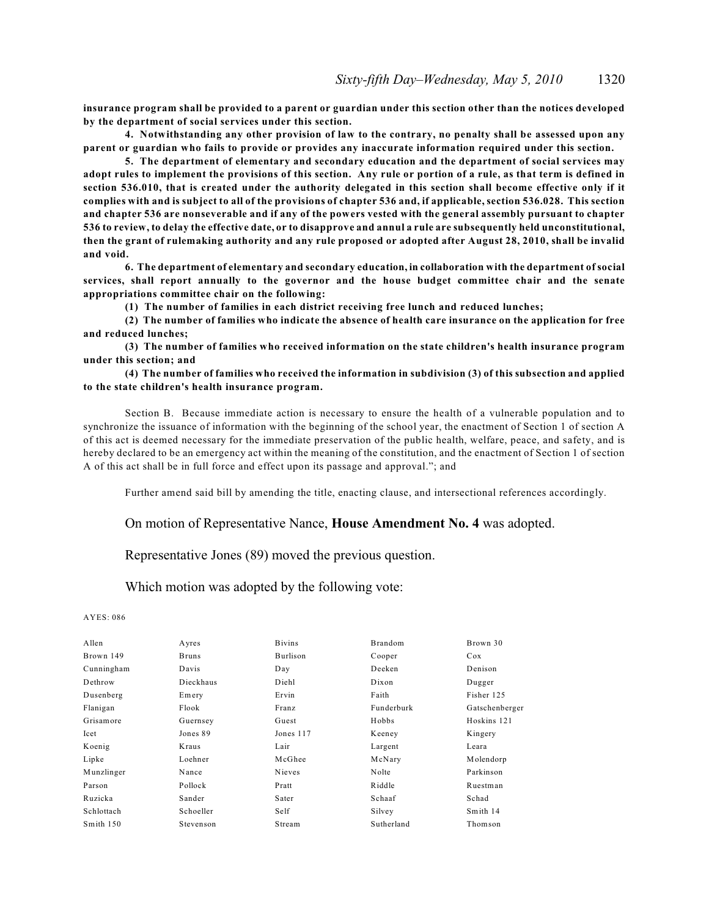**insurance program shall be provided to a parent or guardian under this section other than the notices developed by the department of social services under this section.**

**4. Notwithstanding any other provision of law to the contrary, no penalty shall be assessed upon any parent or guardian who fails to provide or provides any inaccurate information required under this section.**

**5. The department of elementary and secondary education and the department of social services may adopt rules to implement the provisions of this section. Any rule or portion of a rule, as that term is defined in section 536.010, that is created under the authority delegated in this section shall become effective only if it complies with and is subject to all of the provisions of chapter 536 and, if applicable, section 536.028. This section and chapter 536 are nonseverable and if any of the powers vested with the general assembly pursuant to chapter 536 to review, to delay the effective date, or to disapprove and annul a rule are subsequently held unconstitutional, then the grant of rulemaking authority and any rule proposed or adopted after August 28, 2010, shall be invalid and void.**

**6. The department of elementary and secondary education, in collaboration with the department of social services, shall report annually to the governor and the house budget committee chair and the senate appropriations committee chair on the following:**

**(1) The number of families in each district receiving free lunch and reduced lunches;**

**(2) The number of families who indicate the absence of health care insurance on the application for free and reduced lunches;**

**(3) The number of families who received information on the state children's health insurance program under this section; and**

**(4) The number of families who received the information in subdivision (3) of this subsection and applied to the state children's health insurance program.**

Section B. Because immediate action is necessary to ensure the health of a vulnerable population and to synchronize the issuance of information with the beginning of the school year, the enactment of Section 1 of section A of this act is deemed necessary for the immediate preservation of the public health, welfare, peace, and safety, and is hereby declared to be an emergency act within the meaning of the constitution, and the enactment of Section 1 of section A of this act shall be in full force and effect upon its passage and approval."; and

Further amend said bill by amending the title, enacting clause, and intersectional references accordingly.

On motion of Representative Nance, **House Amendment No. 4** was adopted.

Representative Jones (89) moved the previous question.

Which motion was adopted by the following vote:

AYES: 086

| | | | | |
|---|---|---|---|---|
| Allen | Ayres | Bivins | Brandom | Brown 30 |
| Brown 149 | Bruns | Burlison | Cooper | Cox |
| Cunningham | Davis | Day | Deeken | Denison |
| Dethrow | Dieckhaus | Diehl | Dixon | Dugger |
| Dusenberg | Emery | Ervin | Faith | Fisher 125 |
| Flanigan | Flook | Franz | Funderburk | Gatschenberger |
| Grisamore | Guernsey | Guest | Hobbs | Hoskins 121 |
| Icet | Jones 89 | Jones 117 | Keeney | Kingery |
| Koenig | Kraus | Lair | Largent | Leara |
| Lipke | Loehner | McGhee | McNary | Molendorp |
| Munzlinger | Nance | Nieves | Nolte | Parkinson |
| Parson | Pollock | Pratt | Riddle | Ruestman |
| Ruzicka | Sander | Sater | Schaaf | Schad |
| Schlottach | Schoeller | Self | Silvey | Smith 14 |
| Smith 150 | Stevenson | Stream | Sutherland | Thomson |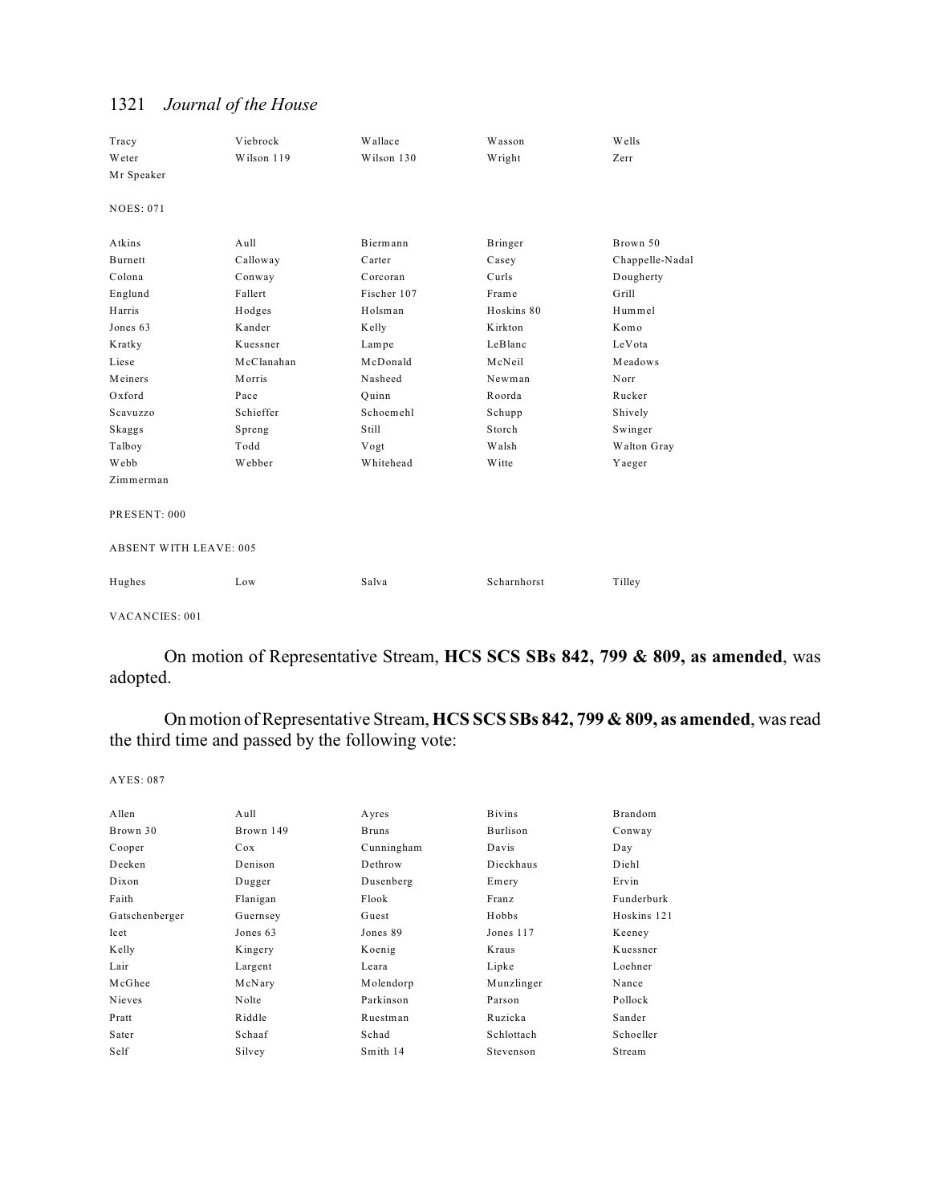| | | | | |
|---|---|---|---|---|
| Tracy | Viebrock | Wallace | Wasson | Wells |
| Weter | Wilson 119 | Wilson 130 | Wright | Zerr |
| Mr Speaker | | | | |

NOES: 071

| | | | | |
|---|---|---|---|---|
| Atkins | Aull | Biermann | Bringer | Brown 50 |
| Burnett | Calloway | Carter | Casey | Chappelle-Nadal |
| Colona | Conway | Corcoran | Curls | Dougherty |
| Englund | Fallert | Fischer 107 | Frame | Grill |
| Harris | Hodges | Holsman | Hoskins 80 | Hummel |
| Jones 63 | Kander | Kelly | Kirkton | Komo |
| Kratky | Kuessner | Lampe | LeBlanc | LeVota |
| Liese | McClanahan | McDonald | McNeil | Meadows |
| Meiners | Morris | Nasheed | Newman | Norr |
| Oxford | Pace | Quinn | Roorda | Rucker |
| Scavuzzo | Schieffer | Schoemehl | Schupp | Shively |
| Skaggs | Spreng | Still | Storch | Swinger |
| Talboy | Todd | Vogt | Walsh | Walton Gray |
| Webb | Webber | Whitehead | Witte | Yaeger |
| Zimmerman | | | | |

PRESENT: 000

ABSENT WITH LEAVE: 005

| | | | | |
|---|---|---|---|---|
| Hughes | Low | Salva | Scharnhorst | Tilley |

VACANCIES: 001

On motion of Representative Stream, **HCS SCS SBs 842, 799 & 809, as amended**, was adopted.

On motion of Representative Stream, **HCS SCS SBs 842, 799 & 809, as amended**, was read the third time and passed by the following vote:

AYES: 087

| | | | | |
|---|---|---|---|---|
| Allen | Aull | Ayres | Bivins | Brandom |
| Brown 30 | Brown 149 | Bruns | Burlison | Conway |
| Cooper | Cox | Cunningham | Davis | Day |
| Deeken | Denison | Dethrow | Dieckhaus | Diehl |
| Dixon | Dugger | Dusenberg | Emery | Ervin |
| Faith | Flanigan | Flook | Franz | Funderburk |
| Gatschenberger | Guernsey | Guest | Hobbs | Hoskins 121 |
| Icet | Jones 63 | Jones 89 | Jones 117 | Keeney |
| Kelly | Kingery | Koenig | Kraus | Kuessner |
| Lair | Largent | Leara | Lipke | Loehner |
| McGhee | McNary | Molendorp | Munzlinger | Nance |
| Nieves | Nolte | Parkinson | Parson | Pollock |
| Pratt | Riddle | Ruestman | Ruzicka | Sander |
| Sater | Schaaf | Schad | Schlottach | Schoeller |
| Self | Silvey | Smith 14 | Stevenson | Stream |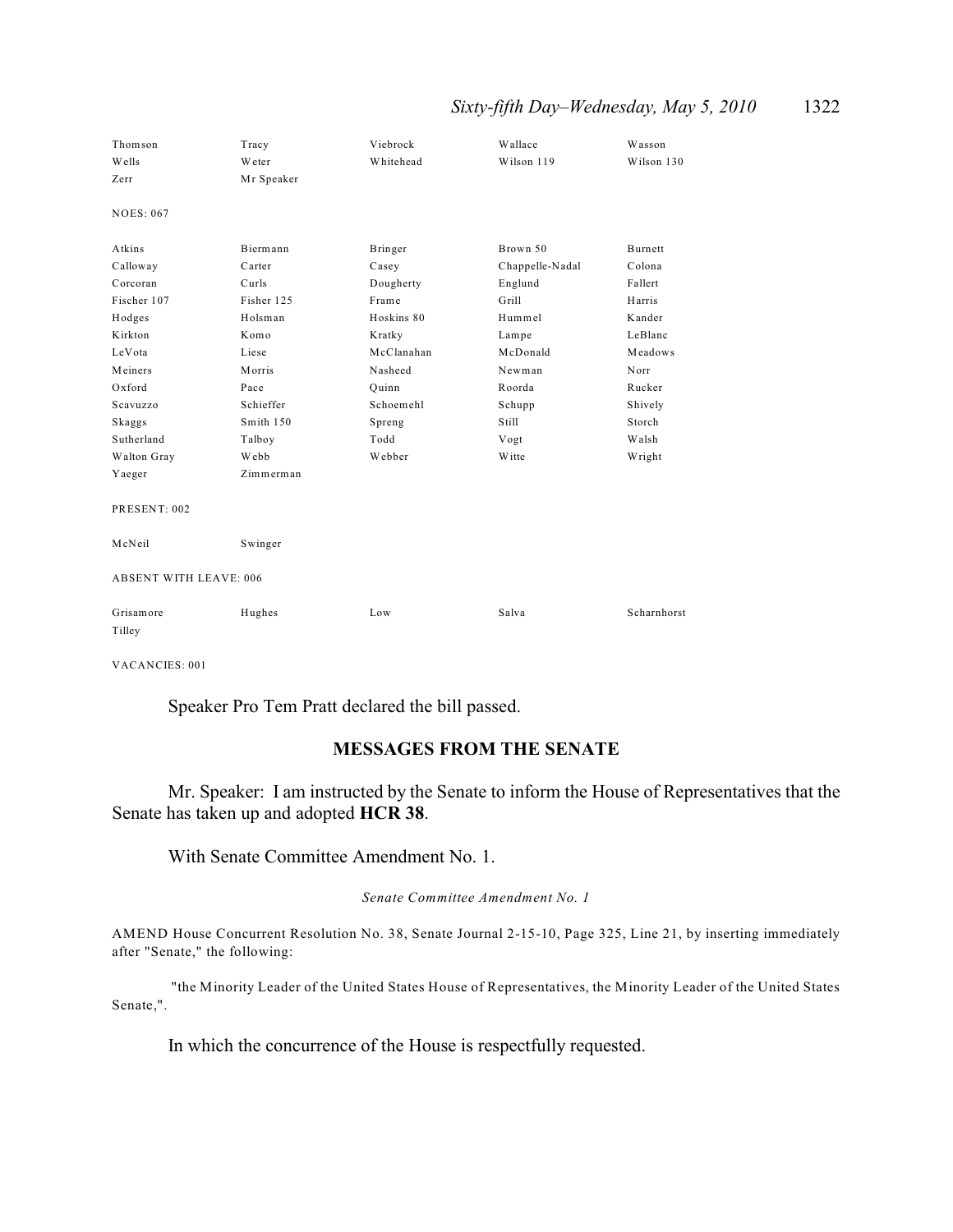| | | | | |
|---|---|---|---|---|
| Thomson | Tracy | Viebrock | Wallace | Wasson |
| Wells | Weter | Whitehead | Wilson 119 | Wilson 130 |
| Zerr | Mr Speaker | | | |

NOES: 067

| | | | | |
|---|---|---|---|---|
| Atkins | Biermann | Bringer | Brown 50 | Burnett |
| Calloway | Carter | Casey | Chappelle-Nadal | Colona |
| Corcoran | Curls | Dougherty | Englund | Fallert |
| Fischer 107 | Fisher 125 | Frame | Grill | Harris |
| Hodges | Holsman | Hoskins 80 | Hummel | Kander |
| Kirkton | Komo | Kratky | Lampe | LeBlanc |
| LeVota | Liese | McClanahan | McDonald | Meadows |
| Meiners | Morris | Nasheed | Newman | Norr |
| Oxford | Pace | Quinn | Roorda | Rucker |
| Scavuzzo | Schieffer | Schoemehl | Schupp | Shively |
| Skaggs | Smith 150 | Spreng | Still | Storch |
| Sutherland | Talboy | Todd | Vogt | Walsh |
| Walton Gray | Webb | Webber | Witte | Wright |
| Yaeger | Zimmerman | | | |

PRESENT: 002

| | |
|---|---|
| McNeil | Swinger |

ABSENT WITH LEAVE: 006

| | | | | |
|---|---|---|---|---|
| Grisamore | Hughes | Low | Salva | Scharnhorst |
| Tilley | | | | |

VACANCIES: 001

Speaker Pro Tem Pratt declared the bill passed.

## MESSAGES FROM THE SENATE

Mr. Speaker: I am instructed by the Senate to inform the House of Representatives that the Senate has taken up and adopted **HCR 38**.

With Senate Committee Amendment No. 1.

*Senate Committee Amendment No. 1*

AMEND House Concurrent Resolution No. 38, Senate Journal 2-15-10, Page 325, Line 21, by inserting immediately after "Senate," the following:

"the Minority Leader of the United States House of Representatives, the Minority Leader of the United States Senate,".

In which the concurrence of the House is respectfully requested.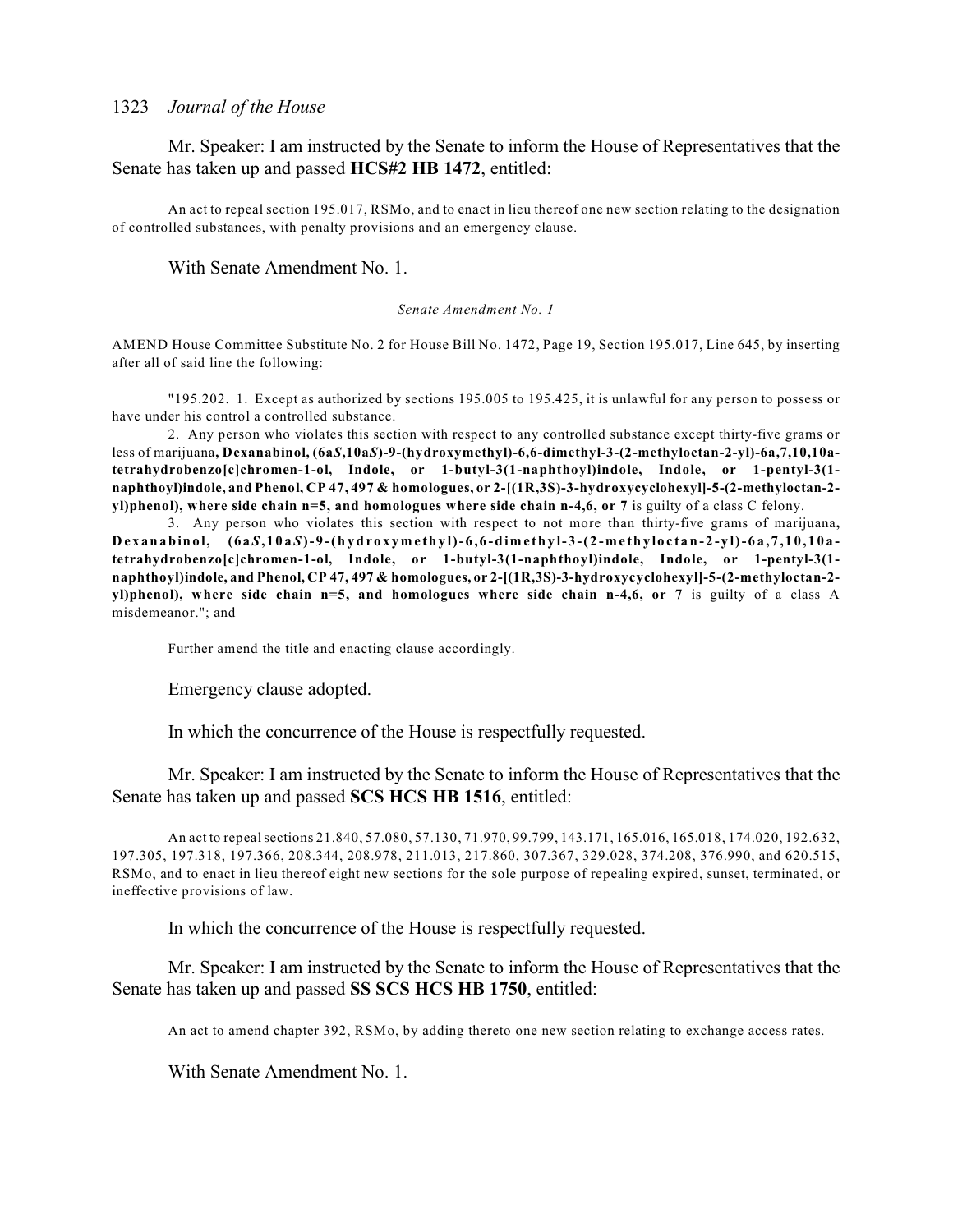Mr. Speaker: I am instructed by the Senate to inform the House of Representatives that the Senate has taken up and passed **HCS#2 HB 1472**, entitled:

An act to repeal section 195.017, RSMo, and to enact in lieu thereof one new section relating to the designation of controlled substances, with penalty provisions and an emergency clause.

With Senate Amendment No. 1.

*Senate Amendment No. 1*

AMEND House Committee Substitute No. 2 for House Bill No. 1472, Page 19, Section 195.017, Line 645, by inserting after all of said line the following:

"195.202. 1. Except as authorized by sections 195.005 to 195.425, it is unlawful for any person to possess or have under his control a controlled substance.

2. Any person who violates this section with respect to any controlled substance except thirty-five grams or less of marijuana**, Dexanabinol, (6a*S*,10a*S*)-9-(hydroxymethyl)-6,6-dimethyl-3-(2-methyloctan-2-yl)-6a,7,10,10a-tetrahydrobenzo[c]chromen-1-ol, Indole, or 1-butyl-3(1-naphthoyl)indole, Indole, or 1-pentyl-3(1-naphthoyl)indole, and Phenol, CP 47, 497 & homologues, or 2-[(1R,3S)-3-hydroxycyclohexyl]-5-(2-methyloctan-2-yl)phenol), where side chain n=5, and homologues where side chain n-4,6, or 7** is guilty of a class C felony.

3. Any person who violates this section with respect to not more than thirty-five grams of marijuana**, Dexanabinol, (6a*S*,10a*S*)-9-(hydroxymethyl)-6,6-dimethyl-3-(2-methyloctan-2-yl)-6a,7,10,10a-tetrahydrobenzo[c]chromen-1-ol, Indole, or 1-butyl-3(1-naphthoyl)indole, Indole, or 1-pentyl-3(1-naphthoyl)indole, and Phenol, CP 47, 497 & homologues, or 2-[(1R,3S)-3-hydroxycyclohexyl]-5-(2-methyloctan-2-yl)phenol), where side chain n=5, and homologues where side chain n-4,6, or 7** is guilty of a class A misdemeanor."; and

Further amend the title and enacting clause accordingly.

Emergency clause adopted.

In which the concurrence of the House is respectfully requested.

Mr. Speaker: I am instructed by the Senate to inform the House of Representatives that the Senate has taken up and passed **SCS HCS HB 1516**, entitled:

An act to repeal sections 21.840, 57.080, 57.130, 71.970, 99.799, 143.171, 165.016, 165.018, 174.020, 192.632, 197.305, 197.318, 197.366, 208.344, 208.978, 211.013, 217.860, 307.367, 329.028, 374.208, 376.990, and 620.515, RSMo, and to enact in lieu thereof eight new sections for the sole purpose of repealing expired, sunset, terminated, or ineffective provisions of law.

In which the concurrence of the House is respectfully requested.

Mr. Speaker: I am instructed by the Senate to inform the House of Representatives that the Senate has taken up and passed **SS SCS HCS HB 1750**, entitled:

An act to amend chapter 392, RSMo, by adding thereto one new section relating to exchange access rates.

With Senate Amendment No. 1.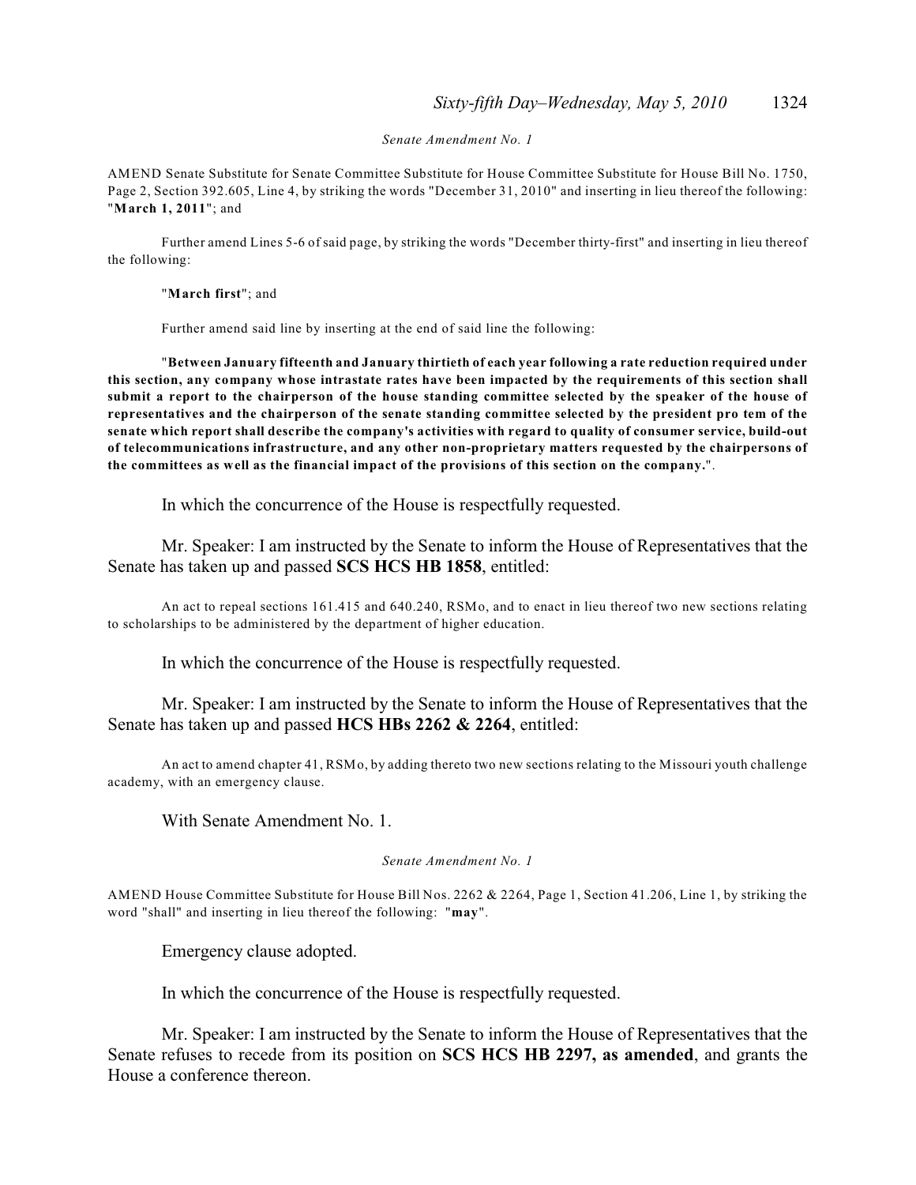*Senate Amendment No. 1*

AMEND Senate Substitute for Senate Committee Substitute for House Committee Substitute for House Bill No. 1750, Page 2, Section 392.605, Line 4, by striking the words "December 31, 2010" and inserting in lieu thereof the following: "**March 1, 2011**"; and

Further amend Lines 5-6 of said page, by striking the words "December thirty-first" and inserting in lieu thereof the following:

"**March first**"; and

Further amend said line by inserting at the end of said line the following:

"**Between January fifteenth and January thirtieth of each year following a rate reduction required under this section, any company whose intrastate rates have been impacted by the requirements of this section shall submit a report to the chairperson of the house standing committee selected by the speaker of the house of representatives and the chairperson of the senate standing committee selected by the president pro tem of the senate which report shall describe the company's activities with regard to quality of consumer service, build-out of telecommunications infrastructure, and any other non-proprietary matters requested by the chairpersons of the committees as well as the financial impact of the provisions of this section on the company.**".

In which the concurrence of the House is respectfully requested.

Mr. Speaker: I am instructed by the Senate to inform the House of Representatives that the Senate has taken up and passed **SCS HCS HB 1858**, entitled:

An act to repeal sections 161.415 and 640.240, RSMo, and to enact in lieu thereof two new sections relating to scholarships to be administered by the department of higher education.

In which the concurrence of the House is respectfully requested.

Mr. Speaker: I am instructed by the Senate to inform the House of Representatives that the Senate has taken up and passed **HCS HBs 2262 & 2264**, entitled:

An act to amend chapter 41, RSMo, by adding thereto two new sections relating to the Missouri youth challenge academy, with an emergency clause.

With Senate Amendment No. 1.

*Senate Amendment No. 1*

AMEND House Committee Substitute for House Bill Nos. 2262 & 2264, Page 1, Section 41.206, Line 1, by striking the word "shall" and inserting in lieu thereof the following: "**may**".

Emergency clause adopted.

In which the concurrence of the House is respectfully requested.

Mr. Speaker: I am instructed by the Senate to inform the House of Representatives that the Senate refuses to recede from its position on **SCS HCS HB 2297, as amended**, and grants the House a conference thereon.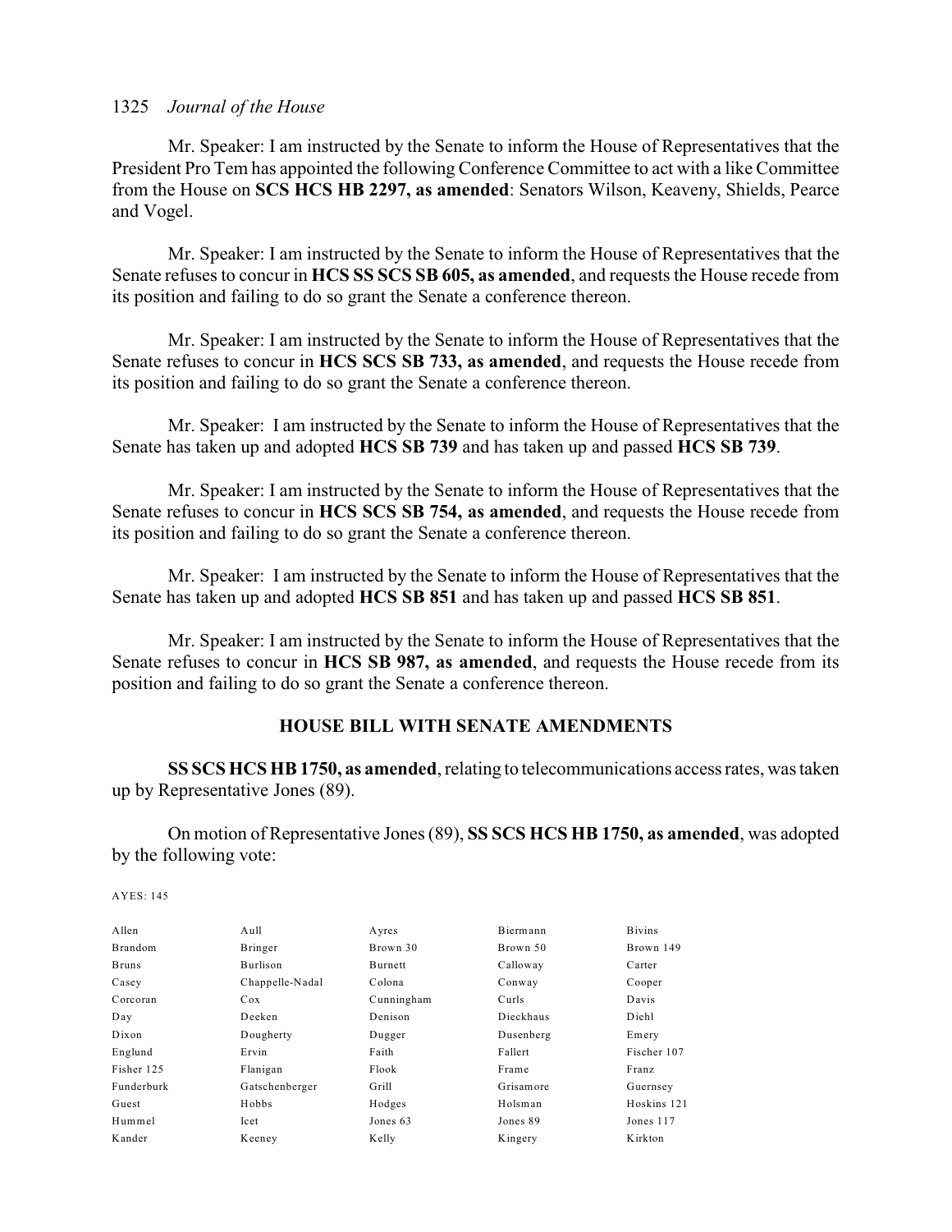Mr. Speaker: I am instructed by the Senate to inform the House of Representatives that the President Pro Tem has appointed the following Conference Committee to act with a like Committee from the House on **SCS HCS HB 2297, as amended**: Senators Wilson, Keaveny, Shields, Pearce and Vogel.

Mr. Speaker: I am instructed by the Senate to inform the House of Representatives that the Senate refuses to concur in **HCS SS SCS SB 605, as amended**, and requests the House recede from its position and failing to do so grant the Senate a conference thereon.

Mr. Speaker: I am instructed by the Senate to inform the House of Representatives that the Senate refuses to concur in **HCS SCS SB 733, as amended**, and requests the House recede from its position and failing to do so grant the Senate a conference thereon.

Mr. Speaker: I am instructed by the Senate to inform the House of Representatives that the Senate has taken up and adopted **HCS SB 739** and has taken up and passed **HCS SB 739**.

Mr. Speaker: I am instructed by the Senate to inform the House of Representatives that the Senate refuses to concur in **HCS SCS SB 754, as amended**, and requests the House recede from its position and failing to do so grant the Senate a conference thereon.

Mr. Speaker: I am instructed by the Senate to inform the House of Representatives that the Senate has taken up and adopted **HCS SB 851** and has taken up and passed **HCS SB 851**.

Mr. Speaker: I am instructed by the Senate to inform the House of Representatives that the Senate refuses to concur in **HCS SB 987, as amended**, and requests the House recede from its position and failing to do so grant the Senate a conference thereon.

## HOUSE BILL WITH SENATE AMENDMENTS

**SS SCS HCS HB 1750, as amended**, relating to telecommunications access rates, was taken up by Representative Jones (89).

On motion of Representative Jones (89), **SS SCS HCS HB 1750, as amended**, was adopted by the following vote:

AYES: 145

| | | | | |
|---|---|---|---|---|
| Allen | Aull | Ayres | Biermann | Bivins |
| Brandom | Bringer | Brown 30 | Brown 50 | Brown 149 |
| Bruns | Burlison | Burnett | Calloway | Carter |
| Casey | Chappelle-Nadal | Colona | Conway | Cooper |
| Corcoran | Cox | Cunningham | Curls | Davis |
| Day | Deeken | Denison | Dieckhaus | Diehl |
| Dixon | Dougherty | Dugger | Dusenberg | Emery |
| Englund | Ervin | Faith | Fallert | Fischer 107 |
| Fisher 125 | Flanigan | Flook | Frame | Franz |
| Funderburk | Gatschenberger | Grill | Grisamore | Guernsey |
| Guest | Hobbs | Hodges | Holsman | Hoskins 121 |
| Hummel | Icet | Jones 63 | Jones 89 | Jones 117 |
| Kander | Keeney | Kelly | Kingery | Kirkton |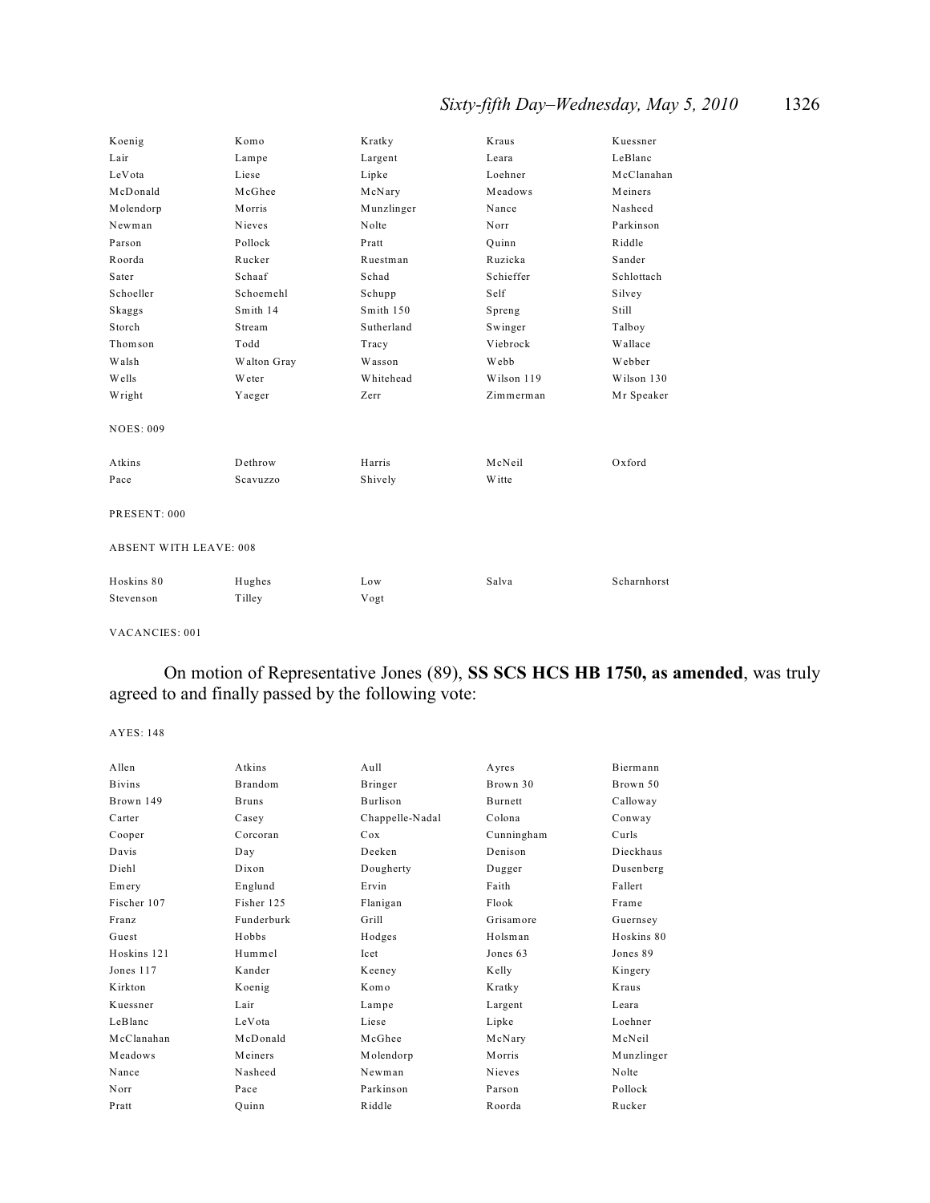| | | | | |
|---|---|---|---|---|
| Koenig | Komo | Kratky | Kraus | Kuessner |
| Lair | Lampe | Largent | Leara | LeBlanc |
| LeVota | Liese | Lipke | Loehner | McClanahan |
| McDonald | McGhee | McNary | Meadows | Meiners |
| Molendorp | Morris | Munzlinger | Nance | Nasheed |
| Newman | Nieves | Nolte | Norr | Parkinson |
| Parson | Pollock | Pratt | Quinn | Riddle |
| Roorda | Rucker | Ruestman | Ruzicka | Sander |
| Sater | Schaaf | Schad | Schieffer | Schlottach |
| Schoeller | Schoemehl | Schupp | Self | Silvey |
| Skaggs | Smith 14 | Smith 150 | Spreng | Still |
| Storch | Stream | Sutherland | Swinger | Talboy |
| Thomson | Todd | Tracy | Viebrock | Wallace |
| Walsh | Walton Gray | Wasson | Webb | Webber |
| Wells | Weter | Whitehead | Wilson 119 | Wilson 130 |
| Wright | Yaeger | Zerr | Zimmerman | Mr Speaker |

NOES: 009

| | | | | |
|---|---|---|---|---|
| Atkins | Dethrow | Harris | McNeil | Oxford |
| Pace | Scavuzzo | Shively | Witte | |

PRESENT: 000

ABSENT WITH LEAVE: 008

| | | | | |
|---|---|---|---|---|
| Hoskins 80 | Hughes | Low | Salva | Scharnhorst |
| Stevenson | Tilley | Vogt | | |

VACANCIES: 001

On motion of Representative Jones (89), **SS SCS HCS HB 1750, as amended**, was truly agreed to and finally passed by the following vote:

AYES: 148

| | | | | |
|---|---|---|---|---|
| Allen | Atkins | Aull | Ayres | Biermann |
| Bivins | Brandom | Bringer | Brown 30 | Brown 50 |
| Brown 149 | Bruns | Burlison | Burnett | Calloway |
| Carter | Casey | Chappelle-Nadal | Colona | Conway |
| Cooper | Corcoran | Cox | Cunningham | Curls |
| Davis | Day | Deeken | Denison | Dieckhaus |
| Diehl | Dixon | Dougherty | Dugger | Dusenberg |
| Emery | Englund | Ervin | Faith | Fallert |
| Fischer 107 | Fisher 125 | Flanigan | Flook | Frame |
| Franz | Funderburk | Grill | Grisamore | Guernsey |
| Guest | Hobbs | Hodges | Holsman | Hoskins 80 |
| Hoskins 121 | Hummel | Icet | Jones 63 | Jones 89 |
| Jones 117 | Kander | Keeney | Kelly | Kingery |
| Kirkton | Koenig | Komo | Kratky | Kraus |
| Kuessner | Lair | Lampe | Largent | Leara |
| LeBlanc | LeVota | Liese | Lipke | Loehner |
| McClanahan | McDonald | McGhee | McNary | McNeil |
| Meadows | Meiners | Molendorp | Morris | Munzlinger |
| Nance | Nasheed | Newman | Nieves | Nolte |
| Norr | Pace | Parkinson | Parson | Pollock |
| Pratt | Quinn | Riddle | Roorda | Rucker |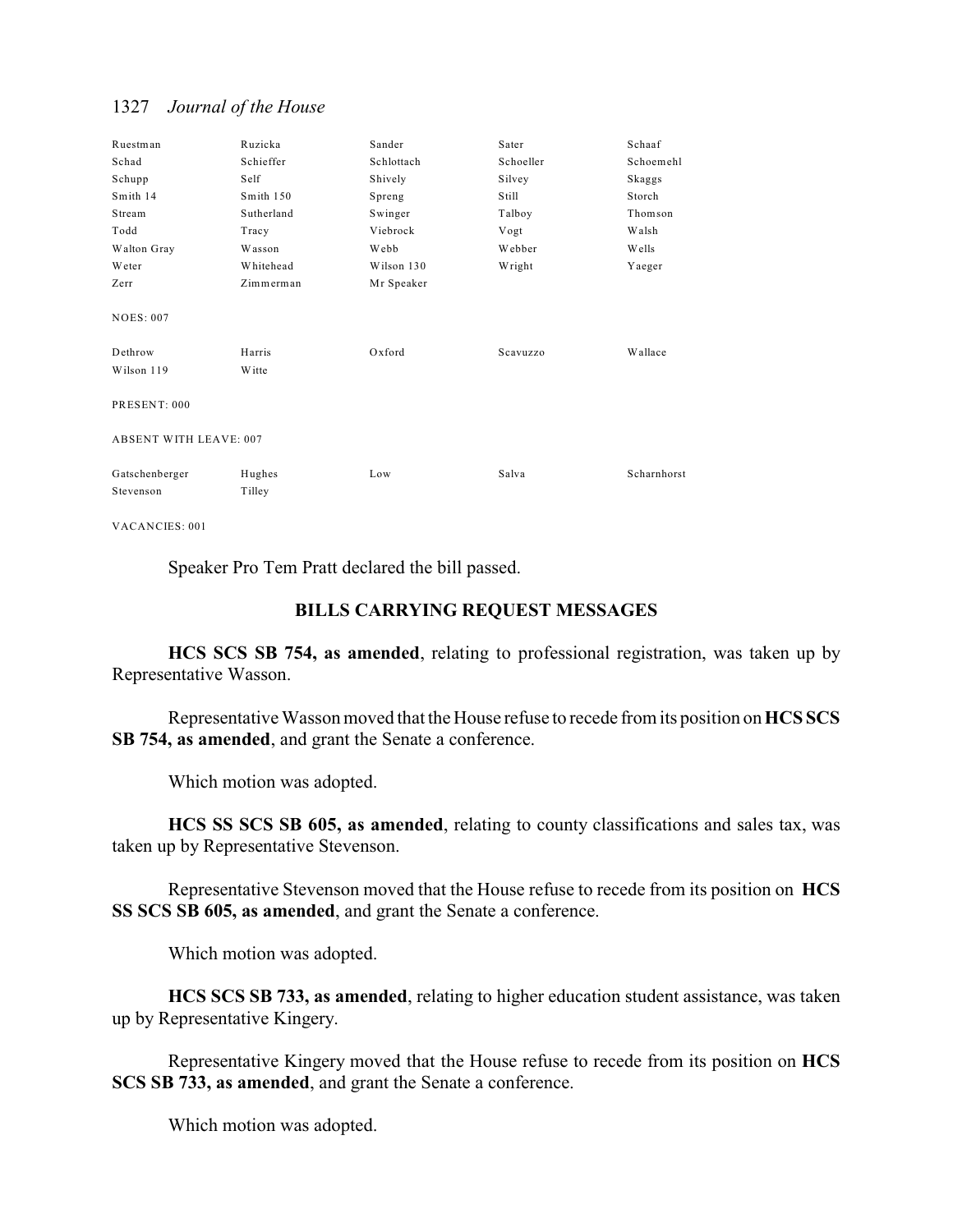| | | | | |
|---|---|---|---|---|
| Ruestman | Ruzicka | Sander | Sater | Schaaf |
| Schad | Schieffer | Schlottach | Schoeller | Schoemehl |
| Schupp | Self | Shively | Silvey | Skaggs |
| Smith 14 | Smith 150 | Spreng | Still | Storch |
| Stream | Sutherland | Swinger | Talboy | Thomson |
| Todd | Tracy | Viebrock | Vogt | Walsh |
| Walton Gray | Wasson | Webb | Webber | Wells |
| Weter | Whitehead | Wilson 130 | Wright | Yaeger |
| Zerr | Zimmerman | Mr Speaker | | |

NOES: 007

| | | | | |
|---|---|---|---|---|
| Dethrow | Harris | Oxford | Scavuzzo | Wallace |
| Wilson 119 | Witte | | | |

PRESENT: 000

ABSENT WITH LEAVE: 007

| | | | | |
|---|---|---|---|---|
| Gatschenberger | Hughes | Low | Salva | Scharnhorst |
| Stevenson | Tilley | | | |

VACANCIES: 001

Speaker Pro Tem Pratt declared the bill passed.

## BILLS CARRYING REQUEST MESSAGES

**HCS SCS SB 754, as amended**, relating to professional registration, was taken up by Representative Wasson.

Representative Wasson moved that the House refuse to recede from its position on **HCS SCS SB 754, as amended**, and grant the Senate a conference.

Which motion was adopted.

**HCS SS SCS SB 605, as amended**, relating to county classifications and sales tax, was taken up by Representative Stevenson.

Representative Stevenson moved that the House refuse to recede from its position on **HCS SS SCS SB 605, as amended**, and grant the Senate a conference.

Which motion was adopted.

**HCS SCS SB 733, as amended**, relating to higher education student assistance, was taken up by Representative Kingery.

Representative Kingery moved that the House refuse to recede from its position on **HCS SCS SB 733, as amended**, and grant the Senate a conference.

Which motion was adopted.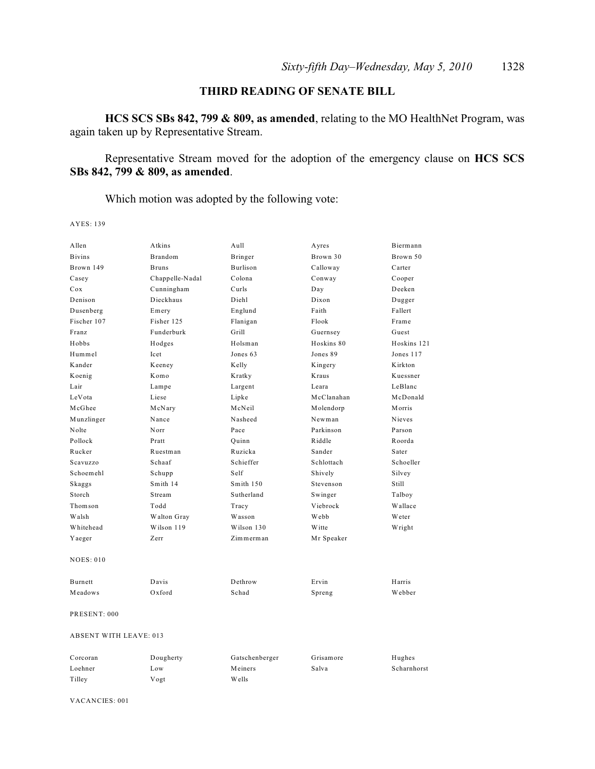## THIRD READING OF SENATE BILL

**HCS SCS SBs 842, 799 & 809, as amended**, relating to the MO HealthNet Program, was again taken up by Representative Stream.

Representative Stream moved for the adoption of the emergency clause on **HCS SCS SBs 842, 799 & 809, as amended**.

Which motion was adopted by the following vote:

AYES: 139

| | | | | |
|---|---|---|---|---|
| Allen | Atkins | Aull | Ayres | Biermann |
| Bivins | Brandom | Bringer | Brown 30 | Brown 50 |
| Brown 149 | Bruns | Burlison | Calloway | Carter |
| Casey | Chappelle-Nadal | Colona | Conway | Cooper |
| Cox | Cunningham | Curls | Day | Deeken |
| Denison | Dieckhaus | Diehl | Dixon | Dugger |
| Dusenberg | Emery | Englund | Faith | Fallert |
| Fischer 107 | Fisher 125 | Flanigan | Flook | Frame |
| Franz | Funderburk | Grill | Guernsey | Guest |
| Hobbs | Hodges | Holsman | Hoskins 80 | Hoskins 121 |
| Hummel | Icet | Jones 63 | Jones 89 | Jones 117 |
| Kander | Keeney | Kelly | Kingery | Kirkton |
| Koenig | Komo | Kratky | Kraus | Kuessner |
| Lair | Lampe | Largent | Leara | LeBlanc |
| LeVota | Liese | Lipke | McClanahan | McDonald |
| McGhee | McNary | McNeil | Molendorp | Morris |
| Munzlinger | Nance | Nasheed | Newman | Nieves |
| Nolte | Norr | Pace | Parkinson | Parson |
| Pollock | Pratt | Quinn | Riddle | Roorda |
| Rucker | Ruestman | Ruzicka | Sander | Sater |
| Scavuzzo | Schaaf | Schieffer | Schlottach | Schoeller |
| Schoemehl | Schupp | Self | Shively | Silvey |
| Skaggs | Smith 14 | Smith 150 | Stevenson | Still |
| Storch | Stream | Sutherland | Swinger | Talboy |
| Thomson | Todd | Tracy | Viebrock | Wallace |
| Walsh | Walton Gray | Wasson | Webb | Weter |
| Whitehead | Wilson 119 | Wilson 130 | Witte | Wright |
| Yaeger | Zerr | Zimmerman | Mr Speaker | |

NOES: 010

| | | | | |
|---|---|---|---|---|
| Burnett | Davis | Dethrow | Ervin | Harris |
| Meadows | Oxford | Schad | Spreng | Webber |

PRESENT: 000

ABSENT WITH LEAVE: 013

| | | | | |
|---|---|---|---|---|
| Corcoran | Dougherty | Gatschenberger | Grisamore | Hughes |
| Loehner | Low | Meiners | Salva | Scharnhorst |
| Tilley | Vogt | Wells | | |

VACANCIES: 001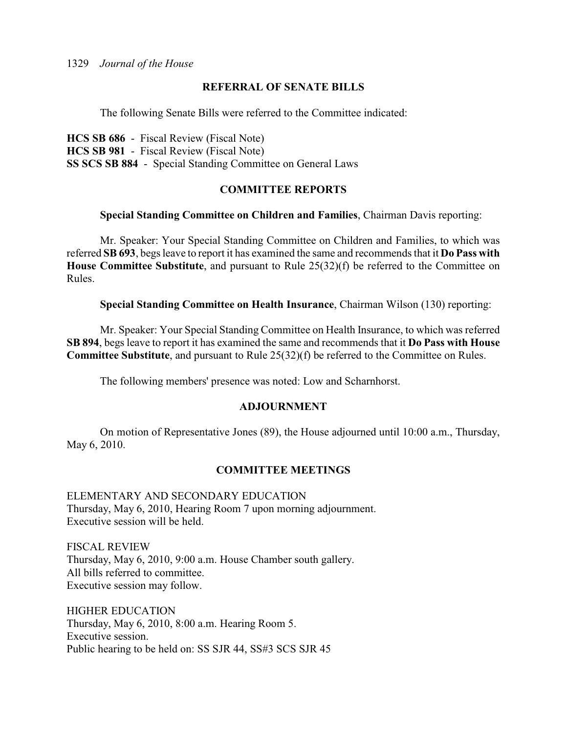## REFERRAL OF SENATE BILLS

The following Senate Bills were referred to the Committee indicated:

**HCS SB 686** - Fiscal Review (Fiscal Note)
**HCS SB 981** - Fiscal Review (Fiscal Note)
**SS SCS SB 884** - Special Standing Committee on General Laws

## COMMITTEE REPORTS

**Special Standing Committee on Children and Families**, Chairman Davis reporting:

Mr. Speaker: Your Special Standing Committee on Children and Families, to which was referred **SB 693**, begs leave to report it has examined the same and recommends that it **Do Pass with House Committee Substitute**, and pursuant to Rule 25(32)(f) be referred to the Committee on Rules.

**Special Standing Committee on Health Insurance**, Chairman Wilson (130) reporting:

Mr. Speaker: Your Special Standing Committee on Health Insurance, to which was referred **SB 894**, begs leave to report it has examined the same and recommends that it **Do Pass with House Committee Substitute**, and pursuant to Rule 25(32)(f) be referred to the Committee on Rules.

The following members' presence was noted: Low and Scharnhorst.

## ADJOURNMENT

On motion of Representative Jones (89), the House adjourned until 10:00 a.m., Thursday, May 6, 2010.

## COMMITTEE MEETINGS

ELEMENTARY AND SECONDARY EDUCATION
Thursday, May 6, 2010, Hearing Room 7 upon morning adjournment.
Executive session will be held.

FISCAL REVIEW
Thursday, May 6, 2010, 9:00 a.m. House Chamber south gallery.
All bills referred to committee.
Executive session may follow.

HIGHER EDUCATION
Thursday, May 6, 2010, 8:00 a.m. Hearing Room 5.
Executive session.
Public hearing to be held on: SS SJR 44, SS#3 SCS SJR 45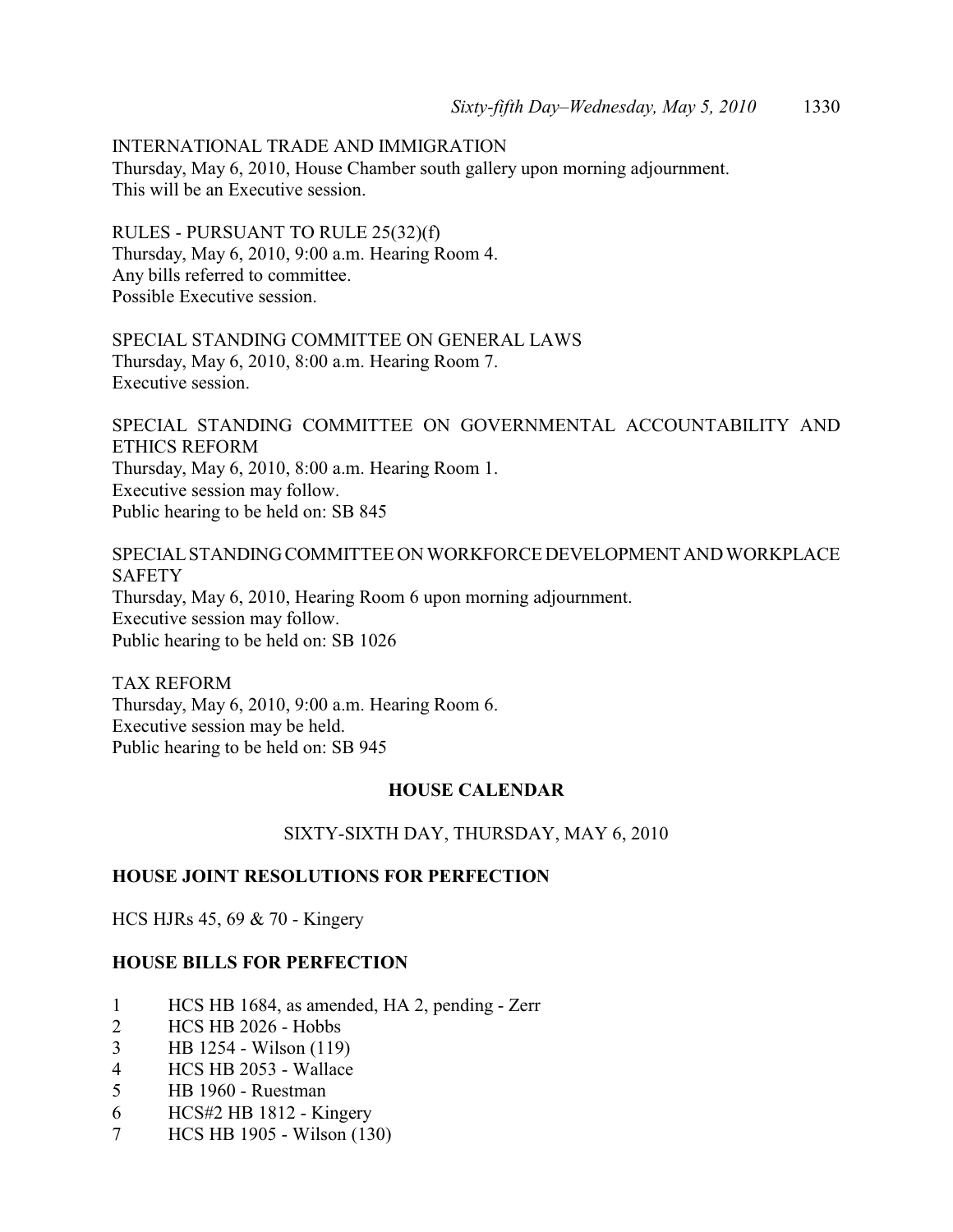INTERNATIONAL TRADE AND IMMIGRATION
Thursday, May 6, 2010, House Chamber south gallery upon morning adjournment.
This will be an Executive session.

RULES - PURSUANT TO RULE 25(32)(f)
Thursday, May 6, 2010, 9:00 a.m. Hearing Room 4.
Any bills referred to committee.
Possible Executive session.

SPECIAL STANDING COMMITTEE ON GENERAL LAWS
Thursday, May 6, 2010, 8:00 a.m. Hearing Room 7.
Executive session.

SPECIAL STANDING COMMITTEE ON GOVERNMENTAL ACCOUNTABILITY AND ETHICS REFORM
Thursday, May 6, 2010, 8:00 a.m. Hearing Room 1.
Executive session may follow.
Public hearing to be held on: SB 845

SPECIAL STANDING COMMITTEE ON WORKFORCE DEVELOPMENT AND WORKPLACE SAFETY
Thursday, May 6, 2010, Hearing Room 6 upon morning adjournment.
Executive session may follow.
Public hearing to be held on: SB 1026

TAX REFORM
Thursday, May 6, 2010, 9:00 a.m. Hearing Room 6.
Executive session may be held.
Public hearing to be held on: SB 945

## HOUSE CALENDAR

SIXTY-SIXTH DAY, THURSDAY, MAY 6, 2010

### HOUSE JOINT RESOLUTIONS FOR PERFECTION

HCS HJRs 45, 69 & 70 - Kingery

### HOUSE BILLS FOR PERFECTION

1 HCS HB 1684, as amended, HA 2, pending - Zerr
2 HCS HB 2026 - Hobbs
3 HB 1254 - Wilson (119)
4 HCS HB 2053 - Wallace
5 HB 1960 - Ruestman
6 HCS#2 HB 1812 - Kingery
7 HCS HB 1905 - Wilson (130)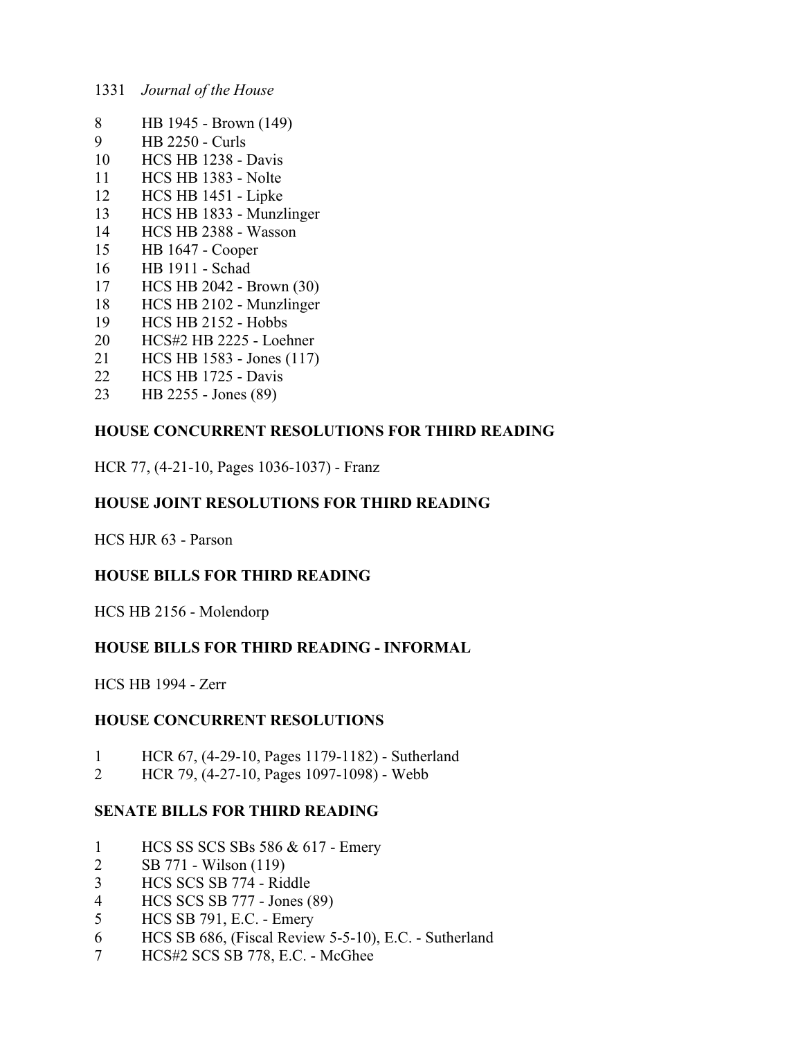8 HB 1945 - Brown (149)
9 HB 2250 - Curls
10 HCS HB 1238 - Davis
11 HCS HB 1383 - Nolte
12 HCS HB 1451 - Lipke
13 HCS HB 1833 - Munzlinger
14 HCS HB 2388 - Wasson
15 HB 1647 - Cooper
16 HB 1911 - Schad
17 HCS HB 2042 - Brown (30)
18 HCS HB 2102 - Munzlinger
19 HCS HB 2152 - Hobbs
20 HCS#2 HB 2225 - Loehner
21 HCS HB 1583 - Jones (117)
22 HCS HB 1725 - Davis
23 HB 2255 - Jones (89)

**HOUSE CONCURRENT RESOLUTIONS FOR THIRD READING**

HCR 77, (4-21-10, Pages 1036-1037) - Franz

**HOUSE JOINT RESOLUTIONS FOR THIRD READING**

HCS HJR 63 - Parson

**HOUSE BILLS FOR THIRD READING**

HCS HB 2156 - Molendorp

**HOUSE BILLS FOR THIRD READING - INFORMAL**

HCS HB 1994 - Zerr

**HOUSE CONCURRENT RESOLUTIONS**

1 HCR 67, (4-29-10, Pages 1179-1182) - Sutherland
2 HCR 79, (4-27-10, Pages 1097-1098) - Webb

**SENATE BILLS FOR THIRD READING**

1 HCS SS SCS SBs 586 & 617 - Emery
2 SB 771 - Wilson (119)
3 HCS SCS SB 774 - Riddle
4 HCS SCS SB 777 - Jones (89)
5 HCS SB 791, E.C. - Emery
6 HCS SB 686, (Fiscal Review 5-5-10), E.C. - Sutherland
7 HCS#2 SCS SB 778, E.C. - McGhee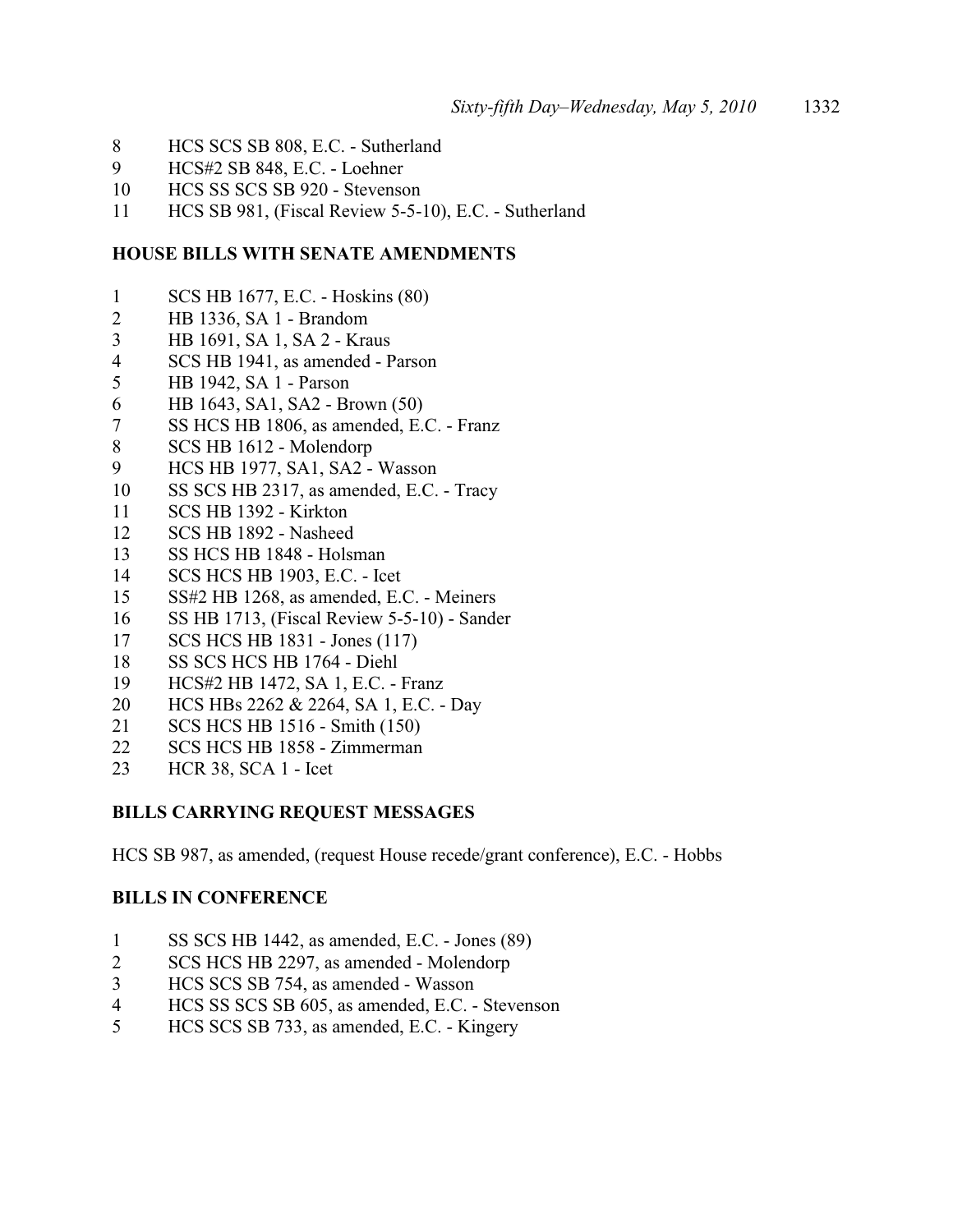8 HCS SCS SB 808, E.C. - Sutherland
9 HCS#2 SB 848, E.C. - Loehner
10 HCS SS SCS SB 920 - Stevenson
11 HCS SB 981, (Fiscal Review 5-5-10), E.C. - Sutherland

**HOUSE BILLS WITH SENATE AMENDMENTS**

1 SCS HB 1677, E.C. - Hoskins (80)
2 HB 1336, SA 1 - Brandom
3 HB 1691, SA 1, SA 2 - Kraus
4 SCS HB 1941, as amended - Parson
5 HB 1942, SA 1 - Parson
6 HB 1643, SA1, SA2 - Brown (50)
7 SS HCS HB 1806, as amended, E.C. - Franz
8 SCS HB 1612 - Molendorp
9 HCS HB 1977, SA1, SA2 - Wasson
10 SS SCS HB 2317, as amended, E.C. - Tracy
11 SCS HB 1392 - Kirkton
12 SCS HB 1892 - Nasheed
13 SS HCS HB 1848 - Holsman
14 SCS HCS HB 1903, E.C. - Icet
15 SS#2 HB 1268, as amended, E.C. - Meiners
16 SS HB 1713, (Fiscal Review 5-5-10) - Sander
17 SCS HCS HB 1831 - Jones (117)
18 SS SCS HCS HB 1764 - Diehl
19 HCS#2 HB 1472, SA 1, E.C. - Franz
20 HCS HBs 2262 & 2264, SA 1, E.C. - Day
21 SCS HCS HB 1516 - Smith (150)
22 SCS HCS HB 1858 - Zimmerman
23 HCR 38, SCA 1 - Icet

**BILLS CARRYING REQUEST MESSAGES**

HCS SB 987, as amended, (request House recede/grant conference), E.C. - Hobbs

**BILLS IN CONFERENCE**

1 SS SCS HB 1442, as amended, E.C. - Jones (89)
2 SCS HCS HB 2297, as amended - Molendorp
3 HCS SCS SB 754, as amended - Wasson
4 HCS SS SCS SB 605, as amended, E.C. - Stevenson
5 HCS SCS SB 733, as amended, E.C. - Kingery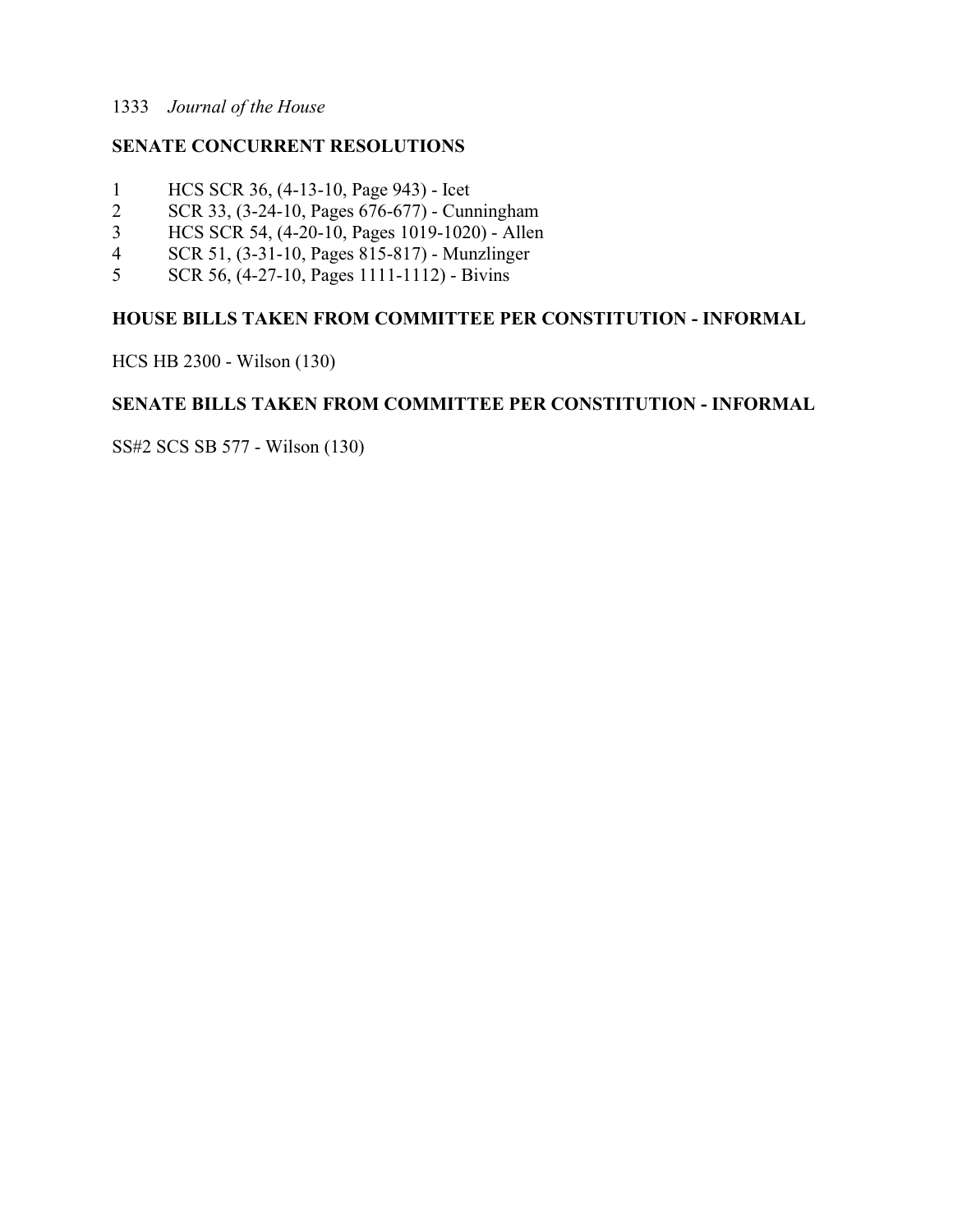## SENATE CONCURRENT RESOLUTIONS

1 HCS SCR 36, (4-13-10, Page 943) - Icet
2 SCR 33, (3-24-10, Pages 676-677) - Cunningham
3 HCS SCR 54, (4-20-10, Pages 1019-1020) - Allen
4 SCR 51, (3-31-10, Pages 815-817) - Munzlinger
5 SCR 56, (4-27-10, Pages 1111-1112) - Bivins

## HOUSE BILLS TAKEN FROM COMMITTEE PER CONSTITUTION - INFORMAL

HCS HB 2300 - Wilson (130)

## SENATE BILLS TAKEN FROM COMMITTEE PER CONSTITUTION - INFORMAL

SS#2 SCS SB 577 - Wilson (130)